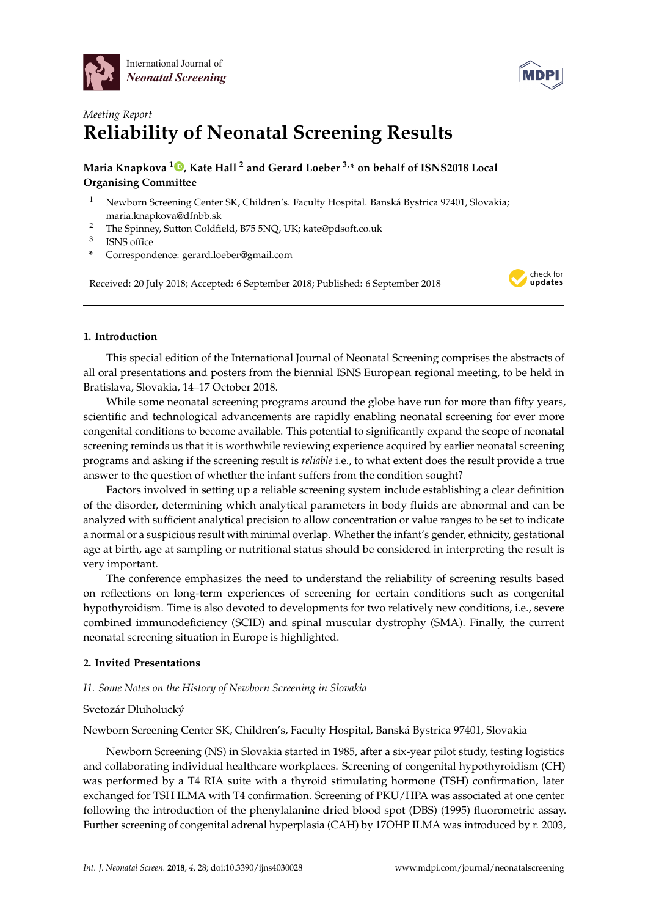Meeting Report

# Reliability of Neonatal Screening Results

**Maria Knapkova [1], Kate Hall [2] and Gerard Loeber [3,*] on behalf of ISNS2018 Local Organising Committee**

1. Newborn Screening Center SK, Children's. Faculty Hospital. Banská Bystrica 97401, Slovakia; maria.knapkova@dfnbb.sk
2. The Spinney, Sutton Coldfield, B75 5NQ, UK; kate@pdsoft.co.uk
3. ISNS office

\* Correspondence: gerard.loeber@gmail.com

Received: 20 July 2018; Accepted: 6 September 2018; Published: 6 September 2018

## 1. Introduction

This special edition of the International Journal of Neonatal Screening comprises the abstracts of all oral presentations and posters from the biennial ISNS European regional meeting, to be held in Bratislava, Slovakia, 14–17 October 2018.

While some neonatal screening programs around the globe have run for more than fifty years, scientific and technological advancements are rapidly enabling neonatal screening for ever more congenital conditions to become available. This potential to significantly expand the scope of neonatal screening reminds us that it is worthwhile reviewing experience acquired by earlier neonatal screening programs and asking if the screening result is *reliable* i.e., to what extent does the result provide a true answer to the question of whether the infant suffers from the condition sought?

Factors involved in setting up a reliable screening system include establishing a clear definition of the disorder, determining which analytical parameters in body fluids are abnormal and can be analyzed with sufficient analytical precision to allow concentration or value ranges to be set to indicate a normal or a suspicious result with minimal overlap. Whether the infant's gender, ethnicity, gestational age at birth, age at sampling or nutritional status should be considered in interpreting the result is very important.

The conference emphasizes the need to understand the reliability of screening results based on reflections on long-term experiences of screening for certain conditions such as congenital hypothyroidism. Time is also devoted to developments for two relatively new conditions, i.e., severe combined immunodeficiency (SCID) and spinal muscular dystrophy (SMA). Finally, the current neonatal screening situation in Europe is highlighted.

## 2. Invited Presentations

### *I1. Some Notes on the History of Newborn Screening in Slovakia*

Svetozár Dluholucký

Newborn Screening Center SK, Children's, Faculty Hospital, Banská Bystrica 97401, Slovakia

Newborn Screening (NS) in Slovakia started in 1985, after a six-year pilot study, testing logistics and collaborating individual healthcare workplaces. Screening of congenital hypothyroidism (CH) was performed by a T4 RIA suite with a thyroid stimulating hormone (TSH) confirmation, later exchanged for TSH ILMA with T4 confirmation. Screening of PKU/HPA was associated at one center following the introduction of the phenylalanine dried blood spot (DBS) (1995) fluorometric assay. Further screening of congenital adrenal hyperplasia (CAH) by 17OHP ILMA was introduced by r. 2003,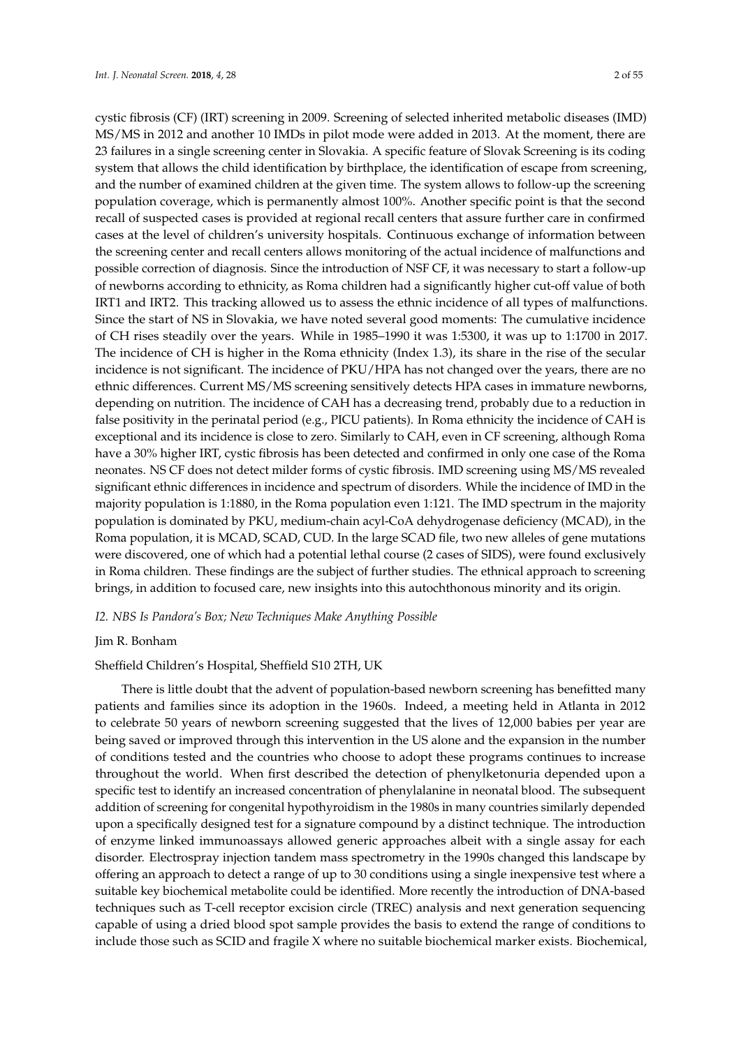cystic fibrosis (CF) (IRT) screening in 2009. Screening of selected inherited metabolic diseases (IMD) MS/MS in 2012 and another 10 IMDs in pilot mode were added in 2013. At the moment, there are 23 failures in a single screening center in Slovakia. A specific feature of Slovak Screening is its coding system that allows the child identification by birthplace, the identification of escape from screening, and the number of examined children at the given time. The system allows to follow-up the screening population coverage, which is permanently almost 100%. Another specific point is that the second recall of suspected cases is provided at regional recall centers that assure further care in confirmed cases at the level of children's university hospitals. Continuous exchange of information between the screening center and recall centers allows monitoring of the actual incidence of malfunctions and possible correction of diagnosis. Since the introduction of NSF CF, it was necessary to start a follow-up of newborns according to ethnicity, as Roma children had a significantly higher cut-off value of both IRT1 and IRT2. This tracking allowed us to assess the ethnic incidence of all types of malfunctions. Since the start of NS in Slovakia, we have noted several good moments: The cumulative incidence of CH rises steadily over the years. While in 1985–1990 it was 1:5300, it was up to 1:1700 in 2017. The incidence of CH is higher in the Roma ethnicity (Index 1.3), its share in the rise of the secular incidence is not significant. The incidence of PKU/HPA has not changed over the years, there are no ethnic differences. Current MS/MS screening sensitively detects HPA cases in immature newborns, depending on nutrition. The incidence of CAH has a decreasing trend, probably due to a reduction in false positivity in the perinatal period (e.g., PICU patients). In Roma ethnicity the incidence of CAH is exceptional and its incidence is close to zero. Similarly to CAH, even in CF screening, although Roma have a 30% higher IRT, cystic fibrosis has been detected and confirmed in only one case of the Roma neonates. NS CF does not detect milder forms of cystic fibrosis. IMD screening using MS/MS revealed significant ethnic differences in incidence and spectrum of disorders. While the incidence of IMD in the majority population is 1:1880, in the Roma population even 1:121. The IMD spectrum in the majority population is dominated by PKU, medium-chain acyl-CoA dehydrogenase deficiency (MCAD), in the Roma population, it is MCAD, SCAD, CUD. In the large SCAD file, two new alleles of gene mutations were discovered, one of which had a potential lethal course (2 cases of SIDS), were found exclusively in Roma children. These findings are the subject of further studies. The ethnical approach to screening brings, in addition to focused care, new insights into this autochthonous minority and its origin.

*I2. NBS Is Pandora's Box; New Techniques Make Anything Possible*

Jim R. Bonham

Sheffield Children's Hospital, Sheffield S10 2TH, UK

There is little doubt that the advent of population-based newborn screening has benefitted many patients and families since its adoption in the 1960s. Indeed, a meeting held in Atlanta in 2012 to celebrate 50 years of newborn screening suggested that the lives of 12,000 babies per year are being saved or improved through this intervention in the US alone and the expansion in the number of conditions tested and the countries who choose to adopt these programs continues to increase throughout the world. When first described the detection of phenylketonuria depended upon a specific test to identify an increased concentration of phenylalanine in neonatal blood. The subsequent addition of screening for congenital hypothyroidism in the 1980s in many countries similarly depended upon a specifically designed test for a signature compound by a distinct technique. The introduction of enzyme linked immunoassays allowed generic approaches albeit with a single assay for each disorder. Electrospray injection tandem mass spectrometry in the 1990s changed this landscape by offering an approach to detect a range of up to 30 conditions using a single inexpensive test where a suitable key biochemical metabolite could be identified. More recently the introduction of DNA-based techniques such as T-cell receptor excision circle (TREC) analysis and next generation sequencing capable of using a dried blood spot sample provides the basis to extend the range of conditions to include those such as SCID and fragile X where no suitable biochemical marker exists. Biochemical,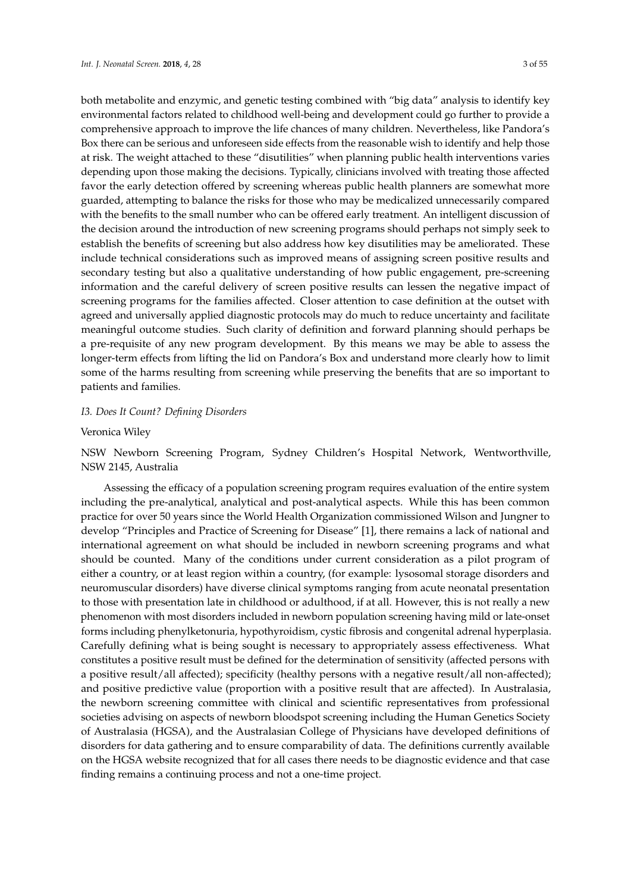both metabolite and enzymic, and genetic testing combined with "big data" analysis to identify key environmental factors related to childhood well-being and development could go further to provide a comprehensive approach to improve the life chances of many children. Nevertheless, like Pandora's Box there can be serious and unforeseen side effects from the reasonable wish to identify and help those at risk. The weight attached to these "disutilities" when planning public health interventions varies depending upon those making the decisions. Typically, clinicians involved with treating those affected favor the early detection offered by screening whereas public health planners are somewhat more guarded, attempting to balance the risks for those who may be medicalized unnecessarily compared with the benefits to the small number who can be offered early treatment. An intelligent discussion of the decision around the introduction of new screening programs should perhaps not simply seek to establish the benefits of screening but also address how key disutilities may be ameliorated. These include technical considerations such as improved means of assigning screen positive results and secondary testing but also a qualitative understanding of how public engagement, pre-screening information and the careful delivery of screen positive results can lessen the negative impact of screening programs for the families affected. Closer attention to case definition at the outset with agreed and universally applied diagnostic protocols may do much to reduce uncertainty and facilitate meaningful outcome studies. Such clarity of definition and forward planning should perhaps be a pre-requisite of any new program development. By this means we may be able to assess the longer-term effects from lifting the lid on Pandora's Box and understand more clearly how to limit some of the harms resulting from screening while preserving the benefits that are so important to patients and families.

### *I3. Does It Count? Defining Disorders*

Veronica Wiley

NSW Newborn Screening Program, Sydney Children's Hospital Network, Wentworthville, NSW 2145, Australia

Assessing the efficacy of a population screening program requires evaluation of the entire system including the pre-analytical, analytical and post-analytical aspects. While this has been common practice for over 50 years since the World Health Organization commissioned Wilson and Jungner to develop "Principles and Practice of Screening for Disease" [1], there remains a lack of national and international agreement on what should be included in newborn screening programs and what should be counted. Many of the conditions under current consideration as a pilot program of either a country, or at least region within a country, (for example: lysosomal storage disorders and neuromuscular disorders) have diverse clinical symptoms ranging from acute neonatal presentation to those with presentation late in childhood or adulthood, if at all. However, this is not really a new phenomenon with most disorders included in newborn population screening having mild or late-onset forms including phenylketonuria, hypothyroidism, cystic fibrosis and congenital adrenal hyperplasia. Carefully defining what is being sought is necessary to appropriately assess effectiveness. What constitutes a positive result must be defined for the determination of sensitivity (affected persons with a positive result/all affected); specificity (healthy persons with a negative result/all non-affected); and positive predictive value (proportion with a positive result that are affected). In Australasia, the newborn screening committee with clinical and scientific representatives from professional societies advising on aspects of newborn bloodspot screening including the Human Genetics Society of Australasia (HGSA), and the Australasian College of Physicians have developed definitions of disorders for data gathering and to ensure comparability of data. The definitions currently available on the HGSA website recognized that for all cases there needs to be diagnostic evidence and that case finding remains a continuing process and not a one-time project.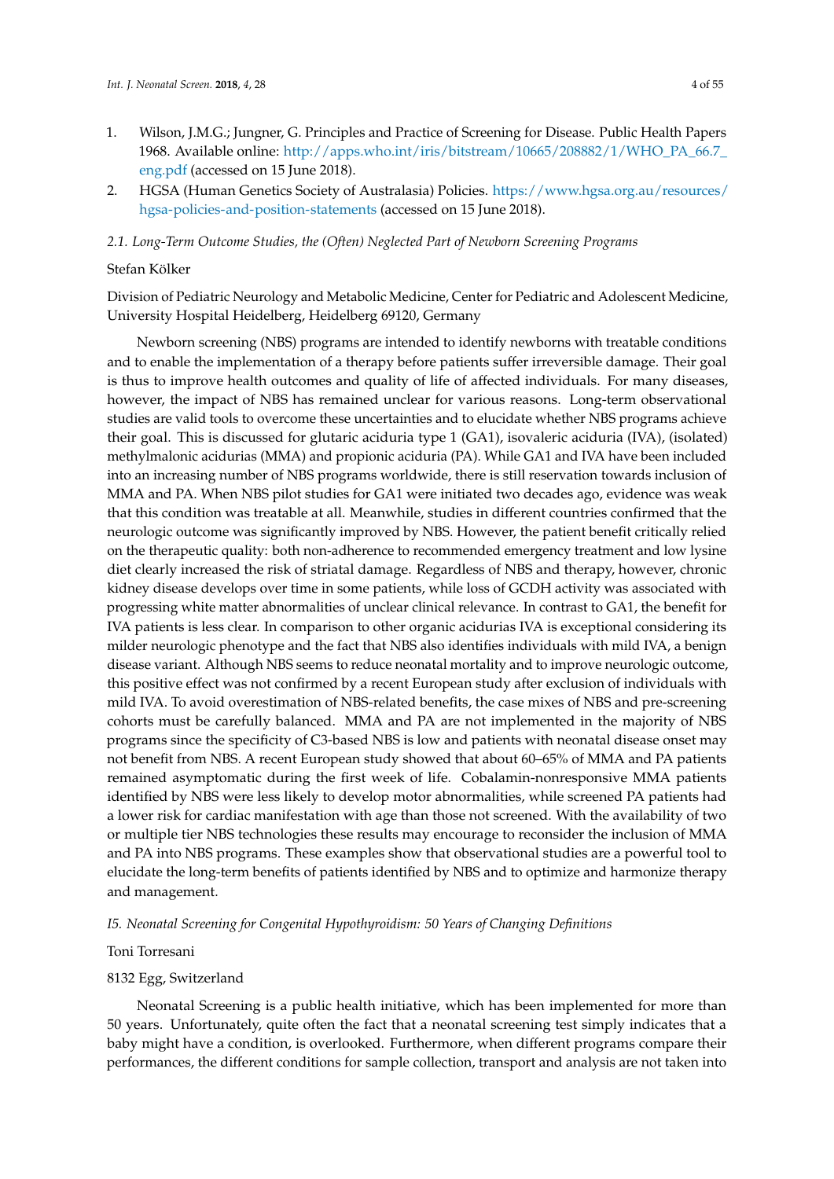1. Wilson, J.M.G.; Jungner, G. Principles and Practice of Screening for Disease. Public Health Papers 1968. Available online: http://apps.who.int/iris/bitstream/10665/208882/1/WHO_PA_66.7_eng.pdf (accessed on 15 June 2018).
2. HGSA (Human Genetics Society of Australasia) Policies. https://www.hgsa.org.au/resources/hgsa-policies-and-position-statements (accessed on 15 June 2018).

### *2.1. Long-Term Outcome Studies, the (Often) Neglected Part of Newborn Screening Programs*

Stefan Kölker

Division of Pediatric Neurology and Metabolic Medicine, Center for Pediatric and Adolescent Medicine, University Hospital Heidelberg, Heidelberg 69120, Germany

Newborn screening (NBS) programs are intended to identify newborns with treatable conditions and to enable the implementation of a therapy before patients suffer irreversible damage. Their goal is thus to improve health outcomes and quality of life of affected individuals. For many diseases, however, the impact of NBS has remained unclear for various reasons. Long-term observational studies are valid tools to overcome these uncertainties and to elucidate whether NBS programs achieve their goal. This is discussed for glutaric aciduria type 1 (GA1), isovaleric aciduria (IVA), (isolated) methylmalonic acidurias (MMA) and propionic aciduria (PA). While GA1 and IVA have been included into an increasing number of NBS programs worldwide, there is still reservation towards inclusion of MMA and PA. When NBS pilot studies for GA1 were initiated two decades ago, evidence was weak that this condition was treatable at all. Meanwhile, studies in different countries confirmed that the neurologic outcome was significantly improved by NBS. However, the patient benefit critically relied on the therapeutic quality: both non-adherence to recommended emergency treatment and low lysine diet clearly increased the risk of striatal damage. Regardless of NBS and therapy, however, chronic kidney disease develops over time in some patients, while loss of GCDH activity was associated with progressing white matter abnormalities of unclear clinical relevance. In contrast to GA1, the benefit for IVA patients is less clear. In comparison to other organic acidurias IVA is exceptional considering its milder neurologic phenotype and the fact that NBS also identifies individuals with mild IVA, a benign disease variant. Although NBS seems to reduce neonatal mortality and to improve neurologic outcome, this positive effect was not confirmed by a recent European study after exclusion of individuals with mild IVA. To avoid overestimation of NBS-related benefits, the case mixes of NBS and pre-screening cohorts must be carefully balanced. MMA and PA are not implemented in the majority of NBS programs since the specificity of C3-based NBS is low and patients with neonatal disease onset may not benefit from NBS. A recent European study showed that about 60–65% of MMA and PA patients remained asymptomatic during the first week of life. Cobalamin-nonresponsive MMA patients identified by NBS were less likely to develop motor abnormalities, while screened PA patients had a lower risk for cardiac manifestation with age than those not screened. With the availability of two or multiple tier NBS technologies these results may encourage to reconsider the inclusion of MMA and PA into NBS programs. These examples show that observational studies are a powerful tool to elucidate the long-term benefits of patients identified by NBS and to optimize and harmonize therapy and management.

### *I5. Neonatal Screening for Congenital Hypothyroidism: 50 Years of Changing Definitions*

Toni Torresani

8132 Egg, Switzerland

Neonatal Screening is a public health initiative, which has been implemented for more than 50 years. Unfortunately, quite often the fact that a neonatal screening test simply indicates that a baby might have a condition, is overlooked. Furthermore, when different programs compare their performances, the different conditions for sample collection, transport and analysis are not taken into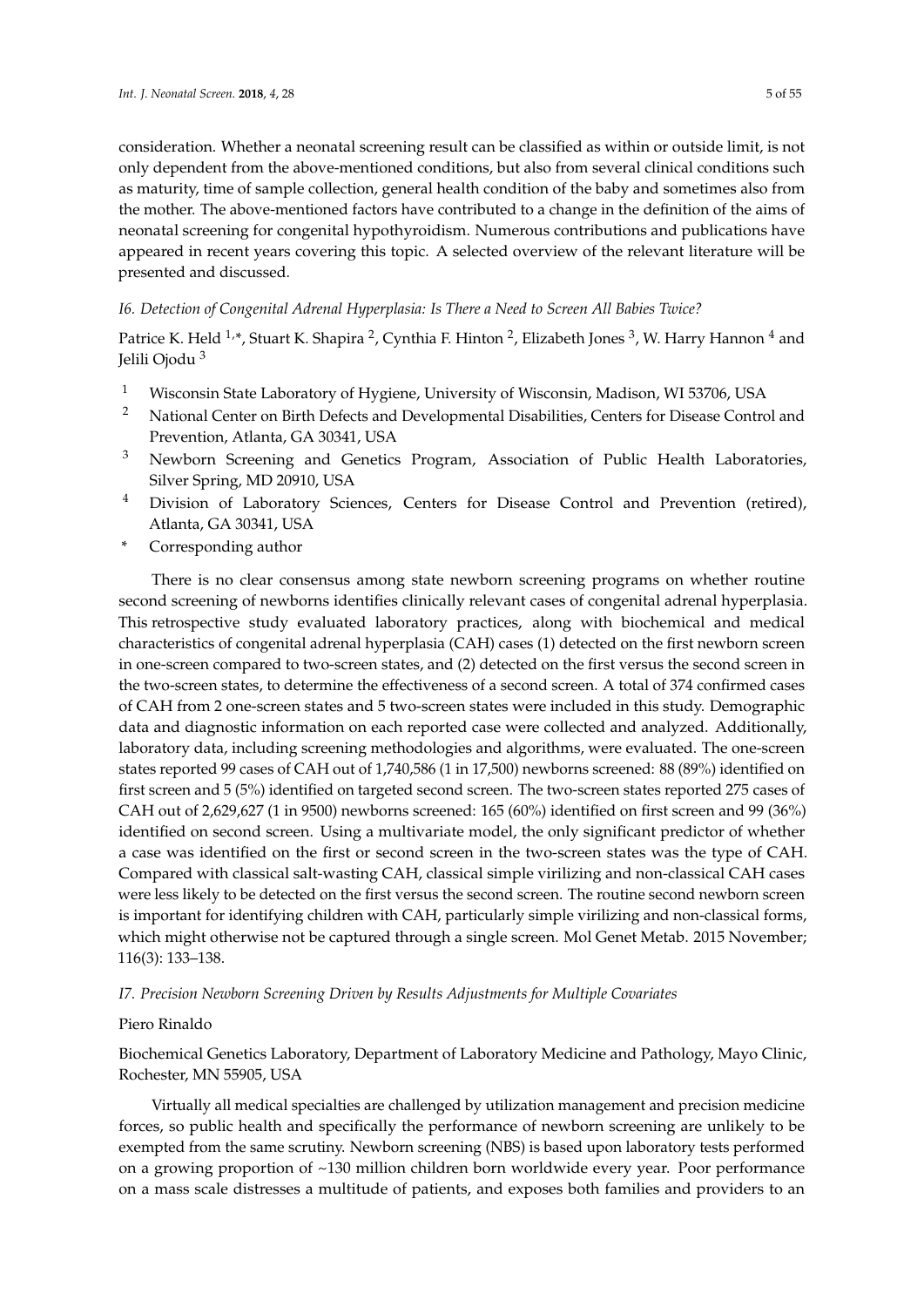consideration. Whether a neonatal screening result can be classified as within or outside limit, is not only dependent from the above-mentioned conditions, but also from several clinical conditions such as maturity, time of sample collection, general health condition of the baby and sometimes also from the mother. The above-mentioned factors have contributed to a change in the definition of the aims of neonatal screening for congenital hypothyroidism. Numerous contributions and publications have appeared in recent years covering this topic. A selected overview of the relevant literature will be presented and discussed.

*I6. Detection of Congenital Adrenal Hyperplasia: Is There a Need to Screen All Babies Twice?*

Patrice K. Held [1,*], Stuart K. Shapira [2], Cynthia F. Hinton [2], Elizabeth Jones [3], W. Harry Hannon [4] and Jelili Ojodu [3]

[1] Wisconsin State Laboratory of Hygiene, University of Wisconsin, Madison, WI 53706, USA
[2] National Center on Birth Defects and Developmental Disabilities, Centers for Disease Control and Prevention, Atlanta, GA 30341, USA
[3] Newborn Screening and Genetics Program, Association of Public Health Laboratories, Silver Spring, MD 20910, USA
[4] Division of Laboratory Sciences, Centers for Disease Control and Prevention (retired), Atlanta, GA 30341, USA
* Corresponding author

There is no clear consensus among state newborn screening programs on whether routine second screening of newborns identifies clinically relevant cases of congenital adrenal hyperplasia. This retrospective study evaluated laboratory practices, along with biochemical and medical characteristics of congenital adrenal hyperplasia (CAH) cases (1) detected on the first newborn screen in one-screen compared to two-screen states, and (2) detected on the first versus the second screen in the two-screen states, to determine the effectiveness of a second screen. A total of 374 confirmed cases of CAH from 2 one-screen states and 5 two-screen states were included in this study. Demographic data and diagnostic information on each reported case were collected and analyzed. Additionally, laboratory data, including screening methodologies and algorithms, were evaluated. The one-screen states reported 99 cases of CAH out of 1,740,586 (1 in 17,500) newborns screened: 88 (89%) identified on first screen and 5 (5%) identified on targeted second screen. The two-screen states reported 275 cases of CAH out of 2,629,627 (1 in 9500) newborns screened: 165 (60%) identified on first screen and 99 (36%) identified on second screen. Using a multivariate model, the only significant predictor of whether a case was identified on the first or second screen in the two-screen states was the type of CAH. Compared with classical salt-wasting CAH, classical simple virilizing and non-classical CAH cases were less likely to be detected on the first versus the second screen. The routine second newborn screen is important for identifying children with CAH, particularly simple virilizing and non-classical forms, which might otherwise not be captured through a single screen. Mol Genet Metab. 2015 November; 116(3): 133–138.

*I7. Precision Newborn Screening Driven by Results Adjustments for Multiple Covariates*

Piero Rinaldo

Biochemical Genetics Laboratory, Department of Laboratory Medicine and Pathology, Mayo Clinic, Rochester, MN 55905, USA

Virtually all medical specialties are challenged by utilization management and precision medicine forces, so public health and specifically the performance of newborn screening are unlikely to be exempted from the same scrutiny. Newborn screening (NBS) is based upon laboratory tests performed on a growing proportion of ~130 million children born worldwide every year. Poor performance on a mass scale distresses a multitude of patients, and exposes both families and providers to an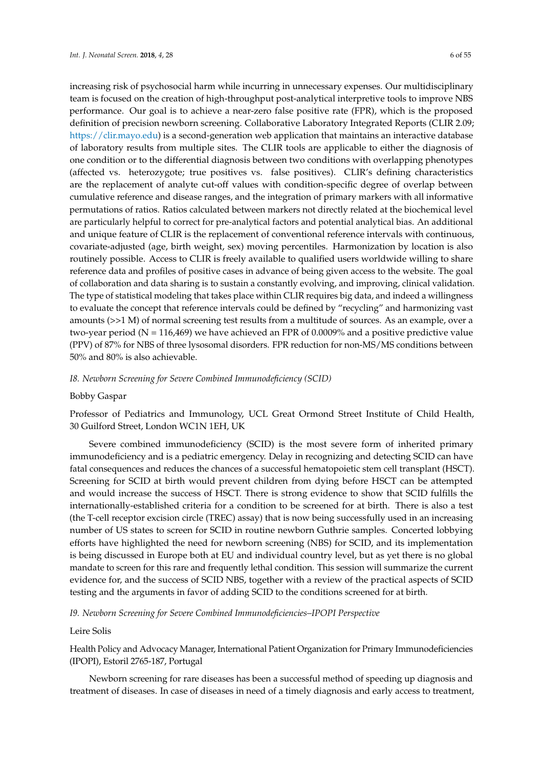increasing risk of psychosocial harm while incurring in unnecessary expenses. Our multidisciplinary team is focused on the creation of high-throughput post-analytical interpretive tools to improve NBS performance. Our goal is to achieve a near-zero false positive rate (FPR), which is the proposed definition of precision newborn screening. Collaborative Laboratory Integrated Reports (CLIR 2.09; https://clir.mayo.edu) is a second-generation web application that maintains an interactive database of laboratory results from multiple sites. The CLIR tools are applicable to either the diagnosis of one condition or to the differential diagnosis between two conditions with overlapping phenotypes (affected vs. heterozygote; true positives vs. false positives). CLIR's defining characteristics are the replacement of analyte cut-off values with condition-specific degree of overlap between cumulative reference and disease ranges, and the integration of primary markers with all informative permutations of ratios. Ratios calculated between markers not directly related at the biochemical level are particularly helpful to correct for pre-analytical factors and potential analytical bias. An additional and unique feature of CLIR is the replacement of conventional reference intervals with continuous, covariate-adjusted (age, birth weight, sex) moving percentiles. Harmonization by location is also routinely possible. Access to CLIR is freely available to qualified users worldwide willing to share reference data and profiles of positive cases in advance of being given access to the website. The goal of collaboration and data sharing is to sustain a constantly evolving, and improving, clinical validation. The type of statistical modeling that takes place within CLIR requires big data, and indeed a willingness to evaluate the concept that reference intervals could be defined by "recycling" and harmonizing vast amounts (>>1 M) of normal screening test results from a multitude of sources. As an example, over a two-year period (N = 116,469) we have achieved an FPR of 0.0009% and a positive predictive value (PPV) of 87% for NBS of three lysosomal disorders. FPR reduction for non-MS/MS conditions between 50% and 80% is also achievable.

### *I8. Newborn Screening for Severe Combined Immunodeficiency (SCID)*

Bobby Gaspar

Professor of Pediatrics and Immunology, UCL Great Ormond Street Institute of Child Health, 30 Guilford Street, London WC1N 1EH, UK

Severe combined immunodeficiency (SCID) is the most severe form of inherited primary immunodeficiency and is a pediatric emergency. Delay in recognizing and detecting SCID can have fatal consequences and reduces the chances of a successful hematopoietic stem cell transplant (HSCT). Screening for SCID at birth would prevent children from dying before HSCT can be attempted and would increase the success of HSCT. There is strong evidence to show that SCID fulfills the internationally-established criteria for a condition to be screened for at birth. There is also a test (the T-cell receptor excision circle (TREC) assay) that is now being successfully used in an increasing number of US states to screen for SCID in routine newborn Guthrie samples. Concerted lobbying efforts have highlighted the need for newborn screening (NBS) for SCID, and its implementation is being discussed in Europe both at EU and individual country level, but as yet there is no global mandate to screen for this rare and frequently lethal condition. This session will summarize the current evidence for, and the success of SCID NBS, together with a review of the practical aspects of SCID testing and the arguments in favor of adding SCID to the conditions screened for at birth.

### *I9. Newborn Screening for Severe Combined Immunodeficiencies–IPOPI Perspective*

Leire Solis

Health Policy and Advocacy Manager, International Patient Organization for Primary Immunodeficiencies (IPOPI), Estoril 2765-187, Portugal

Newborn screening for rare diseases has been a successful method of speeding up diagnosis and treatment of diseases. In case of diseases in need of a timely diagnosis and early access to treatment,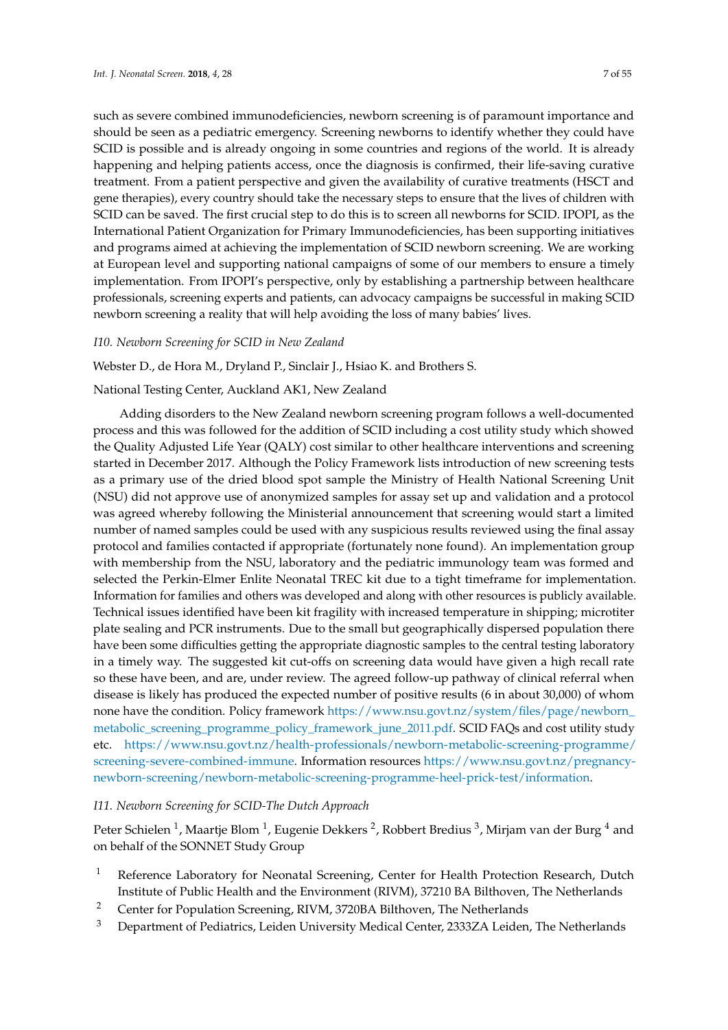such as severe combined immunodeficiencies, newborn screening is of paramount importance and should be seen as a pediatric emergency. Screening newborns to identify whether they could have SCID is possible and is already ongoing in some countries and regions of the world. It is already happening and helping patients access, once the diagnosis is confirmed, their life-saving curative treatment. From a patient perspective and given the availability of curative treatments (HSCT and gene therapies), every country should take the necessary steps to ensure that the lives of children with SCID can be saved. The first crucial step to do this is to screen all newborns for SCID. IPOPI, as the International Patient Organization for Primary Immunodeficiencies, has been supporting initiatives and programs aimed at achieving the implementation of SCID newborn screening. We are working at European level and supporting national campaigns of some of our members to ensure a timely implementation. From IPOPI's perspective, only by establishing a partnership between healthcare professionals, screening experts and patients, can advocacy campaigns be successful in making SCID newborn screening a reality that will help avoiding the loss of many babies' lives.

*I10. Newborn Screening for SCID in New Zealand*

Webster D., de Hora M., Dryland P., Sinclair J., Hsiao K. and Brothers S.

National Testing Center, Auckland AK1, New Zealand

Adding disorders to the New Zealand newborn screening program follows a well-documented process and this was followed for the addition of SCID including a cost utility study which showed the Quality Adjusted Life Year (QALY) cost similar to other healthcare interventions and screening started in December 2017. Although the Policy Framework lists introduction of new screening tests as a primary use of the dried blood spot sample the Ministry of Health National Screening Unit (NSU) did not approve use of anonymized samples for assay set up and validation and a protocol was agreed whereby following the Ministerial announcement that screening would start a limited number of named samples could be used with any suspicious results reviewed using the final assay protocol and families contacted if appropriate (fortunately none found). An implementation group with membership from the NSU, laboratory and the pediatric immunology team was formed and selected the Perkin-Elmer Enlite Neonatal TREC kit due to a tight timeframe for implementation. Information for families and others was developed and along with other resources is publicly available. Technical issues identified have been kit fragility with increased temperature in shipping; microtiter plate sealing and PCR instruments. Due to the small but geographically dispersed population there have been some difficulties getting the appropriate diagnostic samples to the central testing laboratory in a timely way. The suggested kit cut-offs on screening data would have given a high recall rate so these have been, and are, under review. The agreed follow-up pathway of clinical referral when disease is likely has produced the expected number of positive results (6 in about 30,000) of whom none have the condition. Policy framework https://www.nsu.govt.nz/system/files/page/newborn_metabolic_screening_programme_policy_framework_june_2011.pdf. SCID FAQs and cost utility study etc. https://www.nsu.govt.nz/health-professionals/newborn-metabolic-screening-programme/screening-severe-combined-immune. Information resources https://www.nsu.govt.nz/pregnancy-newborn-screening/newborn-metabolic-screening-programme-heel-prick-test/information.

*I11. Newborn Screening for SCID-The Dutch Approach*

Peter Schielen [1], Maartje Blom [1], Eugenie Dekkers [2], Robbert Bredius [3], Mirjam van der Burg [4] and on behalf of the SONNET Study Group

[1] Reference Laboratory for Neonatal Screening, Center for Health Protection Research, Dutch Institute of Public Health and the Environment (RIVM), 37210 BA Bilthoven, The Netherlands

[2] Center for Population Screening, RIVM, 3720BA Bilthoven, The Netherlands

[3] Department of Pediatrics, Leiden University Medical Center, 2333ZA Leiden, The Netherlands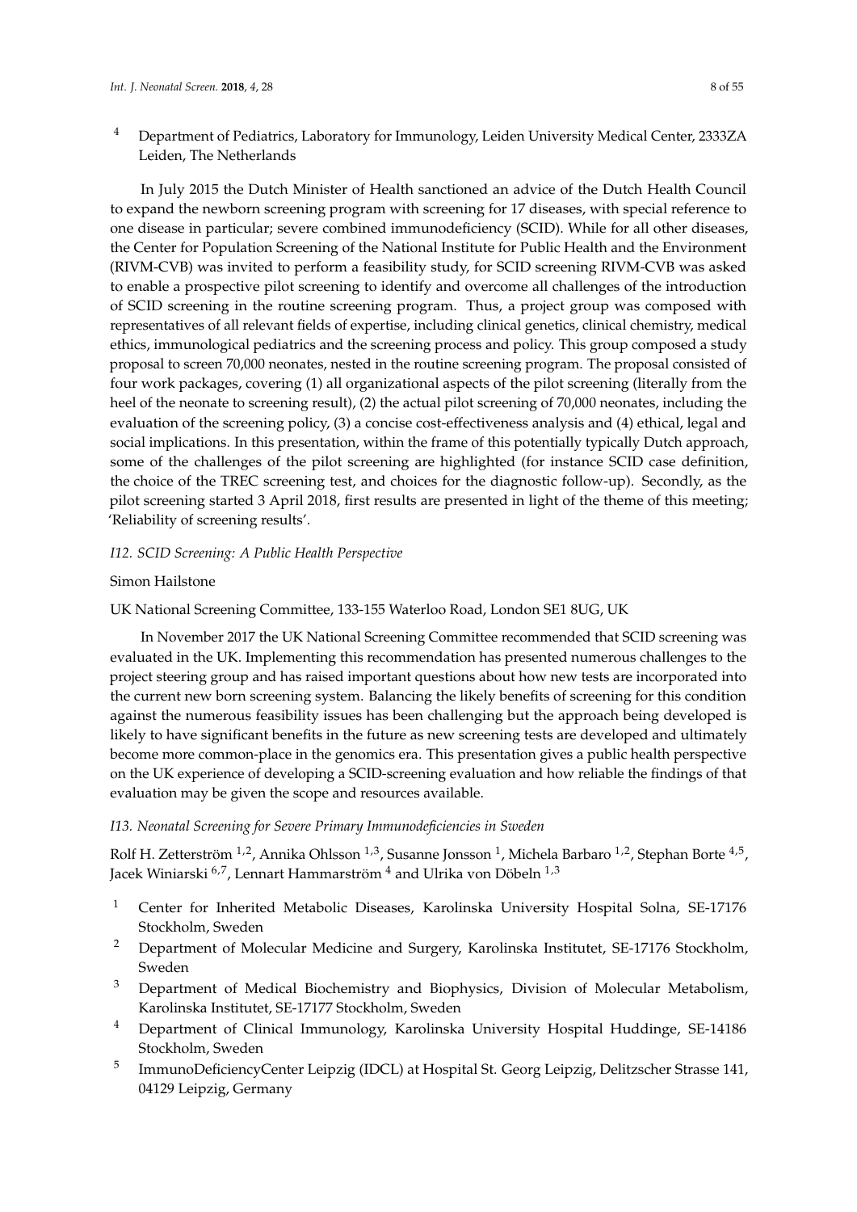[4] Department of Pediatrics, Laboratory for Immunology, Leiden University Medical Center, 2333ZA Leiden, The Netherlands

In July 2015 the Dutch Minister of Health sanctioned an advice of the Dutch Health Council to expand the newborn screening program with screening for 17 diseases, with special reference to one disease in particular; severe combined immunodeficiency (SCID). While for all other diseases, the Center for Population Screening of the National Institute for Public Health and the Environment (RIVM-CVB) was invited to perform a feasibility study, for SCID screening RIVM-CVB was asked to enable a prospective pilot screening to identify and overcome all challenges of the introduction of SCID screening in the routine screening program. Thus, a project group was composed with representatives of all relevant fields of expertise, including clinical genetics, clinical chemistry, medical ethics, immunological pediatrics and the screening process and policy. This group composed a study proposal to screen 70,000 neonates, nested in the routine screening program. The proposal consisted of four work packages, covering (1) all organizational aspects of the pilot screening (literally from the heel of the neonate to screening result), (2) the actual pilot screening of 70,000 neonates, including the evaluation of the screening policy, (3) a concise cost-effectiveness analysis and (4) ethical, legal and social implications. In this presentation, within the frame of this potentially typically Dutch approach, some of the challenges of the pilot screening are highlighted (for instance SCID case definition, the choice of the TREC screening test, and choices for the diagnostic follow-up). Secondly, as the pilot screening started 3 April 2018, first results are presented in light of the theme of this meeting; 'Reliability of screening results'.

### *I12. SCID Screening: A Public Health Perspective*

Simon Hailstone

UK National Screening Committee, 133-155 Waterloo Road, London SE1 8UG, UK

In November 2017 the UK National Screening Committee recommended that SCID screening was evaluated in the UK. Implementing this recommendation has presented numerous challenges to the project steering group and has raised important questions about how new tests are incorporated into the current new born screening system. Balancing the likely benefits of screening for this condition against the numerous feasibility issues has been challenging but the approach being developed is likely to have significant benefits in the future as new screening tests are developed and ultimately become more common-place in the genomics era. This presentation gives a public health perspective on the UK experience of developing a SCID-screening evaluation and how reliable the findings of that evaluation may be given the scope and resources available.

### *I13. Neonatal Screening for Severe Primary Immunodeficiencies in Sweden*

Rolf H. Zetterström [1,2], Annika Ohlsson [1,3], Susanne Jonsson [1], Michela Barbaro [1,2], Stephan Borte [4,5], Jacek Winiarski [6,7], Lennart Hammarström [4] and Ulrika von Döbeln [1,3]

[1] Center for Inherited Metabolic Diseases, Karolinska University Hospital Solna, SE-17176 Stockholm, Sweden

[2] Department of Molecular Medicine and Surgery, Karolinska Institutet, SE-17176 Stockholm, Sweden

[3] Department of Medical Biochemistry and Biophysics, Division of Molecular Metabolism, Karolinska Institutet, SE-17177 Stockholm, Sweden

[4] Department of Clinical Immunology, Karolinska University Hospital Huddinge, SE-14186 Stockholm, Sweden

[5] ImmunoDeficiencyCenter Leipzig (IDCL) at Hospital St. Georg Leipzig, Delitzscher Strasse 141, 04129 Leipzig, Germany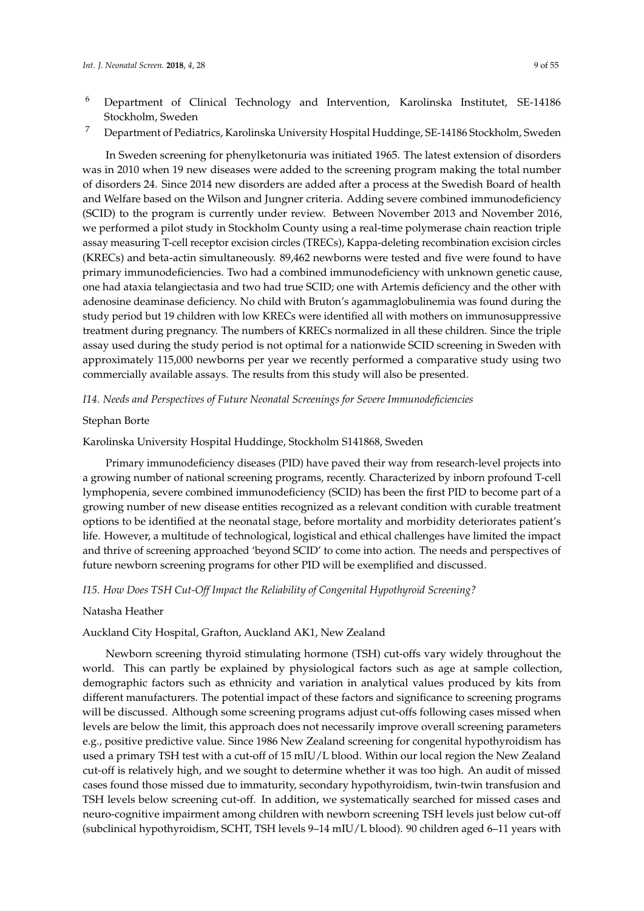[6] Department of Clinical Technology and Intervention, Karolinska Institutet, SE-14186 Stockholm, Sweden

[7] Department of Pediatrics, Karolinska University Hospital Huddinge, SE-14186 Stockholm, Sweden

In Sweden screening for phenylketonuria was initiated 1965. The latest extension of disorders was in 2010 when 19 new diseases were added to the screening program making the total number of disorders 24. Since 2014 new disorders are added after a process at the Swedish Board of health and Welfare based on the Wilson and Jungner criteria. Adding severe combined immunodeficiency (SCID) to the program is currently under review. Between November 2013 and November 2016, we performed a pilot study in Stockholm County using a real-time polymerase chain reaction triple assay measuring T-cell receptor excision circles (TRECs), Kappa-deleting recombination excision circles (KRECs) and beta-actin simultaneously. 89,462 newborns were tested and five were found to have primary immunodeficiencies. Two had a combined immunodeficiency with unknown genetic cause, one had ataxia telangiectasia and two had true SCID; one with Artemis deficiency and the other with adenosine deaminase deficiency. No child with Bruton's agammaglobulinemia was found during the study period but 19 children with low KRECs were identified all with mothers on immunosuppressive treatment during pregnancy. The numbers of KRECs normalized in all these children. Since the triple assay used during the study period is not optimal for a nationwide SCID screening in Sweden with approximately 115,000 newborns per year we recently performed a comparative study using two commercially available assays. The results from this study will also be presented.

*I14. Needs and Perspectives of Future Neonatal Screenings for Severe Immunodeficiencies*

Stephan Borte

Karolinska University Hospital Huddinge, Stockholm S141868, Sweden

Primary immunodeficiency diseases (PID) have paved their way from research-level projects into a growing number of national screening programs, recently. Characterized by inborn profound T-cell lymphopenia, severe combined immunodeficiency (SCID) has been the first PID to become part of a growing number of new disease entities recognized as a relevant condition with curable treatment options to be identified at the neonatal stage, before mortality and morbidity deteriorates patient's life. However, a multitude of technological, logistical and ethical challenges have limited the impact and thrive of screening approached 'beyond SCID' to come into action. The needs and perspectives of future newborn screening programs for other PID will be exemplified and discussed.

*I15. How Does TSH Cut-Off Impact the Reliability of Congenital Hypothyroid Screening?*

Natasha Heather

Auckland City Hospital, Grafton, Auckland AK1, New Zealand

Newborn screening thyroid stimulating hormone (TSH) cut-offs vary widely throughout the world. This can partly be explained by physiological factors such as age at sample collection, demographic factors such as ethnicity and variation in analytical values produced by kits from different manufacturers. The potential impact of these factors and significance to screening programs will be discussed. Although some screening programs adjust cut-offs following cases missed when levels are below the limit, this approach does not necessarily improve overall screening parameters e.g., positive predictive value. Since 1986 New Zealand screening for congenital hypothyroidism has used a primary TSH test with a cut-off of 15 mIU/L blood. Within our local region the New Zealand cut-off is relatively high, and we sought to determine whether it was too high. An audit of missed cases found those missed due to immaturity, secondary hypothyroidism, twin-twin transfusion and TSH levels below screening cut-off. In addition, we systematically searched for missed cases and neuro-cognitive impairment among children with newborn screening TSH levels just below cut-off (subclinical hypothyroidism, SCHT, TSH levels 9–14 mIU/L blood). 90 children aged 6–11 years with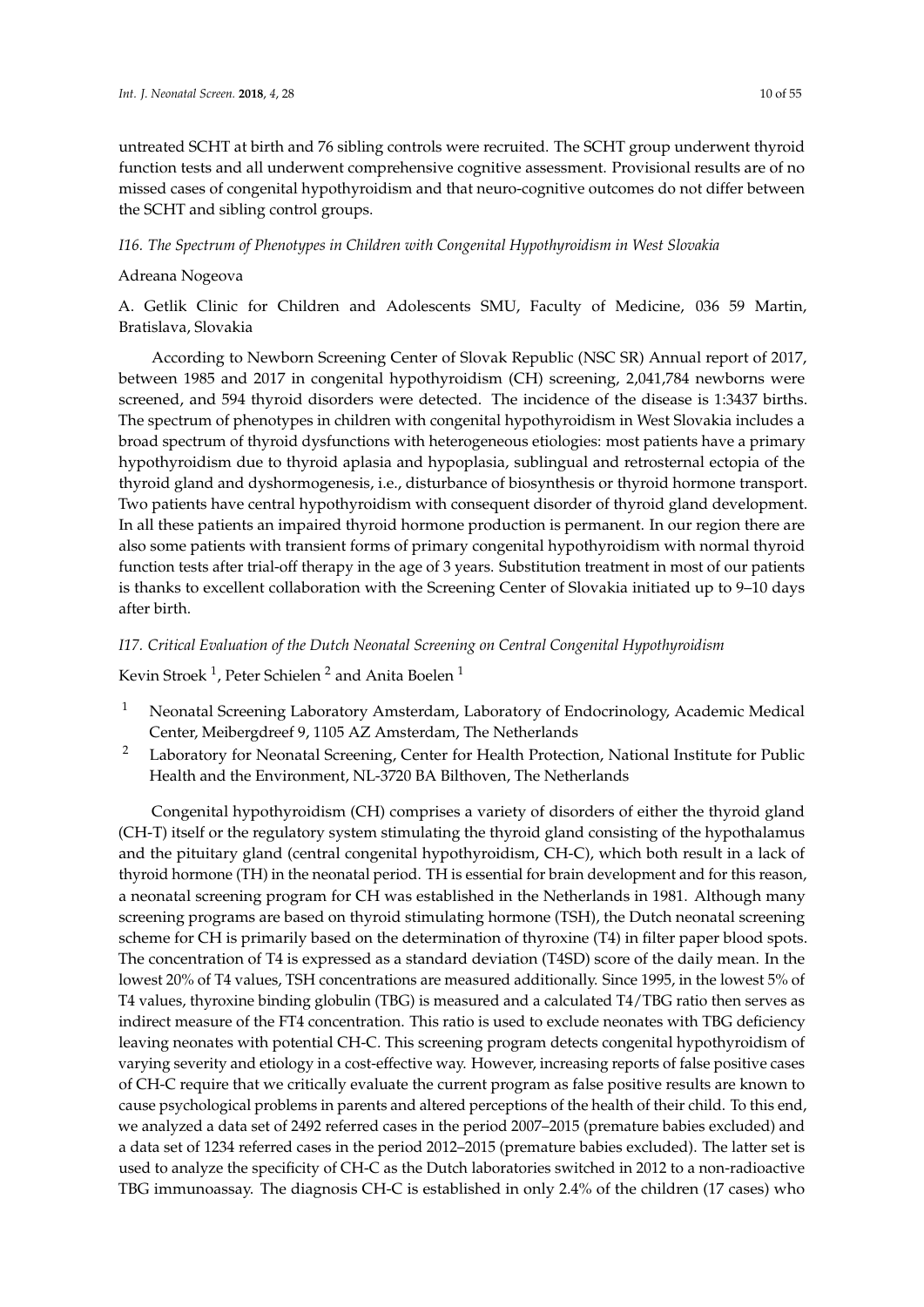untreated SCHT at birth and 76 sibling controls were recruited. The SCHT group underwent thyroid function tests and all underwent comprehensive cognitive assessment. Provisional results are of no missed cases of congenital hypothyroidism and that neuro-cognitive outcomes do not differ between the SCHT and sibling control groups.

*I16. The Spectrum of Phenotypes in Children with Congenital Hypothyroidism in West Slovakia*

Adreana Nogeova

A. Getlik Clinic for Children and Adolescents SMU, Faculty of Medicine, 036 59 Martin, Bratislava, Slovakia

According to Newborn Screening Center of Slovak Republic (NSC SR) Annual report of 2017, between 1985 and 2017 in congenital hypothyroidism (CH) screening, 2,041,784 newborns were screened, and 594 thyroid disorders were detected. The incidence of the disease is 1:3437 births. The spectrum of phenotypes in children with congenital hypothyroidism in West Slovakia includes a broad spectrum of thyroid dysfunctions with heterogeneous etiologies: most patients have a primary hypothyroidism due to thyroid aplasia and hypoplasia, sublingual and retrosternal ectopia of the thyroid gland and dyshormogenesis, i.e., disturbance of biosynthesis or thyroid hormone transport. Two patients have central hypothyroidism with consequent disorder of thyroid gland development. In all these patients an impaired thyroid hormone production is permanent. In our region there are also some patients with transient forms of primary congenital hypothyroidism with normal thyroid function tests after trial-off therapy in the age of 3 years. Substitution treatment in most of our patients is thanks to excellent collaboration with the Screening Center of Slovakia initiated up to 9–10 days after birth.

*I17. Critical Evaluation of the Dutch Neonatal Screening on Central Congenital Hypothyroidism*

Kevin Stroek [1], Peter Schielen [2] and Anita Boelen [1]

[1] Neonatal Screening Laboratory Amsterdam, Laboratory of Endocrinology, Academic Medical Center, Meibergdreef 9, 1105 AZ Amsterdam, The Netherlands

[2] Laboratory for Neonatal Screening, Center for Health Protection, National Institute for Public Health and the Environment, NL-3720 BA Bilthoven, The Netherlands

Congenital hypothyroidism (CH) comprises a variety of disorders of either the thyroid gland (CH-T) itself or the regulatory system stimulating the thyroid gland consisting of the hypothalamus and the pituitary gland (central congenital hypothyroidism, CH-C), which both result in a lack of thyroid hormone (TH) in the neonatal period. TH is essential for brain development and for this reason, a neonatal screening program for CH was established in the Netherlands in 1981. Although many screening programs are based on thyroid stimulating hormone (TSH), the Dutch neonatal screening scheme for CH is primarily based on the determination of thyroxine (T4) in filter paper blood spots. The concentration of T4 is expressed as a standard deviation (T4SD) score of the daily mean. In the lowest 20% of T4 values, TSH concentrations are measured additionally. Since 1995, in the lowest 5% of T4 values, thyroxine binding globulin (TBG) is measured and a calculated T4/TBG ratio then serves as indirect measure of the FT4 concentration. This ratio is used to exclude neonates with TBG deficiency leaving neonates with potential CH-C. This screening program detects congenital hypothyroidism of varying severity and etiology in a cost-effective way. However, increasing reports of false positive cases of CH-C require that we critically evaluate the current program as false positive results are known to cause psychological problems in parents and altered perceptions of the health of their child. To this end, we analyzed a data set of 2492 referred cases in the period 2007–2015 (premature babies excluded) and a data set of 1234 referred cases in the period 2012–2015 (premature babies excluded). The latter set is used to analyze the specificity of CH-C as the Dutch laboratories switched in 2012 to a non-radioactive TBG immunoassay. The diagnosis CH-C is established in only 2.4% of the children (17 cases) who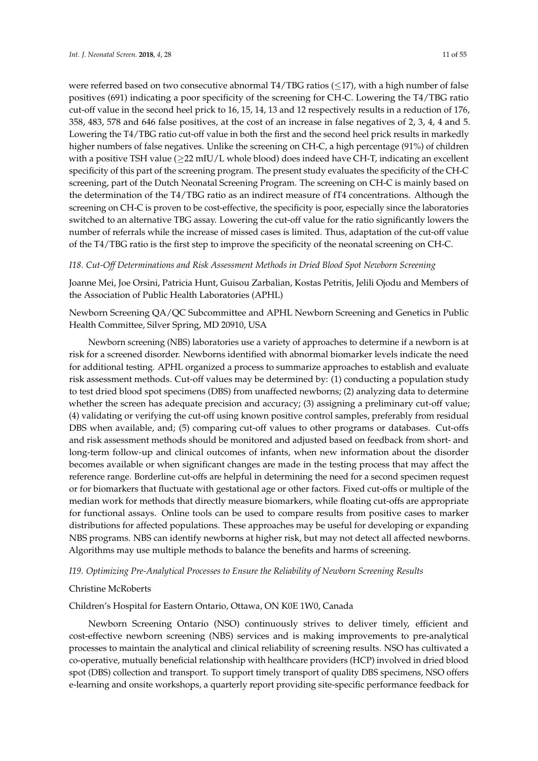were referred based on two consecutive abnormal T4/TBG ratios ($\leq$17), with a high number of false positives (691) indicating a poor specificity of the screening for CH-C. Lowering the T4/TBG ratio cut-off value in the second heel prick to 16, 15, 14, 13 and 12 respectively results in a reduction of 176, 358, 483, 578 and 646 false positives, at the cost of an increase in false negatives of 2, 3, 4, 4 and 5. Lowering the T4/TBG ratio cut-off value in both the first and the second heel prick results in markedly higher numbers of false negatives. Unlike the screening on CH-C, a high percentage (91%) of children with a positive TSH value ($\geq$22 mIU/L whole blood) does indeed have CH-T, indicating an excellent specificity of this part of the screening program. The present study evaluates the specificity of the CH-C screening, part of the Dutch Neonatal Screening Program. The screening on CH-C is mainly based on the determination of the T4/TBG ratio as an indirect measure of fT4 concentrations. Although the screening on CH-C is proven to be cost-effective, the specificity is poor, especially since the laboratories switched to an alternative TBG assay. Lowering the cut-off value for the ratio significantly lowers the number of referrals while the increase of missed cases is limited. Thus, adaptation of the cut-off value of the T4/TBG ratio is the first step to improve the specificity of the neonatal screening on CH-C.

### *I18. Cut-Off Determinations and Risk Assessment Methods in Dried Blood Spot Newborn Screening*

Joanne Mei, Joe Orsini, Patricia Hunt, Guisou Zarbalian, Kostas Petritis, Jelili Ojodu and Members of the Association of Public Health Laboratories (APHL)

Newborn Screening QA/QC Subcommittee and APHL Newborn Screening and Genetics in Public Health Committee, Silver Spring, MD 20910, USA

Newborn screening (NBS) laboratories use a variety of approaches to determine if a newborn is at risk for a screened disorder. Newborns identified with abnormal biomarker levels indicate the need for additional testing. APHL organized a process to summarize approaches to establish and evaluate risk assessment methods. Cut-off values may be determined by: (1) conducting a population study to test dried blood spot specimens (DBS) from unaffected newborns; (2) analyzing data to determine whether the screen has adequate precision and accuracy; (3) assigning a preliminary cut-off value; (4) validating or verifying the cut-off using known positive control samples, preferably from residual DBS when available, and; (5) comparing cut-off values to other programs or databases. Cut-offs and risk assessment methods should be monitored and adjusted based on feedback from short- and long-term follow-up and clinical outcomes of infants, when new information about the disorder becomes available or when significant changes are made in the testing process that may affect the reference range. Borderline cut-offs are helpful in determining the need for a second specimen request or for biomarkers that fluctuate with gestational age or other factors. Fixed cut-offs or multiple of the median work for methods that directly measure biomarkers, while floating cut-offs are appropriate for functional assays. Online tools can be used to compare results from positive cases to marker distributions for affected populations. These approaches may be useful for developing or expanding NBS programs. NBS can identify newborns at higher risk, but may not detect all affected newborns. Algorithms may use multiple methods to balance the benefits and harms of screening.

### *I19. Optimizing Pre-Analytical Processes to Ensure the Reliability of Newborn Screening Results*

Christine McRoberts

Children's Hospital for Eastern Ontario, Ottawa, ON K0E 1W0, Canada

Newborn Screening Ontario (NSO) continuously strives to deliver timely, efficient and cost-effective newborn screening (NBS) services and is making improvements to pre-analytical processes to maintain the analytical and clinical reliability of screening results. NSO has cultivated a co-operative, mutually beneficial relationship with healthcare providers (HCP) involved in dried blood spot (DBS) collection and transport. To support timely transport of quality DBS specimens, NSO offers e-learning and onsite workshops, a quarterly report providing site-specific performance feedback for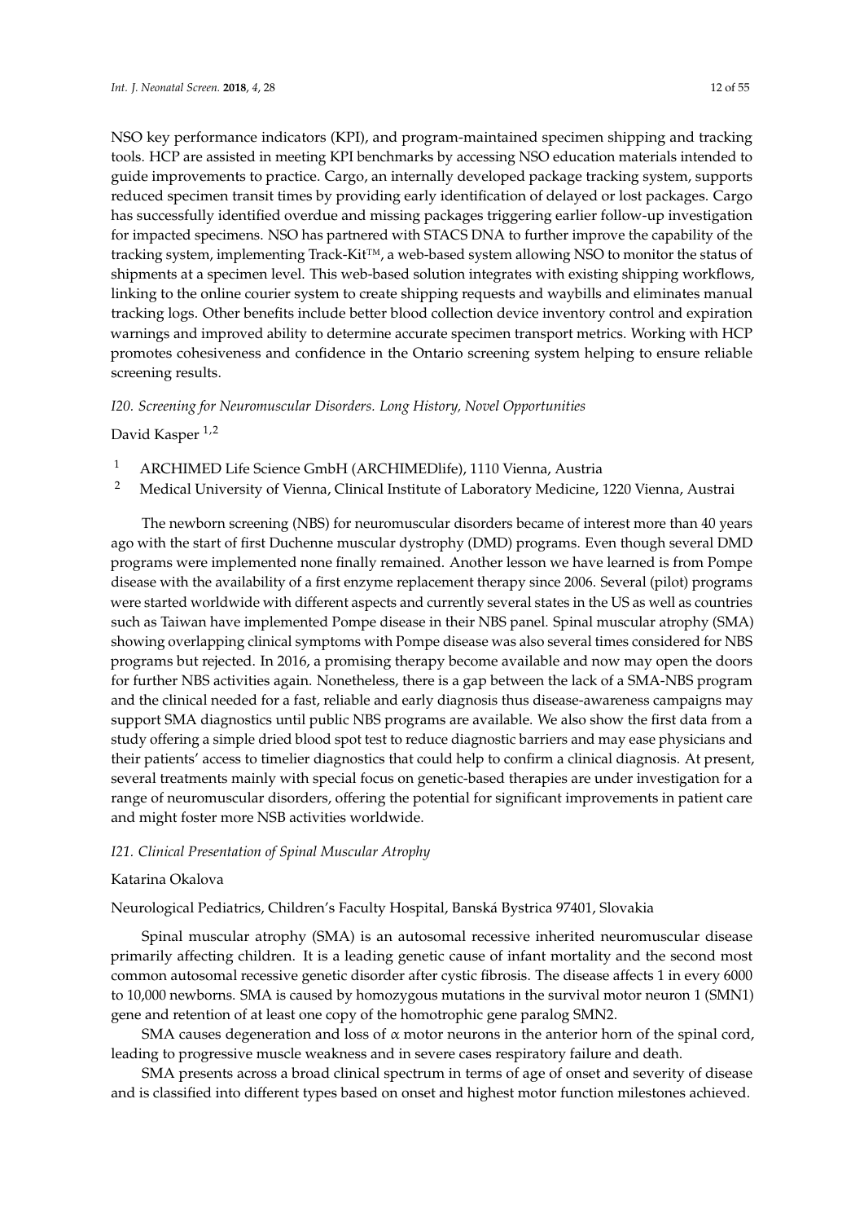NSO key performance indicators (KPI), and program-maintained specimen shipping and tracking tools. HCP are assisted in meeting KPI benchmarks by accessing NSO education materials intended to guide improvements to practice. Cargo, an internally developed package tracking system, supports reduced specimen transit times by providing early identification of delayed or lost packages. Cargo has successfully identified overdue and missing packages triggering earlier follow-up investigation for impacted specimens. NSO has partnered with STACS DNA to further improve the capability of the tracking system, implementing Track-Kit™, a web-based system allowing NSO to monitor the status of shipments at a specimen level. This web-based solution integrates with existing shipping workflows, linking to the online courier system to create shipping requests and waybills and eliminates manual tracking logs. Other benefits include better blood collection device inventory control and expiration warnings and improved ability to determine accurate specimen transport metrics. Working with HCP promotes cohesiveness and confidence in the Ontario screening system helping to ensure reliable screening results.

*I20. Screening for Neuromuscular Disorders. Long History, Novel Opportunities*

David Kasper [1,2]

[1] ARCHIMED Life Science GmbH (ARCHIMEDlife), 1110 Vienna, Austria
[2] Medical University of Vienna, Clinical Institute of Laboratory Medicine, 1220 Vienna, Austrai

The newborn screening (NBS) for neuromuscular disorders became of interest more than 40 years ago with the start of first Duchenne muscular dystrophy (DMD) programs. Even though several DMD programs were implemented none finally remained. Another lesson we have learned is from Pompe disease with the availability of a first enzyme replacement therapy since 2006. Several (pilot) programs were started worldwide with different aspects and currently several states in the US as well as countries such as Taiwan have implemented Pompe disease in their NBS panel. Spinal muscular atrophy (SMA) showing overlapping clinical symptoms with Pompe disease was also several times considered for NBS programs but rejected. In 2016, a promising therapy become available and now may open the doors for further NBS activities again. Nonetheless, there is a gap between the lack of a SMA-NBS program and the clinical needed for a fast, reliable and early diagnosis thus disease-awareness campaigns may support SMA diagnostics until public NBS programs are available. We also show the first data from a study offering a simple dried blood spot test to reduce diagnostic barriers and may ease physicians and their patients' access to timelier diagnostics that could help to confirm a clinical diagnosis. At present, several treatments mainly with special focus on genetic-based therapies are under investigation for a range of neuromuscular disorders, offering the potential for significant improvements in patient care and might foster more NSB activities worldwide.

*I21. Clinical Presentation of Spinal Muscular Atrophy*

Katarina Okalova

Neurological Pediatrics, Children's Faculty Hospital, Banská Bystrica 97401, Slovakia

Spinal muscular atrophy (SMA) is an autosomal recessive inherited neuromuscular disease primarily affecting children. It is a leading genetic cause of infant mortality and the second most common autosomal recessive genetic disorder after cystic fibrosis. The disease affects 1 in every 6000 to 10,000 newborns. SMA is caused by homozygous mutations in the survival motor neuron 1 (SMN1) gene and retention of at least one copy of the homotrophic gene paralog SMN2.

SMA causes degeneration and loss of $\alpha$ motor neurons in the anterior horn of the spinal cord, leading to progressive muscle weakness and in severe cases respiratory failure and death.

SMA presents across a broad clinical spectrum in terms of age of onset and severity of disease and is classified into different types based on onset and highest motor function milestones achieved.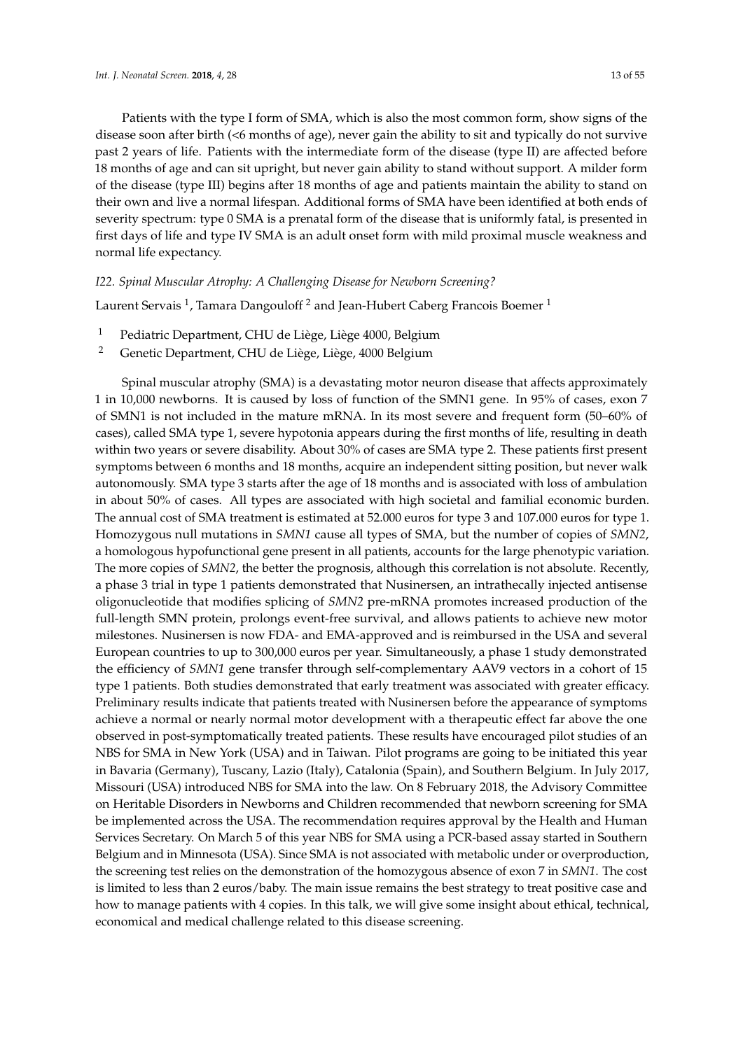Patients with the type I form of SMA, which is also the most common form, show signs of the disease soon after birth (<6 months of age), never gain the ability to sit and typically do not survive past 2 years of life. Patients with the intermediate form of the disease (type II) are affected before 18 months of age and can sit upright, but never gain ability to stand without support. A milder form of the disease (type III) begins after 18 months of age and patients maintain the ability to stand on their own and live a normal lifespan. Additional forms of SMA have been identified at both ends of severity spectrum: type 0 SMA is a prenatal form of the disease that is uniformly fatal, is presented in first days of life and type IV SMA is an adult onset form with mild proximal muscle weakness and normal life expectancy.

### *I22. Spinal Muscular Atrophy: A Challenging Disease for Newborn Screening?*

Laurent Servais [1], Tamara Dangouloff [2] and Jean-Hubert Caberg Francois Boemer [1]

[1] Pediatric Department, CHU de Liège, Liège 4000, Belgium
[2] Genetic Department, CHU de Liège, Liège, 4000 Belgium

Spinal muscular atrophy (SMA) is a devastating motor neuron disease that affects approximately 1 in 10,000 newborns. It is caused by loss of function of the SMN1 gene. In 95% of cases, exon 7 of SMN1 is not included in the mature mRNA. In its most severe and frequent form (50–60% of cases), called SMA type 1, severe hypotonia appears during the first months of life, resulting in death within two years or severe disability. About 30% of cases are SMA type 2. These patients first present symptoms between 6 months and 18 months, acquire an independent sitting position, but never walk autonomously. SMA type 3 starts after the age of 18 months and is associated with loss of ambulation in about 50% of cases. All types are associated with high societal and familial economic burden. The annual cost of SMA treatment is estimated at 52.000 euros for type 3 and 107.000 euros for type 1. Homozygous null mutations in *SMN1* cause all types of SMA, but the number of copies of *SMN2*, a homologous hypofunctional gene present in all patients, accounts for the large phenotypic variation. The more copies of *SMN2*, the better the prognosis, although this correlation is not absolute. Recently, a phase 3 trial in type 1 patients demonstrated that Nusinersen, an intrathecally injected antisense oligonucleotide that modifies splicing of *SMN2* pre-mRNA promotes increased production of the full-length SMN protein, prolongs event-free survival, and allows patients to achieve new motor milestones. Nusinersen is now FDA- and EMA-approved and is reimbursed in the USA and several European countries to up to 300,000 euros per year. Simultaneously, a phase 1 study demonstrated the efficiency of *SMN1* gene transfer through self-complementary AAV9 vectors in a cohort of 15 type 1 patients. Both studies demonstrated that early treatment was associated with greater efficacy. Preliminary results indicate that patients treated with Nusinersen before the appearance of symptoms achieve a normal or nearly normal motor development with a therapeutic effect far above the one observed in post-symptomatically treated patients. These results have encouraged pilot studies of an NBS for SMA in New York (USA) and in Taiwan. Pilot programs are going to be initiated this year in Bavaria (Germany), Tuscany, Lazio (Italy), Catalonia (Spain), and Southern Belgium. In July 2017, Missouri (USA) introduced NBS for SMA into the law. On 8 February 2018, the Advisory Committee on Heritable Disorders in Newborns and Children recommended that newborn screening for SMA be implemented across the USA. The recommendation requires approval by the Health and Human Services Secretary. On March 5 of this year NBS for SMA using a PCR-based assay started in Southern Belgium and in Minnesota (USA). Since SMA is not associated with metabolic under or overproduction, the screening test relies on the demonstration of the homozygous absence of exon 7 in *SMN1*. The cost is limited to less than 2 euros/baby. The main issue remains the best strategy to treat positive case and how to manage patients with 4 copies. In this talk, we will give some insight about ethical, technical, economical and medical challenge related to this disease screening.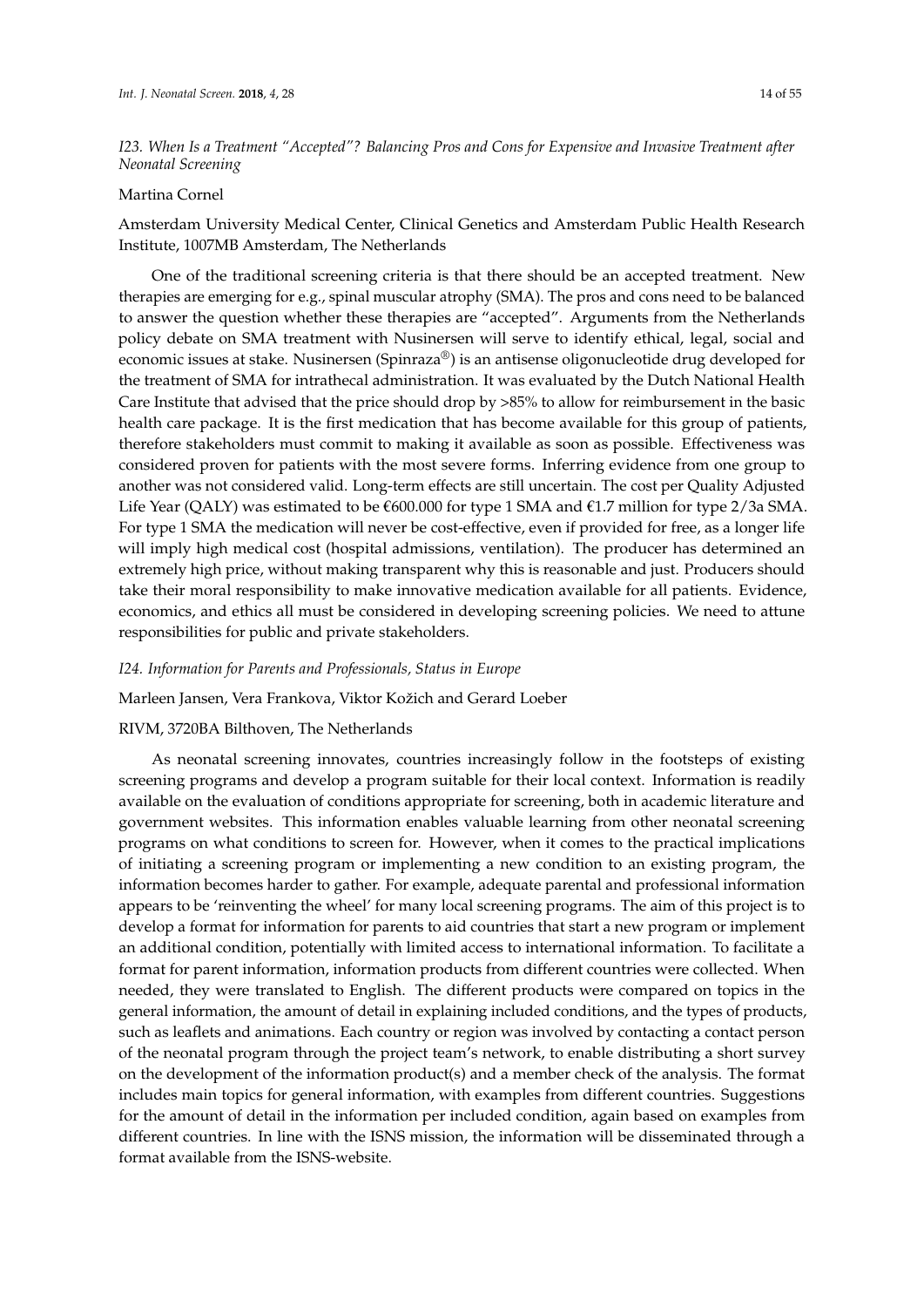### *I23. When Is a Treatment "Accepted"? Balancing Pros and Cons for Expensive and Invasive Treatment after Neonatal Screening*

Martina Cornel

Amsterdam University Medical Center, Clinical Genetics and Amsterdam Public Health Research Institute, 1007MB Amsterdam, The Netherlands

One of the traditional screening criteria is that there should be an accepted treatment. New therapies are emerging for e.g., spinal muscular atrophy (SMA). The pros and cons need to be balanced to answer the question whether these therapies are "accepted". Arguments from the Netherlands policy debate on SMA treatment with Nusinersen will serve to identify ethical, legal, social and economic issues at stake. Nusinersen (Spinraza®) is an antisense oligonucleotide drug developed for the treatment of SMA for intrathecal administration. It was evaluated by the Dutch National Health Care Institute that advised that the price should drop by >85% to allow for reimbursement in the basic health care package. It is the first medication that has become available for this group of patients, therefore stakeholders must commit to making it available as soon as possible. Effectiveness was considered proven for patients with the most severe forms. Inferring evidence from one group to another was not considered valid. Long-term effects are still uncertain. The cost per Quality Adjusted Life Year (QALY) was estimated to be €600.000 for type 1 SMA and €1.7 million for type 2/3a SMA. For type 1 SMA the medication will never be cost-effective, even if provided for free, as a longer life will imply high medical cost (hospital admissions, ventilation). The producer has determined an extremely high price, without making transparent why this is reasonable and just. Producers should take their moral responsibility to make innovative medication available for all patients. Evidence, economics, and ethics all must be considered in developing screening policies. We need to attune responsibilities for public and private stakeholders.

### *I24. Information for Parents and Professionals, Status in Europe*

Marleen Jansen, Vera Frankova, Viktor Kožich and Gerard Loeber

RIVM, 3720BA Bilthoven, The Netherlands

As neonatal screening innovates, countries increasingly follow in the footsteps of existing screening programs and develop a program suitable for their local context. Information is readily available on the evaluation of conditions appropriate for screening, both in academic literature and government websites. This information enables valuable learning from other neonatal screening programs on what conditions to screen for. However, when it comes to the practical implications of initiating a screening program or implementing a new condition to an existing program, the information becomes harder to gather. For example, adequate parental and professional information appears to be 'reinventing the wheel' for many local screening programs. The aim of this project is to develop a format for information for parents to aid countries that start a new program or implement an additional condition, potentially with limited access to international information. To facilitate a format for parent information, information products from different countries were collected. When needed, they were translated to English. The different products were compared on topics in the general information, the amount of detail in explaining included conditions, and the types of products, such as leaflets and animations. Each country or region was involved by contacting a contact person of the neonatal program through the project team's network, to enable distributing a short survey on the development of the information product(s) and a member check of the analysis. The format includes main topics for general information, with examples from different countries. Suggestions for the amount of detail in the information per included condition, again based on examples from different countries. In line with the ISNS mission, the information will be disseminated through a format available from the ISNS-website.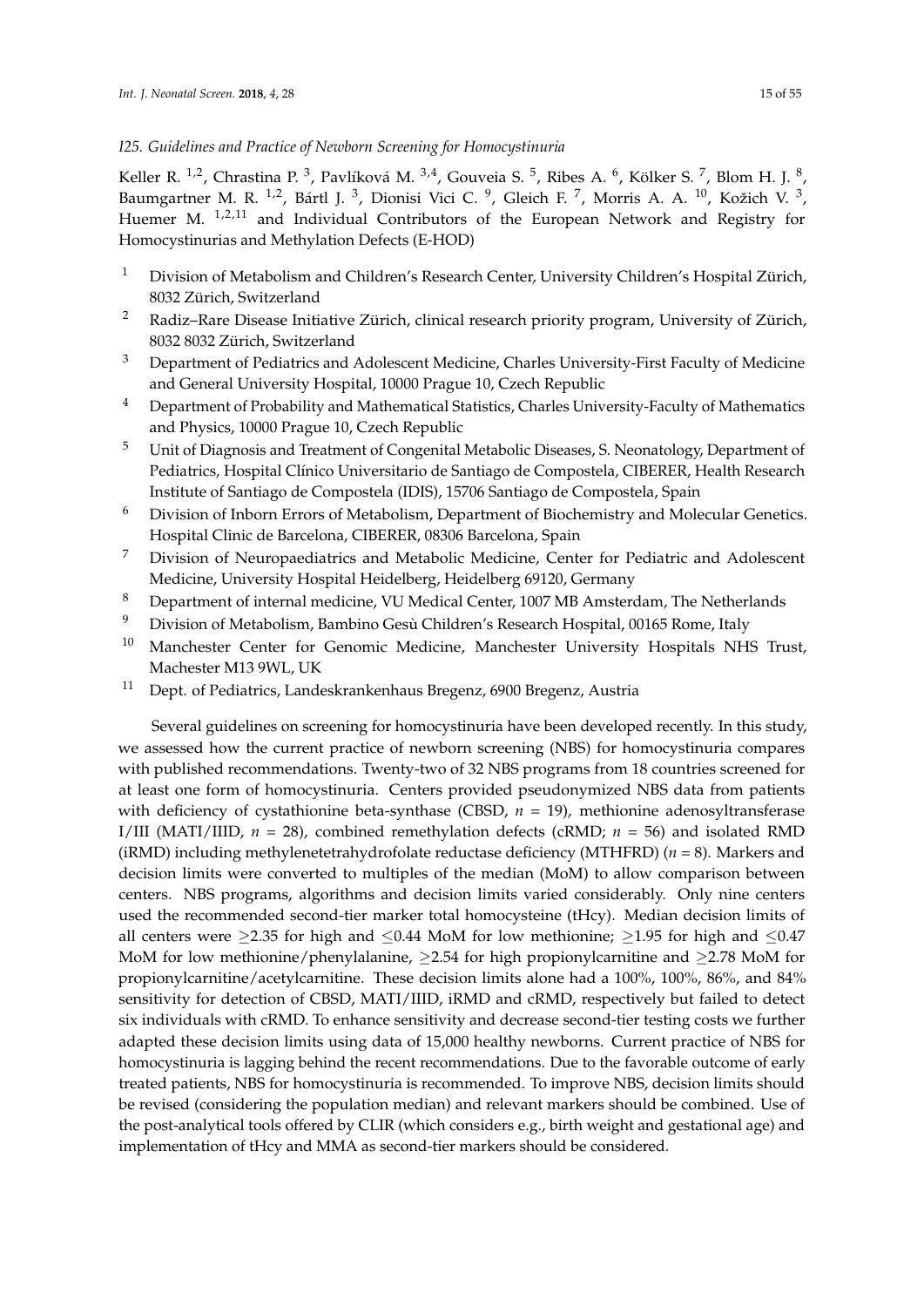### *I25. Guidelines and Practice of Newborn Screening for Homocystinuria*

Keller R. [1,2], Chrastina P. [3], Pavlíková M. [3,4], Gouveia S. [5], Ribes A. [6], Kölker S. [7], Blom H. J. [8], Baumgartner M. R. [1,2], Bártl J. [3], Dionisi Vici C. [9], Gleich F. [7], Morris A. A. [10], Kožich V. [3], Huemer M. [1,2,11] and Individual Contributors of the European Network and Registry for Homocystinurias and Methylation Defects (E-HOD)

1. Division of Metabolism and Children's Research Center, University Children's Hospital Zürich, 8032 Zürich, Switzerland
2. Radiz–Rare Disease Initiative Zürich, clinical research priority program, University of Zürich, 8032 8032 Zürich, Switzerland
3. Department of Pediatrics and Adolescent Medicine, Charles University-First Faculty of Medicine and General University Hospital, 10000 Prague 10, Czech Republic
4. Department of Probability and Mathematical Statistics, Charles University-Faculty of Mathematics and Physics, 10000 Prague 10, Czech Republic
5. Unit of Diagnosis and Treatment of Congenital Metabolic Diseases, S. Neonatology, Department of Pediatrics, Hospital Clínico Universitario de Santiago de Compostela, CIBERER, Health Research Institute of Santiago de Compostela (IDIS), 15706 Santiago de Compostela, Spain
6. Division of Inborn Errors of Metabolism, Department of Biochemistry and Molecular Genetics. Hospital Clinic de Barcelona, CIBERER, 08306 Barcelona, Spain
7. Division of Neuropaediatrics and Metabolic Medicine, Center for Pediatric and Adolescent Medicine, University Hospital Heidelberg, Heidelberg 69120, Germany
8. Department of internal medicine, VU Medical Center, 1007 MB Amsterdam, The Netherlands
9. Division of Metabolism, Bambino Gesù Children's Research Hospital, 00165 Rome, Italy
10. Manchester Center for Genomic Medicine, Manchester University Hospitals NHS Trust, Machester M13 9WL, UK
11. Dept. of Pediatrics, Landeskrankenhaus Bregenz, 6900 Bregenz, Austria

Several guidelines on screening for homocystinuria have been developed recently. In this study, we assessed how the current practice of newborn screening (NBS) for homocystinuria compares with published recommendations. Twenty-two of 32 NBS programs from 18 countries screened for at least one form of homocystinuria. Centers provided pseudonymized NBS data from patients with deficiency of cystathionine beta-synthase (CBSD, $n$ = 19), methionine adenosyltransferase I/III (MATI/IIID, $n$ = 28), combined remethylation defects (cRMD; $n$ = 56) and isolated RMD (iRMD) including methylenetetrahydrofolate reductase deficiency (MTHFRD) ($n$ = 8). Markers and decision limits were converted to multiples of the median (MoM) to allow comparison between centers. NBS programs, algorithms and decision limits varied considerably. Only nine centers used the recommended second-tier marker total homocysteine (tHcy). Median decision limits of all centers were $\geq$2.35 for high and $\leq$0.44 MoM for low methionine; $\geq$1.95 for high and $\leq$0.47 MoM for low methionine/phenylalanine, $\geq$2.54 for high propionylcarnitine and $\geq$2.78 MoM for propionylcarnitine/acetylcarnitine. These decision limits alone had a 100%, 100%, 86%, and 84% sensitivity for detection of CBSD, MATI/IIID, iRMD and cRMD, respectively but failed to detect six individuals with cRMD. To enhance sensitivity and decrease second-tier testing costs we further adapted these decision limits using data of 15,000 healthy newborns. Current practice of NBS for homocystinuria is lagging behind the recent recommendations. Due to the favorable outcome of early treated patients, NBS for homocystinuria is recommended. To improve NBS, decision limits should be revised (considering the population median) and relevant markers should be combined. Use of the post-analytical tools offered by CLIR (which considers e.g., birth weight and gestational age) and implementation of tHcy and MMA as second-tier markers should be considered.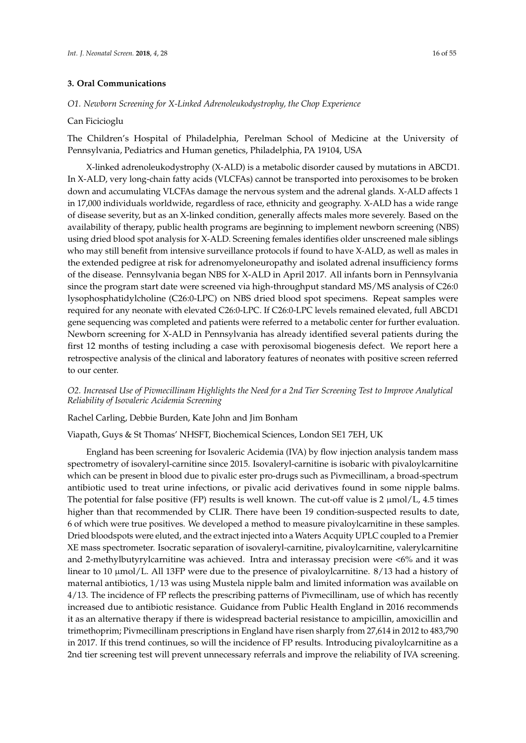## 3. Oral Communications

*O1. Newborn Screening for X-Linked Adrenoleukodystrophy, the Chop Experience*

Can Ficicioglu

The Children's Hospital of Philadelphia, Perelman School of Medicine at the University of Pennsylvania, Pediatrics and Human genetics, Philadelphia, PA 19104, USA

X-linked adrenoleukodystrophy (X-ALD) is a metabolic disorder caused by mutations in ABCD1. In X-ALD, very long-chain fatty acids (VLCFAs) cannot be transported into peroxisomes to be broken down and accumulating VLCFAs damage the nervous system and the adrenal glands. X-ALD affects 1 in 17,000 individuals worldwide, regardless of race, ethnicity and geography. X-ALD has a wide range of disease severity, but as an X-linked condition, generally affects males more severely. Based on the availability of therapy, public health programs are beginning to implement newborn screening (NBS) using dried blood spot analysis for X-ALD. Screening females identifies older unscreened male siblings who may still benefit from intensive surveillance protocols if found to have X-ALD, as well as males in the extended pedigree at risk for adrenomyeloneuropathy and isolated adrenal insufficiency forms of the disease. Pennsylvania began NBS for X-ALD in April 2017. All infants born in Pennsylvania since the program start date were screened via high-throughput standard MS/MS analysis of C26:0 lysophosphatidylcholine (C26:0-LPC) on NBS dried blood spot specimens. Repeat samples were required for any neonate with elevated C26:0-LPC. If C26:0-LPC levels remained elevated, full ABCD1 gene sequencing was completed and patients were referred to a metabolic center for further evaluation. Newborn screening for X-ALD in Pennsylvania has already identified several patients during the first 12 months of testing including a case with peroxisomal biogenesis defect. We report here a retrospective analysis of the clinical and laboratory features of neonates with positive screen referred to our center.

*O2. Increased Use of Pivmecillinam Highlights the Need for a 2nd Tier Screening Test to Improve Analytical Reliability of Isovaleric Acidemia Screening*

Rachel Carling, Debbie Burden, Kate John and Jim Bonham

Viapath, Guys & St Thomas' NHSFT, Biochemical Sciences, London SE1 7EH, UK

England has been screening for Isovaleric Acidemia (IVA) by flow injection analysis tandem mass spectrometry of isovaleryl-carnitine since 2015. Isovaleryl-carnitine is isobaric with pivaloylcarnitine which can be present in blood due to pivalic ester pro-drugs such as Pivmecillinam, a broad-spectrum antibiotic used to treat urine infections, or pivalic acid derivatives found in some nipple balms. The potential for false positive (FP) results is well known. The cut-off value is 2 μmol/L, 4.5 times higher than that recommended by CLIR. There have been 19 condition-suspected results to date, 6 of which were true positives. We developed a method to measure pivaloylcarnitine in these samples. Dried bloodspots were eluted, and the extract injected into a Waters Acquity UPLC coupled to a Premier XE mass spectrometer. Isocratic separation of isovaleryl-carnitine, pivaloylcarnitine, valerylcarnitine and 2-methylbutyrylcarnitine was achieved. Intra and interassay precision were <6% and it was linear to 10 μmol/L. All 13FP were due to the presence of pivaloylcarnitine. 8/13 had a history of maternal antibiotics, 1/13 was using Mustela nipple balm and limited information was available on 4/13. The incidence of FP reflects the prescribing patterns of Pivmecillinam, use of which has recently increased due to antibiotic resistance. Guidance from Public Health England in 2016 recommends it as an alternative therapy if there is widespread bacterial resistance to ampicillin, amoxicillin and trimethoprim; Pivmecillinam prescriptions in England have risen sharply from 27,614 in 2012 to 483,790 in 2017. If this trend continues, so will the incidence of FP results. Introducing pivaloylcarnitine as a 2nd tier screening test will prevent unnecessary referrals and improve the reliability of IVA screening.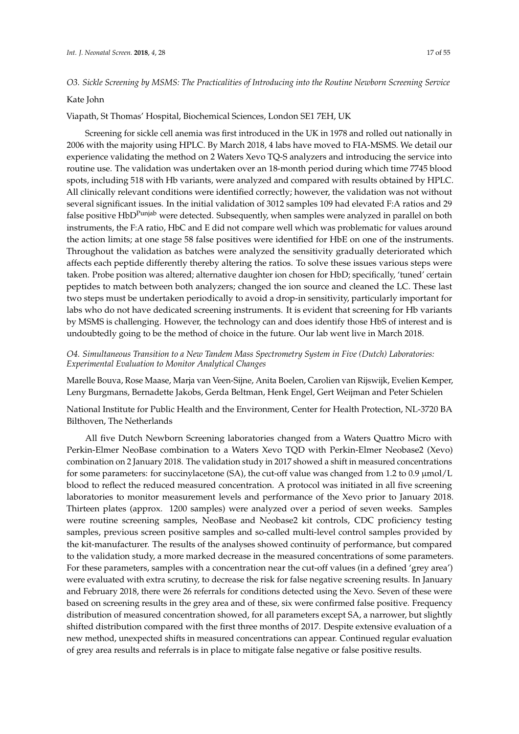### *O3. Sickle Screening by MSMS: The Practicalities of Introducing into the Routine Newborn Screening Service*

Kate John

Viapath, St Thomas' Hospital, Biochemical Sciences, London SE1 7EH, UK

Screening for sickle cell anemia was first introduced in the UK in 1978 and rolled out nationally in 2006 with the majority using HPLC. By March 2018, 4 labs have moved to FIA-MSMS. We detail our experience validating the method on 2 Waters Xevo TQ-S analyzers and introducing the service into routine use. The validation was undertaken over an 18-month period during which time 7745 blood spots, including 518 with Hb variants, were analyzed and compared with results obtained by HPLC. All clinically relevant conditions were identified correctly; however, the validation was not without several significant issues. In the initial validation of 3012 samples 109 had elevated F:A ratios and 29 false positive $HbD^{Punjab}$ were detected. Subsequently, when samples were analyzed in parallel on both instruments, the F:A ratio, HbC and E did not compare well which was problematic for values around the action limits; at one stage 58 false positives were identified for HbE on one of the instruments. Throughout the validation as batches were analyzed the sensitivity gradually deteriorated which affects each peptide differently thereby altering the ratios. To solve these issues various steps were taken. Probe position was altered; alternative daughter ion chosen for HbD; specifically, 'tuned' certain peptides to match between both analyzers; changed the ion source and cleaned the LC. These last two steps must be undertaken periodically to avoid a drop-in sensitivity, particularly important for labs who do not have dedicated screening instruments. It is evident that screening for Hb variants by MSMS is challenging. However, the technology can and does identify those HbS of interest and is undoubtedly going to be the method of choice in the future. Our lab went live in March 2018.

### *O4. Simultaneous Transition to a New Tandem Mass Spectrometry System in Five (Dutch) Laboratories: Experimental Evaluation to Monitor Analytical Changes*

Marelle Bouva, Rose Maase, Marja van Veen-Sijne, Anita Boelen, Carolien van Rijswijk, Evelien Kemper, Leny Burgmans, Bernadette Jakobs, Gerda Beltman, Henk Engel, Gert Weijman and Peter Schielen

National Institute for Public Health and the Environment, Center for Health Protection, NL-3720 BA Bilthoven, The Netherlands

All five Dutch Newborn Screening laboratories changed from a Waters Quattro Micro with Perkin-Elmer NeoBase combination to a Waters Xevo TQD with Perkin-Elmer Neobase2 (Xevo) combination on 2 January 2018. The validation study in 2017 showed a shift in measured concentrations for some parameters: for succinylacetone (SA), the cut-off value was changed from 1.2 to 0.9 µmol/L blood to reflect the reduced measured concentration. A protocol was initiated in all five screening laboratories to monitor measurement levels and performance of the Xevo prior to January 2018. Thirteen plates (approx. 1200 samples) were analyzed over a period of seven weeks. Samples were routine screening samples, NeoBase and Neobase2 kit controls, CDC proficiency testing samples, previous screen positive samples and so-called multi-level control samples provided by the kit-manufacturer. The results of the analyses showed continuity of performance, but compared to the validation study, a more marked decrease in the measured concentrations of some parameters. For these parameters, samples with a concentration near the cut-off values (in a defined 'grey area') were evaluated with extra scrutiny, to decrease the risk for false negative screening results. In January and February 2018, there were 26 referrals for conditions detected using the Xevo. Seven of these were based on screening results in the grey area and of these, six were confirmed false positive. Frequency distribution of measured concentration showed, for all parameters except SA, a narrower, but slightly shifted distribution compared with the first three months of 2017. Despite extensive evaluation of a new method, unexpected shifts in measured concentrations can appear. Continued regular evaluation of grey area results and referrals is in place to mitigate false negative or false positive results.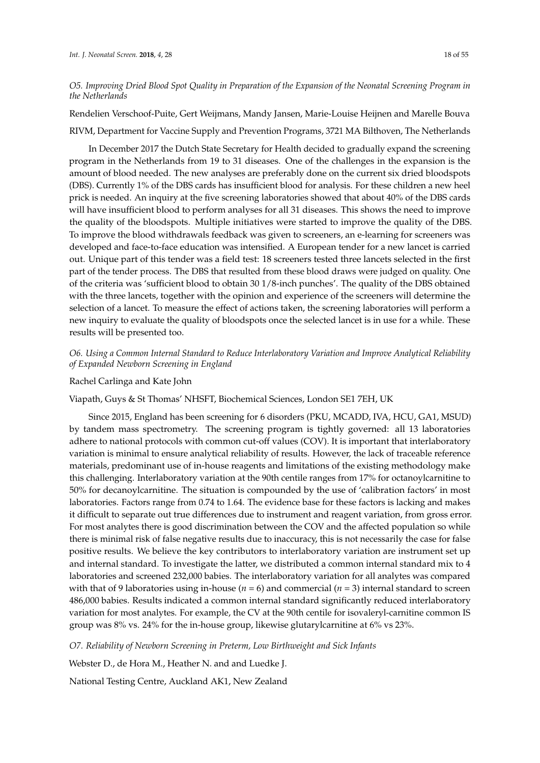*O5. Improving Dried Blood Spot Quality in Preparation of the Expansion of the Neonatal Screening Program in the Netherlands*

Rendelien Verschoof-Puite, Gert Weijmans, Mandy Jansen, Marie-Louise Heijnen and Marelle Bouva

RIVM, Department for Vaccine Supply and Prevention Programs, 3721 MA Bilthoven, The Netherlands

In December 2017 the Dutch State Secretary for Health decided to gradually expand the screening program in the Netherlands from 19 to 31 diseases. One of the challenges in the expansion is the amount of blood needed. The new analyses are preferably done on the current six dried bloodspots (DBS). Currently 1% of the DBS cards has insufficient blood for analysis. For these children a new heel prick is needed. An inquiry at the five screening laboratories showed that about 40% of the DBS cards will have insufficient blood to perform analyses for all 31 diseases. This shows the need to improve the quality of the bloodspots. Multiple initiatives were started to improve the quality of the DBS. To improve the blood withdrawals feedback was given to screeners, an e-learning for screeners was developed and face-to-face education was intensified. A European tender for a new lancet is carried out. Unique part of this tender was a field test: 18 screeners tested three lancets selected in the first part of the tender process. The DBS that resulted from these blood draws were judged on quality. One of the criteria was 'sufficient blood to obtain 30 1/8-inch punches'. The quality of the DBS obtained with the three lancets, together with the opinion and experience of the screeners will determine the selection of a lancet. To measure the effect of actions taken, the screening laboratories will perform a new inquiry to evaluate the quality of bloodspots once the selected lancet is in use for a while. These results will be presented too.

*O6. Using a Common Internal Standard to Reduce Interlaboratory Variation and Improve Analytical Reliability of Expanded Newborn Screening in England*

Rachel Carlinga and Kate John

Viapath, Guys & St Thomas' NHSFT, Biochemical Sciences, London SE1 7EH, UK

Since 2015, England has been screening for 6 disorders (PKU, MCADD, IVA, HCU, GA1, MSUD) by tandem mass spectrometry. The screening program is tightly governed: all 13 laboratories adhere to national protocols with common cut-off values (COV). It is important that interlaboratory variation is minimal to ensure analytical reliability of results. However, the lack of traceable reference materials, predominant use of in-house reagents and limitations of the existing methodology make this challenging. Interlaboratory variation at the 90th centile ranges from 17% for octanoylcarnitine to 50% for decanoylcarnitine. The situation is compounded by the use of 'calibration factors' in most laboratories. Factors range from 0.74 to 1.64. The evidence base for these factors is lacking and makes it difficult to separate out true differences due to instrument and reagent variation, from gross error. For most analytes there is good discrimination between the COV and the affected population so while there is minimal risk of false negative results due to inaccuracy, this is not necessarily the case for false positive results. We believe the key contributors to interlaboratory variation are instrument set up and internal standard. To investigate the latter, we distributed a common internal standard mix to 4 laboratories and screened 232,000 babies. The interlaboratory variation for all analytes was compared with that of 9 laboratories using in-house ($n$ = 6) and commercial ($n$ = 3) internal standard to screen 486,000 babies. Results indicated a common internal standard significantly reduced interlaboratory variation for most analytes. For example, the CV at the 90th centile for isovaleryl-carnitine common IS group was 8% vs. 24% for the in-house group, likewise glutarylcarnitine at 6% vs 23%.

*O7. Reliability of Newborn Screening in Preterm, Low Birthweight and Sick Infants*

Webster D., de Hora M., Heather N. and and Luedke J.

National Testing Centre, Auckland AK1, New Zealand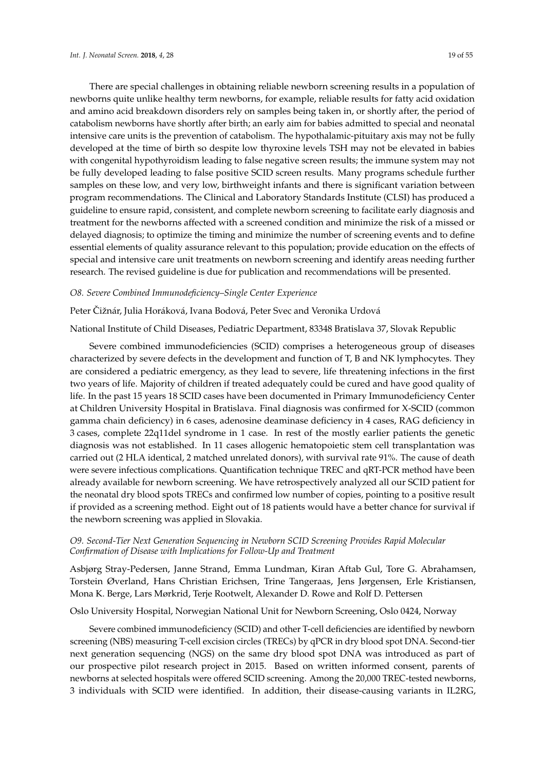There are special challenges in obtaining reliable newborn screening results in a population of newborns quite unlike healthy term newborns, for example, reliable results for fatty acid oxidation and amino acid breakdown disorders rely on samples being taken in, or shortly after, the period of catabolism newborns have shortly after birth; an early aim for babies admitted to special and neonatal intensive care units is the prevention of catabolism. The hypothalamic-pituitary axis may not be fully developed at the time of birth so despite low thyroxine levels TSH may not be elevated in babies with congenital hypothyroidism leading to false negative screen results; the immune system may not be fully developed leading to false positive SCID screen results. Many programs schedule further samples on these low, and very low, birthweight infants and there is significant variation between program recommendations. The Clinical and Laboratory Standards Institute (CLSI) has produced a guideline to ensure rapid, consistent, and complete newborn screening to facilitate early diagnosis and treatment for the newborns affected with a screened condition and minimize the risk of a missed or delayed diagnosis; to optimize the timing and minimize the number of screening events and to define essential elements of quality assurance relevant to this population; provide education on the effects of special and intensive care unit treatments on newborn screening and identify areas needing further research. The revised guideline is due for publication and recommendations will be presented.

*O8. Severe Combined Immunodeficiency–Single Center Experience*

Peter Čižnár, Julia Horáková, Ivana Bodová, Peter Svec and Veronika Urdová

National Institute of Child Diseases, Pediatric Department, 83348 Bratislava 37, Slovak Republic

Severe combined immunodeficiencies (SCID) comprises a heterogeneous group of diseases characterized by severe defects in the development and function of T, B and NK lymphocytes. They are considered a pediatric emergency, as they lead to severe, life threatening infections in the first two years of life. Majority of children if treated adequately could be cured and have good quality of life. In the past 15 years 18 SCID cases have been documented in Primary Immunodeficiency Center at Children University Hospital in Bratislava. Final diagnosis was confirmed for X-SCID (common gamma chain deficiency) in 6 cases, adenosine deaminase deficiency in 4 cases, RAG deficiency in 3 cases, complete 22q11del syndrome in 1 case. In rest of the mostly earlier patients the genetic diagnosis was not established. In 11 cases allogenic hematopoietic stem cell transplantation was carried out (2 HLA identical, 2 matched unrelated donors), with survival rate 91%. The cause of death were severe infectious complications. Quantification technique TREC and qRT-PCR method have been already available for newborn screening. We have retrospectively analyzed all our SCID patient for the neonatal dry blood spots TRECs and confirmed low number of copies, pointing to a positive result if provided as a screening method. Eight out of 18 patients would have a better chance for survival if the newborn screening was applied in Slovakia.

*O9. Second-Tier Next Generation Sequencing in Newborn SCID Screening Provides Rapid Molecular Confirmation of Disease with Implications for Follow-Up and Treatment*

Asbjørg Stray-Pedersen, Janne Strand, Emma Lundman, Kiran Aftab Gul, Tore G. Abrahamsen, Torstein Øverland, Hans Christian Erichsen, Trine Tangeraas, Jens Jørgensen, Erle Kristiansen, Mona K. Berge, Lars Mørkrid, Terje Rootwelt, Alexander D. Rowe and Rolf D. Pettersen

Oslo University Hospital, Norwegian National Unit for Newborn Screening, Oslo 0424, Norway

Severe combined immunodeficiency (SCID) and other T-cell deficiencies are identified by newborn screening (NBS) measuring T-cell excision circles (TRECs) by qPCR in dry blood spot DNA. Second-tier next generation sequencing (NGS) on the same dry blood spot DNA was introduced as part of our prospective pilot research project in 2015. Based on written informed consent, parents of newborns at selected hospitals were offered SCID screening. Among the 20,000 TREC-tested newborns, 3 individuals with SCID were identified. In addition, their disease-causing variants in IL2RG,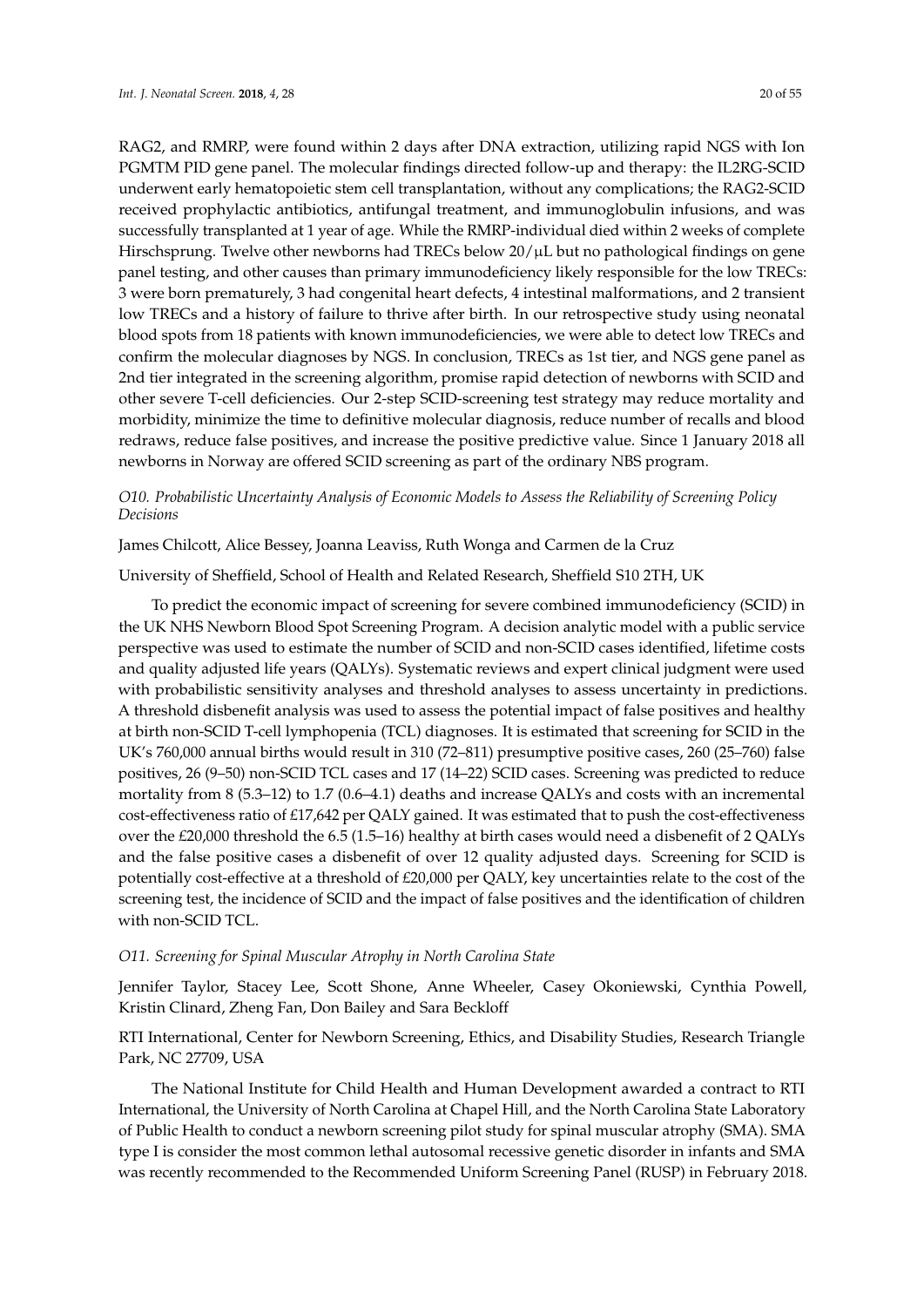RAG2, and RMRP, were found within 2 days after DNA extraction, utilizing rapid NGS with Ion PGMTM PID gene panel. The molecular findings directed follow-up and therapy: the IL2RG-SCID underwent early hematopoietic stem cell transplantation, without any complications; the RAG2-SCID received prophylactic antibiotics, antifungal treatment, and immunoglobulin infusions, and was successfully transplanted at 1 year of age. While the RMRP-individual died within 2 weeks of complete Hirschsprung. Twelve other newborns had TRECs below 20/µL but no pathological findings on gene panel testing, and other causes than primary immunodeficiency likely responsible for the low TRECs: 3 were born prematurely, 3 had congenital heart defects, 4 intestinal malformations, and 2 transient low TRECs and a history of failure to thrive after birth. In our retrospective study using neonatal blood spots from 18 patients with known immunodeficiencies, we were able to detect low TRECs and confirm the molecular diagnoses by NGS. In conclusion, TRECs as 1st tier, and NGS gene panel as 2nd tier integrated in the screening algorithm, promise rapid detection of newborns with SCID and other severe T-cell deficiencies. Our 2-step SCID-screening test strategy may reduce mortality and morbidity, minimize the time to definitive molecular diagnosis, reduce number of recalls and blood redraws, reduce false positives, and increase the positive predictive value. Since 1 January 2018 all newborns in Norway are offered SCID screening as part of the ordinary NBS program.

*O10. Probabilistic Uncertainty Analysis of Economic Models to Assess the Reliability of Screening Policy Decisions*

James Chilcott, Alice Bessey, Joanna Leaviss, Ruth Wonga and Carmen de la Cruz

University of Sheffield, School of Health and Related Research, Sheffield S10 2TH, UK

To predict the economic impact of screening for severe combined immunodeficiency (SCID) in the UK NHS Newborn Blood Spot Screening Program. A decision analytic model with a public service perspective was used to estimate the number of SCID and non-SCID cases identified, lifetime costs and quality adjusted life years (QALYs). Systematic reviews and expert clinical judgment were used with probabilistic sensitivity analyses and threshold analyses to assess uncertainty in predictions. A threshold disbenefit analysis was used to assess the potential impact of false positives and healthy at birth non-SCID T-cell lymphopenia (TCL) diagnoses. It is estimated that screening for SCID in the UK's 760,000 annual births would result in 310 (72–811) presumptive positive cases, 260 (25–760) false positives, 26 (9–50) non-SCID TCL cases and 17 (14–22) SCID cases. Screening was predicted to reduce mortality from 8 (5.3–12) to 1.7 (0.6–4.1) deaths and increase QALYs and costs with an incremental cost-effectiveness ratio of £17,642 per QALY gained. It was estimated that to push the cost-effectiveness over the £20,000 threshold the 6.5 (1.5–16) healthy at birth cases would need a disbenefit of 2 QALYs and the false positive cases a disbenefit of over 12 quality adjusted days. Screening for SCID is potentially cost-effective at a threshold of £20,000 per QALY, key uncertainties relate to the cost of the screening test, the incidence of SCID and the impact of false positives and the identification of children with non-SCID TCL.

*O11. Screening for Spinal Muscular Atrophy in North Carolina State*

Jennifer Taylor, Stacey Lee, Scott Shone, Anne Wheeler, Casey Okoniewski, Cynthia Powell, Kristin Clinard, Zheng Fan, Don Bailey and Sara Beckloff

RTI International, Center for Newborn Screening, Ethics, and Disability Studies, Research Triangle Park, NC 27709, USA

The National Institute for Child Health and Human Development awarded a contract to RTI International, the University of North Carolina at Chapel Hill, and the North Carolina State Laboratory of Public Health to conduct a newborn screening pilot study for spinal muscular atrophy (SMA). SMA type I is consider the most common lethal autosomal recessive genetic disorder in infants and SMA was recently recommended to the Recommended Uniform Screening Panel (RUSP) in February 2018.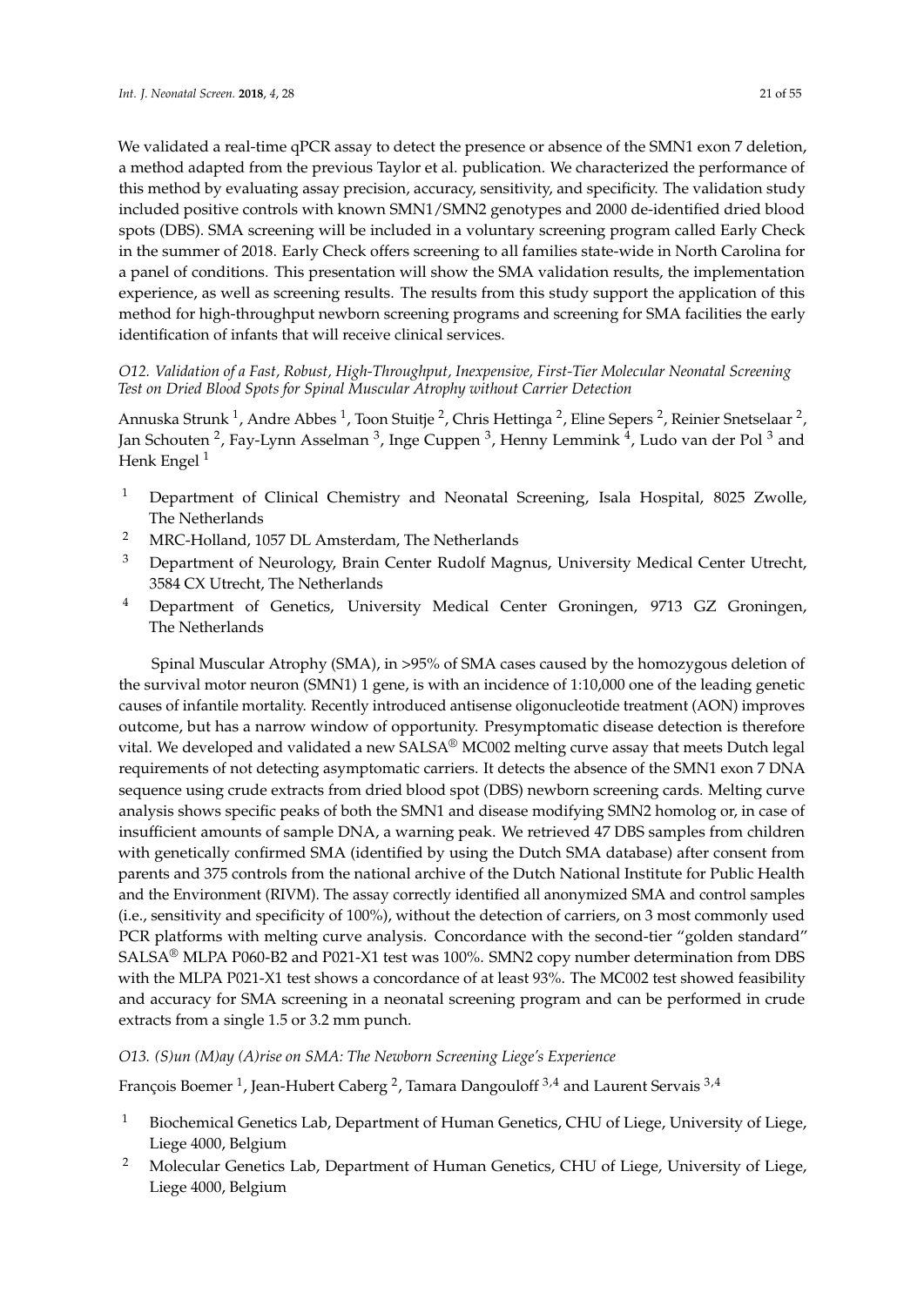We validated a real-time qPCR assay to detect the presence or absence of the SMN1 exon 7 deletion, a method adapted from the previous Taylor et al. publication. We characterized the performance of this method by evaluating assay precision, accuracy, sensitivity, and specificity. The validation study included positive controls with known SMN1/SMN2 genotypes and 2000 de-identified dried blood spots (DBS). SMA screening will be included in a voluntary screening program called Early Check in the summer of 2018. Early Check offers screening to all families state-wide in North Carolina for a panel of conditions. This presentation will show the SMA validation results, the implementation experience, as well as screening results. The results from this study support the application of this method for high-throughput newborn screening programs and screening for SMA facilities the early identification of infants that will receive clinical services.

*O12. Validation of a Fast, Robust, High-Throughput, Inexpensive, First-Tier Molecular Neonatal Screening Test on Dried Blood Spots for Spinal Muscular Atrophy without Carrier Detection*

Annuska Strunk [1], Andre Abbes [1], Toon Stuitje [2], Chris Hettinga [2], Eline Sepers [2], Reinier Snetselaar [2], Jan Schouten [2], Fay-Lynn Asselman [3], Inge Cuppen [3], Henny Lemmink [4], Ludo van der Pol [3] and Henk Engel [1]

1. Department of Clinical Chemistry and Neonatal Screening, Isala Hospital, 8025 Zwolle, The Netherlands
2. MRC-Holland, 1057 DL Amsterdam, The Netherlands
3. Department of Neurology, Brain Center Rudolf Magnus, University Medical Center Utrecht, 3584 CX Utrecht, The Netherlands
4. Department of Genetics, University Medical Center Groningen, 9713 GZ Groningen, The Netherlands

Spinal Muscular Atrophy (SMA), in >95% of SMA cases caused by the homozygous deletion of the survival motor neuron (SMN1) 1 gene, is with an incidence of 1:10,000 one of the leading genetic causes of infantile mortality. Recently introduced antisense oligonucleotide treatment (AON) improves outcome, but has a narrow window of opportunity. Presymptomatic disease detection is therefore vital. We developed and validated a new SALSA® MC002 melting curve assay that meets Dutch legal requirements of not detecting asymptomatic carriers. It detects the absence of the SMN1 exon 7 DNA sequence using crude extracts from dried blood spot (DBS) newborn screening cards. Melting curve analysis shows specific peaks of both the SMN1 and disease modifying SMN2 homolog or, in case of insufficient amounts of sample DNA, a warning peak. We retrieved 47 DBS samples from children with genetically confirmed SMA (identified by using the Dutch SMA database) after consent from parents and 375 controls from the national archive of the Dutch National Institute for Public Health and the Environment (RIVM). The assay correctly identified all anonymized SMA and control samples (i.e., sensitivity and specificity of 100%), without the detection of carriers, on 3 most commonly used PCR platforms with melting curve analysis. Concordance with the second-tier "golden standard" SALSA® MLPA P060-B2 and P021-X1 test was 100%. SMN2 copy number determination from DBS with the MLPA P021-X1 test shows a concordance of at least 93%. The MC002 test showed feasibility and accuracy for SMA screening in a neonatal screening program and can be performed in crude extracts from a single 1.5 or 3.2 mm punch.

*O13. (S)un (M)ay (A)rise on SMA: The Newborn Screening Liege's Experience*

François Boemer [1], Jean-Hubert Caberg [2], Tamara Dangouloff [3,4] and Laurent Servais [3,4]

1. Biochemical Genetics Lab, Department of Human Genetics, CHU of Liege, University of Liege, Liege 4000, Belgium
2. Molecular Genetics Lab, Department of Human Genetics, CHU of Liege, University of Liege, Liege 4000, Belgium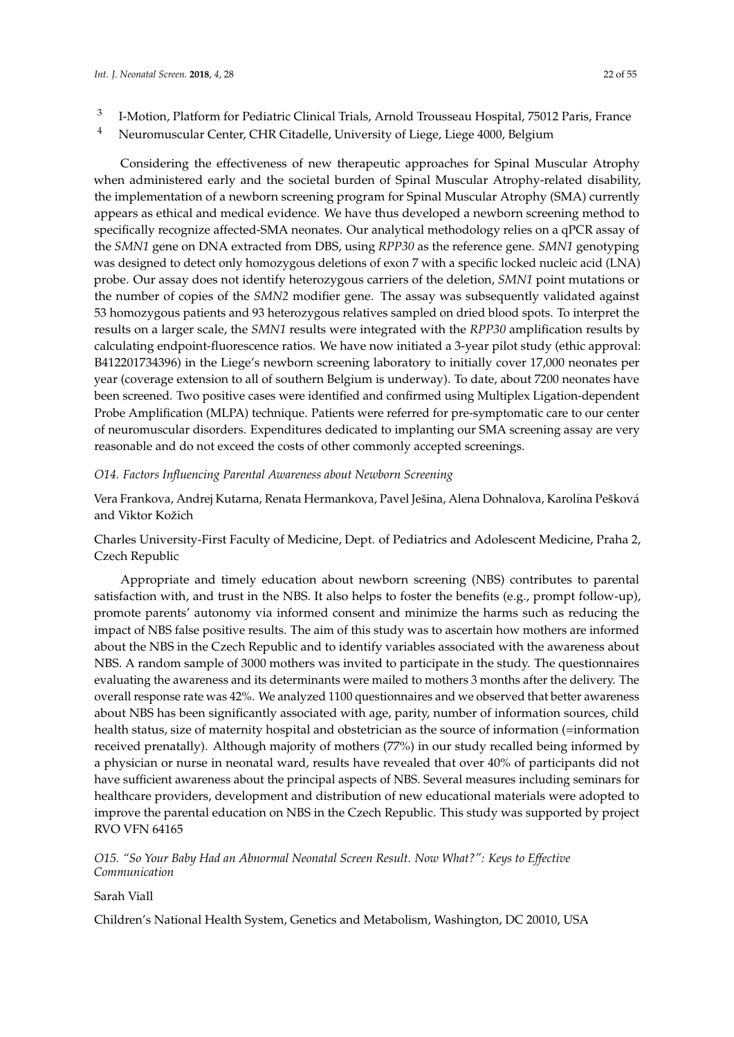[3] I-Motion, Platform for Pediatric Clinical Trials, Arnold Trousseau Hospital, 75012 Paris, France

[4] Neuromuscular Center, CHR Citadelle, University of Liege, Liege 4000, Belgium

Considering the effectiveness of new therapeutic approaches for Spinal Muscular Atrophy when administered early and the societal burden of Spinal Muscular Atrophy-related disability, the implementation of a newborn screening program for Spinal Muscular Atrophy (SMA) currently appears as ethical and medical evidence. We have thus developed a newborn screening method to specifically recognize affected-SMA neonates. Our analytical methodology relies on a qPCR assay of the *SMN1* gene on DNA extracted from DBS, using *RPP30* as the reference gene. *SMN1* genotyping was designed to detect only homozygous deletions of exon 7 with a specific locked nucleic acid (LNA) probe. Our assay does not identify heterozygous carriers of the deletion, *SMN1* point mutations or the number of copies of the *SMN2* modifier gene. The assay was subsequently validated against 53 homozygous patients and 93 heterozygous relatives sampled on dried blood spots. To interpret the results on a larger scale, the *SMN1* results were integrated with the *RPP30* amplification results by calculating endpoint-fluorescence ratios. We have now initiated a 3-year pilot study (ethic approval: B412201734396) in the Liege's newborn screening laboratory to initially cover 17,000 neonates per year (coverage extension to all of southern Belgium is underway). To date, about 7200 neonates have been screened. Two positive cases were identified and confirmed using Multiplex Ligation-dependent Probe Amplification (MLPA) technique. Patients were referred for pre-symptomatic care to our center of neuromuscular disorders. Expenditures dedicated to implanting our SMA screening assay are very reasonable and do not exceed the costs of other commonly accepted screenings.

*O14. Factors Influencing Parental Awareness about Newborn Screening*

Vera Frankova, Andrej Kutarna, Renata Hermankova, Pavel Ješina, Alena Dohnalova, Karolína Pešková and Viktor Kožich

Charles University-First Faculty of Medicine, Dept. of Pediatrics and Adolescent Medicine, Praha 2, Czech Republic

Appropriate and timely education about newborn screening (NBS) contributes to parental satisfaction with, and trust in the NBS. It also helps to foster the benefits (e.g., prompt follow-up), promote parents' autonomy via informed consent and minimize the harms such as reducing the impact of NBS false positive results. The aim of this study was to ascertain how mothers are informed about the NBS in the Czech Republic and to identify variables associated with the awareness about NBS. A random sample of 3000 mothers was invited to participate in the study. The questionnaires evaluating the awareness and its determinants were mailed to mothers 3 months after the delivery. The overall response rate was 42%. We analyzed 1100 questionnaires and we observed that better awareness about NBS has been significantly associated with age, parity, number of information sources, child health status, size of maternity hospital and obstetrician as the source of information (=information received prenatally). Although majority of mothers (77%) in our study recalled being informed by a physician or nurse in neonatal ward, results have revealed that over 40% of participants did not have sufficient awareness about the principal aspects of NBS. Several measures including seminars for healthcare providers, development and distribution of new educational materials were adopted to improve the parental education on NBS in the Czech Republic. This study was supported by project RVO VFN 64165

*O15. "So Your Baby Had an Abnormal Neonatal Screen Result. Now What?": Keys to Effective Communication*

Sarah Viall

Children's National Health System, Genetics and Metabolism, Washington, DC 20010, USA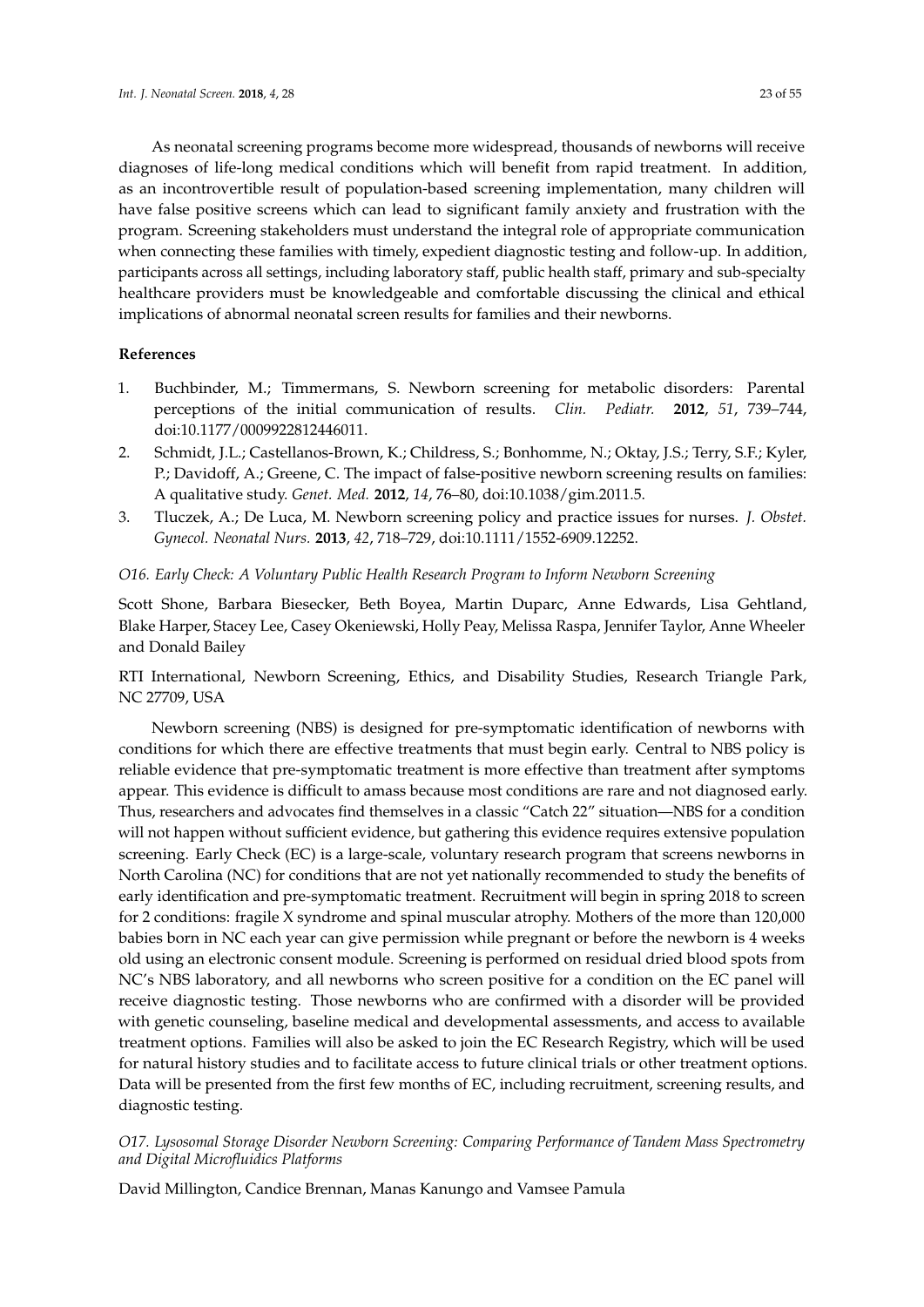As neonatal screening programs become more widespread, thousands of newborns will receive diagnoses of life-long medical conditions which will benefit from rapid treatment. In addition, as an incontrovertible result of population-based screening implementation, many children will have false positive screens which can lead to significant family anxiety and frustration with the program. Screening stakeholders must understand the integral role of appropriate communication when connecting these families with timely, expedient diagnostic testing and follow-up. In addition, participants across all settings, including laboratory staff, public health staff, primary and sub-specialty healthcare providers must be knowledgeable and comfortable discussing the clinical and ethical implications of abnormal neonatal screen results for families and their newborns.

**References**

1. Buchbinder, M.; Timmermans, S. Newborn screening for metabolic disorders: Parental perceptions of the initial communication of results. *Clin. Pediatr.* **2012**, *51*, 739–744, doi:10.1177/0009922812446011.
2. Schmidt, J.L.; Castellanos-Brown, K.; Childress, S.; Bonhomme, N.; Oktay, J.S.; Terry, S.F.; Kyler, P.; Davidoff, A.; Greene, C. The impact of false-positive newborn screening results on families: A qualitative study. *Genet. Med.* **2012**, *14*, 76–80, doi:10.1038/gim.2011.5.
3. Tluczek, A.; De Luca, M. Newborn screening policy and practice issues for nurses. *J. Obstet. Gynecol. Neonatal Nurs.* **2013**, *42*, 718–729, doi:10.1111/1552-6909.12252.

*O16. Early Check: A Voluntary Public Health Research Program to Inform Newborn Screening*

Scott Shone, Barbara Biesecker, Beth Boyea, Martin Duparc, Anne Edwards, Lisa Gehtland, Blake Harper, Stacey Lee, Casey Okeniewski, Holly Peay, Melissa Raspa, Jennifer Taylor, Anne Wheeler and Donald Bailey

RTI International, Newborn Screening, Ethics, and Disability Studies, Research Triangle Park, NC 27709, USA

Newborn screening (NBS) is designed for pre-symptomatic identification of newborns with conditions for which there are effective treatments that must begin early. Central to NBS policy is reliable evidence that pre-symptomatic treatment is more effective than treatment after symptoms appear. This evidence is difficult to amass because most conditions are rare and not diagnosed early. Thus, researchers and advocates find themselves in a classic "Catch 22" situation—NBS for a condition will not happen without sufficient evidence, but gathering this evidence requires extensive population screening. Early Check (EC) is a large-scale, voluntary research program that screens newborns in North Carolina (NC) for conditions that are not yet nationally recommended to study the benefits of early identification and pre-symptomatic treatment. Recruitment will begin in spring 2018 to screen for 2 conditions: fragile X syndrome and spinal muscular atrophy. Mothers of the more than 120,000 babies born in NC each year can give permission while pregnant or before the newborn is 4 weeks old using an electronic consent module. Screening is performed on residual dried blood spots from NC's NBS laboratory, and all newborns who screen positive for a condition on the EC panel will receive diagnostic testing. Those newborns who are confirmed with a disorder will be provided with genetic counseling, baseline medical and developmental assessments, and access to available treatment options. Families will also be asked to join the EC Research Registry, which will be used for natural history studies and to facilitate access to future clinical trials or other treatment options. Data will be presented from the first few months of EC, including recruitment, screening results, and diagnostic testing.

*O17. Lysosomal Storage Disorder Newborn Screening: Comparing Performance of Tandem Mass Spectrometry and Digital Microfluidics Platforms*

David Millington, Candice Brennan, Manas Kanungo and Vamsee Pamula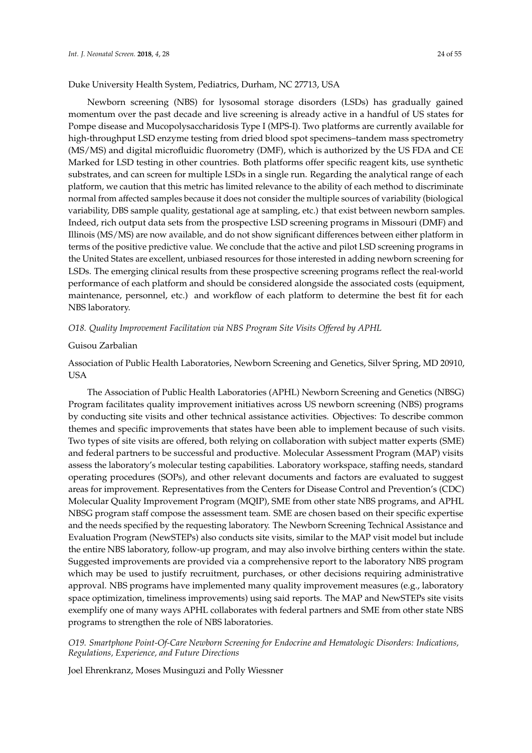Duke University Health System, Pediatrics, Durham, NC 27713, USA

Newborn screening (NBS) for lysosomal storage disorders (LSDs) has gradually gained momentum over the past decade and live screening is already active in a handful of US states for Pompe disease and Mucopolysaccharidosis Type I (MPS-I). Two platforms are currently available for high-throughput LSD enzyme testing from dried blood spot specimens–tandem mass spectrometry (MS/MS) and digital microfluidic fluorometry (DMF), which is authorized by the US FDA and CE Marked for LSD testing in other countries. Both platforms offer specific reagent kits, use synthetic substrates, and can screen for multiple LSDs in a single run. Regarding the analytical range of each platform, we caution that this metric has limited relevance to the ability of each method to discriminate normal from affected samples because it does not consider the multiple sources of variability (biological variability, DBS sample quality, gestational age at sampling, etc.) that exist between newborn samples. Indeed, rich output data sets from the prospective LSD screening programs in Missouri (DMF) and Illinois (MS/MS) are now available, and do not show significant differences between either platform in terms of the positive predictive value. We conclude that the active and pilot LSD screening programs in the United States are excellent, unbiased resources for those interested in adding newborn screening for LSDs. The emerging clinical results from these prospective screening programs reflect the real-world performance of each platform and should be considered alongside the associated costs (equipment, maintenance, personnel, etc.) and workflow of each platform to determine the best fit for each NBS laboratory.

*O18. Quality Improvement Facilitation via NBS Program Site Visits Offered by APHL*

Guisou Zarbalian

Association of Public Health Laboratories, Newborn Screening and Genetics, Silver Spring, MD 20910, USA

The Association of Public Health Laboratories (APHL) Newborn Screening and Genetics (NBSG) Program facilitates quality improvement initiatives across US newborn screening (NBS) programs by conducting site visits and other technical assistance activities. Objectives: To describe common themes and specific improvements that states have been able to implement because of such visits. Two types of site visits are offered, both relying on collaboration with subject matter experts (SME) and federal partners to be successful and productive. Molecular Assessment Program (MAP) visits assess the laboratory's molecular testing capabilities. Laboratory workspace, staffing needs, standard operating procedures (SOPs), and other relevant documents and factors are evaluated to suggest areas for improvement. Representatives from the Centers for Disease Control and Prevention's (CDC) Molecular Quality Improvement Program (MQIP), SME from other state NBS programs, and APHL NBSG program staff compose the assessment team. SME are chosen based on their specific expertise and the needs specified by the requesting laboratory. The Newborn Screening Technical Assistance and Evaluation Program (NewSTEPs) also conducts site visits, similar to the MAP visit model but include the entire NBS laboratory, follow-up program, and may also involve birthing centers within the state. Suggested improvements are provided via a comprehensive report to the laboratory NBS program which may be used to justify recruitment, purchases, or other decisions requiring administrative approval. NBS programs have implemented many quality improvement measures (e.g., laboratory space optimization, timeliness improvements) using said reports. The MAP and NewSTEPs site visits exemplify one of many ways APHL collaborates with federal partners and SME from other state NBS programs to strengthen the role of NBS laboratories.

*O19. Smartphone Point-Of-Care Newborn Screening for Endocrine and Hematologic Disorders: Indications, Regulations, Experience, and Future Directions*

Joel Ehrenkranz, Moses Musinguzi and Polly Wiessner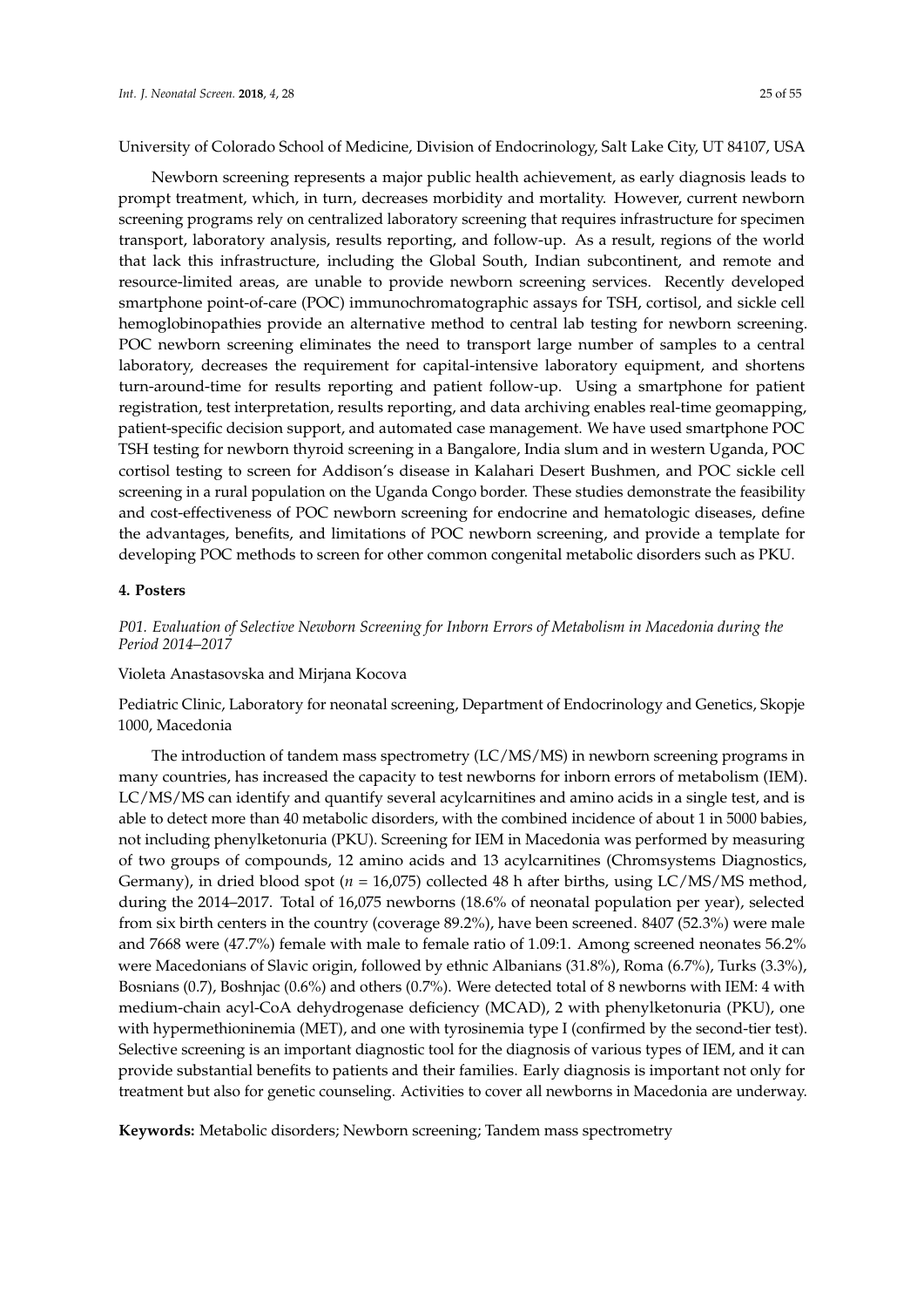University of Colorado School of Medicine, Division of Endocrinology, Salt Lake City, UT 84107, USA

Newborn screening represents a major public health achievement, as early diagnosis leads to prompt treatment, which, in turn, decreases morbidity and mortality. However, current newborn screening programs rely on centralized laboratory screening that requires infrastructure for specimen transport, laboratory analysis, results reporting, and follow-up. As a result, regions of the world that lack this infrastructure, including the Global South, Indian subcontinent, and remote and resource-limited areas, are unable to provide newborn screening services. Recently developed smartphone point-of-care (POC) immunochromatographic assays for TSH, cortisol, and sickle cell hemoglobinopathies provide an alternative method to central lab testing for newborn screening. POC newborn screening eliminates the need to transport large number of samples to a central laboratory, decreases the requirement for capital-intensive laboratory equipment, and shortens turn-around-time for results reporting and patient follow-up. Using a smartphone for patient registration, test interpretation, results reporting, and data archiving enables real-time geomapping, patient-specific decision support, and automated case management. We have used smartphone POC TSH testing for newborn thyroid screening in a Bangalore, India slum and in western Uganda, POC cortisol testing to screen for Addison's disease in Kalahari Desert Bushmen, and POC sickle cell screening in a rural population on the Uganda Congo border. These studies demonstrate the feasibility and cost-effectiveness of POC newborn screening for endocrine and hematologic diseases, define the advantages, benefits, and limitations of POC newborn screening, and provide a template for developing POC methods to screen for other common congenital metabolic disorders such as PKU.

## 4. Posters

### *P01. Evaluation of Selective Newborn Screening for Inborn Errors of Metabolism in Macedonia during the Period 2014–2017*

Violeta Anastasovska and Mirjana Kocova

Pediatric Clinic, Laboratory for neonatal screening, Department of Endocrinology and Genetics, Skopje 1000, Macedonia

The introduction of tandem mass spectrometry (LC/MS/MS) in newborn screening programs in many countries, has increased the capacity to test newborns for inborn errors of metabolism (IEM). LC/MS/MS can identify and quantify several acylcarnitines and amino acids in a single test, and is able to detect more than 40 metabolic disorders, with the combined incidence of about 1 in 5000 babies, not including phenylketonuria (PKU). Screening for IEM in Macedonia was performed by measuring of two groups of compounds, 12 amino acids and 13 acylcarnitines (Chromsystems Diagnostics, Germany), in dried blood spot ($n$ = 16,075) collected 48 h after births, using LC/MS/MS method, during the 2014–2017. Total of 16,075 newborns (18.6% of neonatal population per year), selected from six birth centers in the country (coverage 89.2%), have been screened. 8407 (52.3%) were male and 7668 were (47.7%) female with male to female ratio of 1.09:1. Among screened neonates 56.2% were Macedonians of Slavic origin, followed by ethnic Albanians (31.8%), Roma (6.7%), Turks (3.3%), Bosnians (0.7), Boshnjac (0.6%) and others (0.7%). Were detected total of 8 newborns with IEM: 4 with medium-chain acyl-CoA dehydrogenase deficiency (MCAD), 2 with phenylketonuria (PKU), one with hypermethioninemia (MET), and one with tyrosinemia type I (confirmed by the second-tier test). Selective screening is an important diagnostic tool for the diagnosis of various types of IEM, and it can provide substantial benefits to patients and their families. Early diagnosis is important not only for treatment but also for genetic counseling. Activities to cover all newborns in Macedonia are underway.

**Keywords:** Metabolic disorders; Newborn screening; Tandem mass spectrometry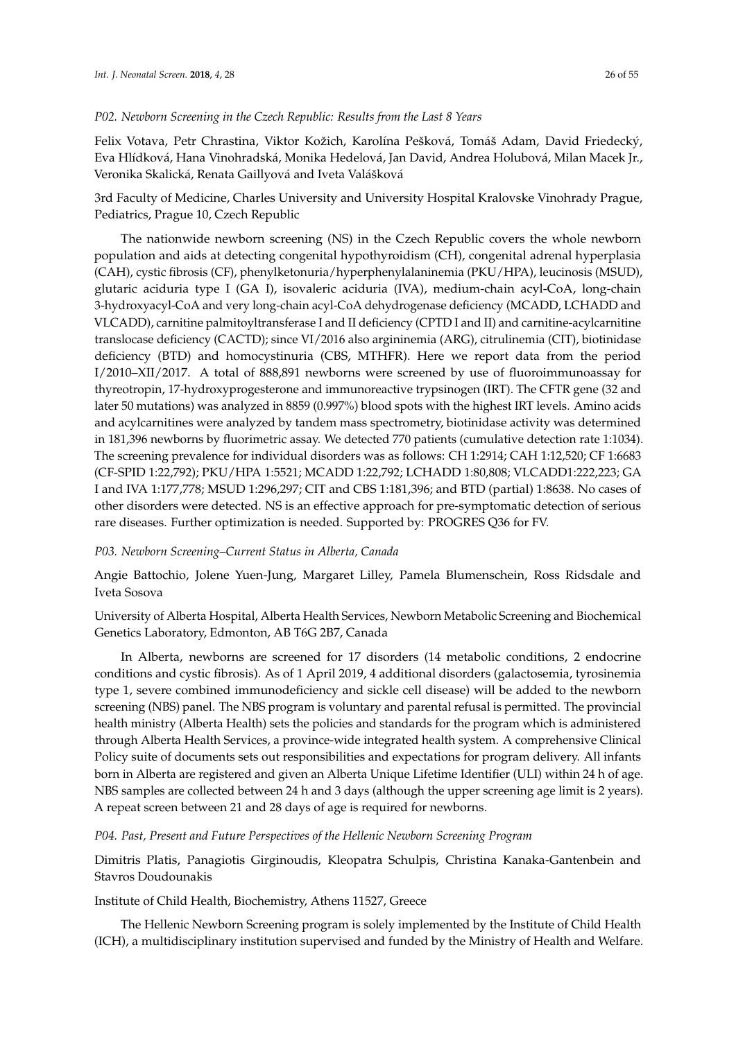*P02. Newborn Screening in the Czech Republic: Results from the Last 8 Years*

Felix Votava, Petr Chrastina, Viktor Kožich, Karolína Pešková, Tomáš Adam, David Friedecký, Eva Hlídková, Hana Vinohradská, Monika Hedelová, Jan David, Andrea Holubová, Milan Macek Jr., Veronika Skalická, Renata Gaillyová and Iveta Valášková

3rd Faculty of Medicine, Charles University and University Hospital Kralovske Vinohrady Prague, Pediatrics, Prague 10, Czech Republic

The nationwide newborn screening (NS) in the Czech Republic covers the whole newborn population and aids at detecting congenital hypothyroidism (CH), congenital adrenal hyperplasia (CAH), cystic fibrosis (CF), phenylketonuria/hyperphenylalaninemia (PKU/HPA), leucinosis (MSUD), glutaric aciduria type I (GA I), isovaleric aciduria (IVA), medium-chain acyl-CoA, long-chain 3-hydroxyacyl-CoA and very long-chain acyl-CoA dehydrogenase deficiency (MCADD, LCHADD and VLCADD), carnitine palmitoyltransferase I and II deficiency (CPTD I and II) and carnitine-acylcarnitine translocase deficiency (CACTD); since VI/2016 also argininemia (ARG), citrulinemia (CIT), biotinidase deficiency (BTD) and homocystinuria (CBS, MTHFR). Here we report data from the period I/2010–XII/2017. A total of 888,891 newborns were screened by use of fluoroimmunoassay for thyreotropin, 17-hydroxyprogesterone and immunoreactive trypsinogen (IRT). The CFTR gene (32 and later 50 mutations) was analyzed in 8859 (0.997%) blood spots with the highest IRT levels. Amino acids and acylcarnitines were analyzed by tandem mass spectrometry, biotinidase activity was determined in 181,396 newborns by fluorimetric assay. We detected 770 patients (cumulative detection rate 1:1034). The screening prevalence for individual disorders was as follows: CH 1:2914; CAH 1:12,520; CF 1:6683 (CF-SPID 1:22,792); PKU/HPA 1:5521; MCADD 1:22,792; LCHADD 1:80,808; VLCADD1:222,223; GA I and IVA 1:177,778; MSUD 1:296,297; CIT and CBS 1:181,396; and BTD (partial) 1:8638. No cases of other disorders were detected. NS is an effective approach for pre-symptomatic detection of serious rare diseases. Further optimization is needed. Supported by: PROGRES Q36 for FV.

*P03. Newborn Screening–Current Status in Alberta, Canada*

Angie Battochio, Jolene Yuen-Jung, Margaret Lilley, Pamela Blumenschein, Ross Ridsdale and Iveta Sosova

University of Alberta Hospital, Alberta Health Services, Newborn Metabolic Screening and Biochemical Genetics Laboratory, Edmonton, AB T6G 2B7, Canada

In Alberta, newborns are screened for 17 disorders (14 metabolic conditions, 2 endocrine conditions and cystic fibrosis). As of 1 April 2019, 4 additional disorders (galactosemia, tyrosinemia type 1, severe combined immunodeficiency and sickle cell disease) will be added to the newborn screening (NBS) panel. The NBS program is voluntary and parental refusal is permitted. The provincial health ministry (Alberta Health) sets the policies and standards for the program which is administered through Alberta Health Services, a province-wide integrated health system. A comprehensive Clinical Policy suite of documents sets out responsibilities and expectations for program delivery. All infants born in Alberta are registered and given an Alberta Unique Lifetime Identifier (ULI) within 24 h of age. NBS samples are collected between 24 h and 3 days (although the upper screening age limit is 2 years). A repeat screen between 21 and 28 days of age is required for newborns.

*P04. Past, Present and Future Perspectives of the Hellenic Newborn Screening Program*

Dimitris Platis, Panagiotis Girginoudis, Kleopatra Schulpis, Christina Kanaka-Gantenbein and Stavros Doudounakis

Institute of Child Health, Biochemistry, Athens 11527, Greece

The Hellenic Newborn Screening program is solely implemented by the Institute of Child Health (ICH), a multidisciplinary institution supervised and funded by the Ministry of Health and Welfare.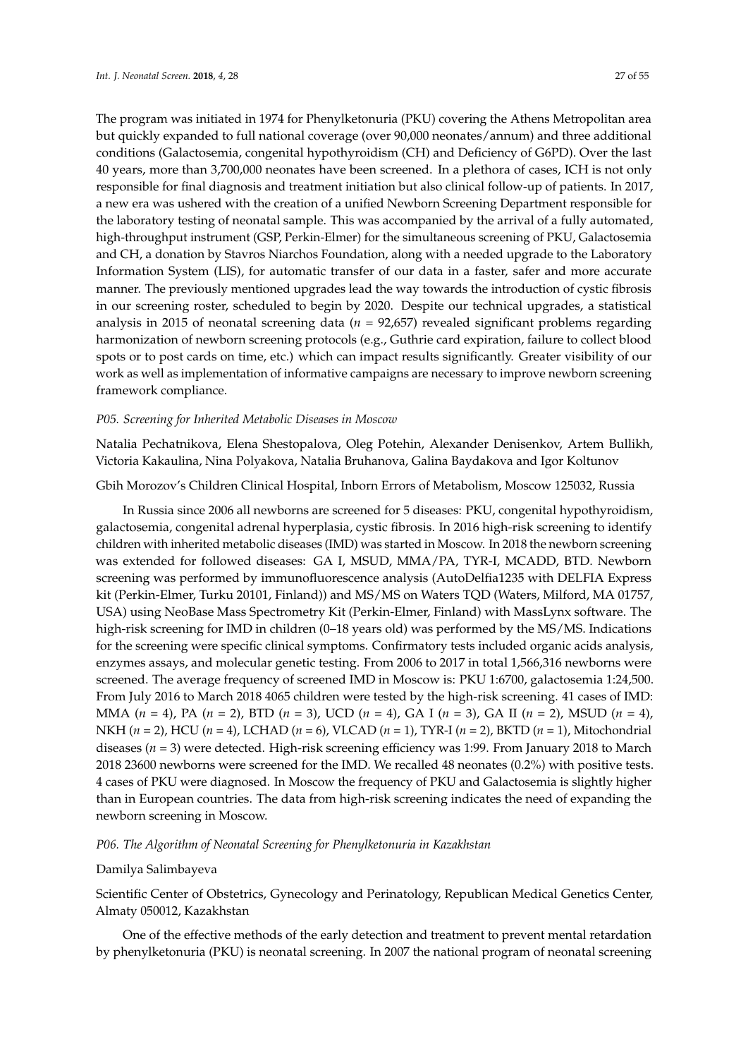The program was initiated in 1974 for Phenylketonuria (PKU) covering the Athens Metropolitan area but quickly expanded to full national coverage (over 90,000 neonates/annum) and three additional conditions (Galactosemia, congenital hypothyroidism (CH) and Deficiency of G6PD). Over the last 40 years, more than 3,700,000 neonates have been screened. In a plethora of cases, ICH is not only responsible for final diagnosis and treatment initiation but also clinical follow-up of patients. In 2017, a new era was ushered with the creation of a unified Newborn Screening Department responsible for the laboratory testing of neonatal sample. This was accompanied by the arrival of a fully automated, high-throughput instrument (GSP, Perkin-Elmer) for the simultaneous screening of PKU, Galactosemia and CH, a donation by Stavros Niarchos Foundation, along with a needed upgrade to the Laboratory Information System (LIS), for automatic transfer of our data in a faster, safer and more accurate manner. The previously mentioned upgrades lead the way towards the introduction of cystic fibrosis in our screening roster, scheduled to begin by 2020. Despite our technical upgrades, a statistical analysis in 2015 of neonatal screening data ($n$ = 92,657) revealed significant problems regarding harmonization of newborn screening protocols (e.g., Guthrie card expiration, failure to collect blood spots or to post cards on time, etc.) which can impact results significantly. Greater visibility of our work as well as implementation of informative campaigns are necessary to improve newborn screening framework compliance.

*P05. Screening for Inherited Metabolic Diseases in Moscow*

Natalia Pechatnikova, Elena Shestopalova, Oleg Potehin, Alexander Denisenkov, Artem Bullikh, Victoria Kakaulina, Nina Polyakova, Natalia Bruhanova, Galina Baydakova and Igor Koltunov

Gbih Morozov's Children Clinical Hospital, Inborn Errors of Metabolism, Moscow 125032, Russia

In Russia since 2006 all newborns are screened for 5 diseases: PKU, congenital hypothyroidism, galactosemia, congenital adrenal hyperplasia, cystic fibrosis. In 2016 high-risk screening to identify children with inherited metabolic diseases (IMD) was started in Moscow. In 2018 the newborn screening was extended for followed diseases: GA I, MSUD, MMA/PA, TYR-I, MCADD, BTD. Newborn screening was performed by immunofluorescence analysis (AutoDelfia1235 with DELFIA Express kit (Perkin-Elmer, Turku 20101, Finland)) and MS/MS on Waters TQD (Waters, Milford, MA 01757, USA) using NeoBase Mass Spectrometry Kit (Perkin-Elmer, Finland) with MassLynx software. The high-risk screening for IMD in children (0–18 years old) was performed by the MS/MS. Indications for the screening were specific clinical symptoms. Confirmatory tests included organic acids analysis, enzymes assays, and molecular genetic testing. From 2006 to 2017 in total 1,566,316 newborns were screened. The average frequency of screened IMD in Moscow is: PKU 1:6700, galactosemia 1:24,500. From July 2016 to March 2018 4065 children were tested by the high-risk screening. 41 cases of IMD: MMA ($n$ = 4), PA ($n$ = 2), BTD ($n$ = 3), UCD ($n$ = 4), GA I ($n$ = 3), GA II ($n$ = 2), MSUD ($n$ = 4), NKH ($n$ = 2), HCU ($n$ = 4), LCHAD ($n$ = 6), VLCAD ($n$ = 1), TYR-I ($n$ = 2), BKTD ($n$ = 1), Mitochondrial diseases ($n$ = 3) were detected. High-risk screening efficiency was 1:99. From January 2018 to March 2018 23600 newborns were screened for the IMD. We recalled 48 neonates (0.2%) with positive tests. 4 cases of PKU were diagnosed. In Moscow the frequency of PKU and Galactosemia is slightly higher than in European countries. The data from high-risk screening indicates the need of expanding the newborn screening in Moscow.

*P06. The Algorithm of Neonatal Screening for Phenylketonuria in Kazakhstan*

Damilya Salimbayeva

Scientific Center of Obstetrics, Gynecology and Perinatology, Republican Medical Genetics Center, Almaty 050012, Kazakhstan

One of the effective methods of the early detection and treatment to prevent mental retardation by phenylketonuria (PKU) is neonatal screening. In 2007 the national program of neonatal screening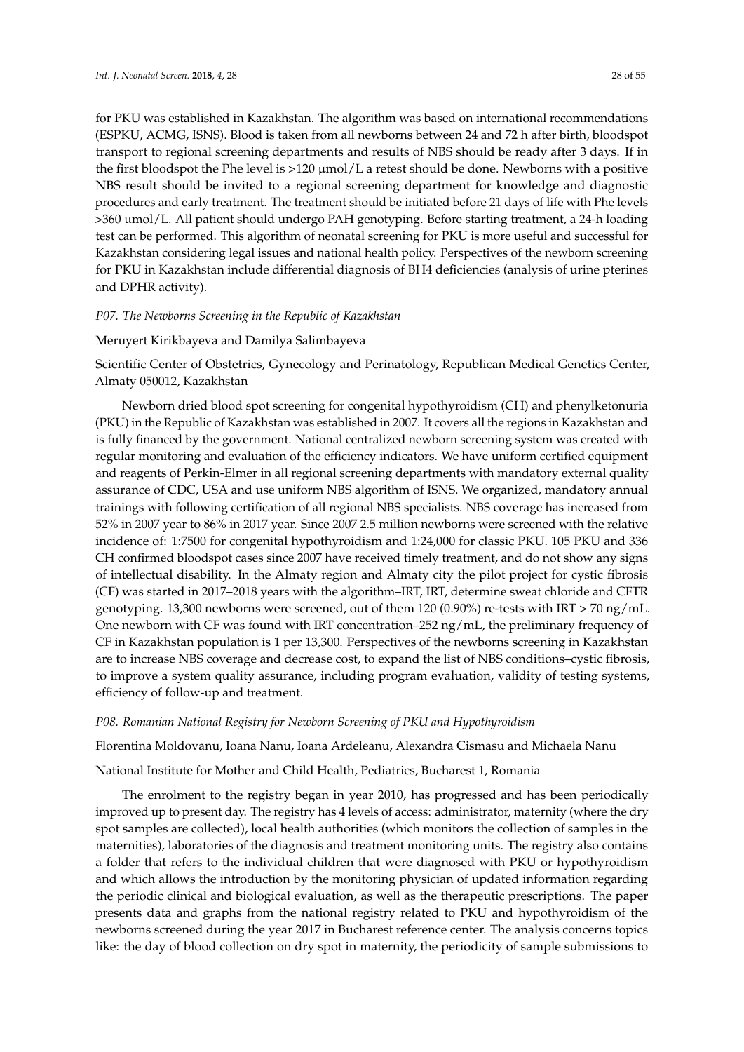for PKU was established in Kazakhstan. The algorithm was based on international recommendations (ESPKU, ACMG, ISNS). Blood is taken from all newborns between 24 and 72 h after birth, bloodspot transport to regional screening departments and results of NBS should be ready after 3 days. If in the first bloodspot the Phe level is >120 μmol/L a retest should be done. Newborns with a positive NBS result should be invited to a regional screening department for knowledge and diagnostic procedures and early treatment. The treatment should be initiated before 21 days of life with Phe levels >360 μmol/L. All patient should undergo PAH genotyping. Before starting treatment, a 24-h loading test can be performed. This algorithm of neonatal screening for PKU is more useful and successful for Kazakhstan considering legal issues and national health policy. Perspectives of the newborn screening for PKU in Kazakhstan include differential diagnosis of BH4 deficiencies (analysis of urine pterines and DPHR activity).

*P07. The Newborns Screening in the Republic of Kazakhstan*

Meruyert Kirikbayeva and Damilya Salimbayeva

Scientific Center of Obstetrics, Gynecology and Perinatology, Republican Medical Genetics Center, Almaty 050012, Kazakhstan

Newborn dried blood spot screening for congenital hypothyroidism (CH) and phenylketonuria (PKU) in the Republic of Kazakhstan was established in 2007. It covers all the regions in Kazakhstan and is fully financed by the government. National centralized newborn screening system was created with regular monitoring and evaluation of the efficiency indicators. We have uniform certified equipment and reagents of Perkin-Elmer in all regional screening departments with mandatory external quality assurance of CDC, USA and use uniform NBS algorithm of ISNS. We organized, mandatory annual trainings with following certification of all regional NBS specialists. NBS coverage has increased from 52% in 2007 year to 86% in 2017 year. Since 2007 2.5 million newborns were screened with the relative incidence of: 1:7500 for congenital hypothyroidism and 1:24,000 for classic PKU. 105 PKU and 336 CH confirmed bloodspot cases since 2007 have received timely treatment, and do not show any signs of intellectual disability. In the Almaty region and Almaty city the pilot project for cystic fibrosis (CF) was started in 2017–2018 years with the algorithm–IRT, IRT, determine sweat chloride and CFTR genotyping. 13,300 newborns were screened, out of them 120 (0.90%) re-tests with IRT > 70 ng/mL. One newborn with CF was found with IRT concentration–252 ng/mL, the preliminary frequency of CF in Kazakhstan population is 1 per 13,300. Perspectives of the newborns screening in Kazakhstan are to increase NBS coverage and decrease cost, to expand the list of NBS conditions–cystic fibrosis, to improve a system quality assurance, including program evaluation, validity of testing systems, efficiency of follow-up and treatment.

*P08. Romanian National Registry for Newborn Screening of PKU and Hypothyroidism*

Florentina Moldovanu, Ioana Nanu, Ioana Ardeleanu, Alexandra Cismasu and Michaela Nanu

National Institute for Mother and Child Health, Pediatrics, Bucharest 1, Romania

The enrolment to the registry began in year 2010, has progressed and has been periodically improved up to present day. The registry has 4 levels of access: administrator, maternity (where the dry spot samples are collected), local health authorities (which monitors the collection of samples in the maternities), laboratories of the diagnosis and treatment monitoring units. The registry also contains a folder that refers to the individual children that were diagnosed with PKU or hypothyroidism and which allows the introduction by the monitoring physician of updated information regarding the periodic clinical and biological evaluation, as well as the therapeutic prescriptions. The paper presents data and graphs from the national registry related to PKU and hypothyroidism of the newborns screened during the year 2017 in Bucharest reference center. The analysis concerns topics like: the day of blood collection on dry spot in maternity, the periodicity of sample submissions to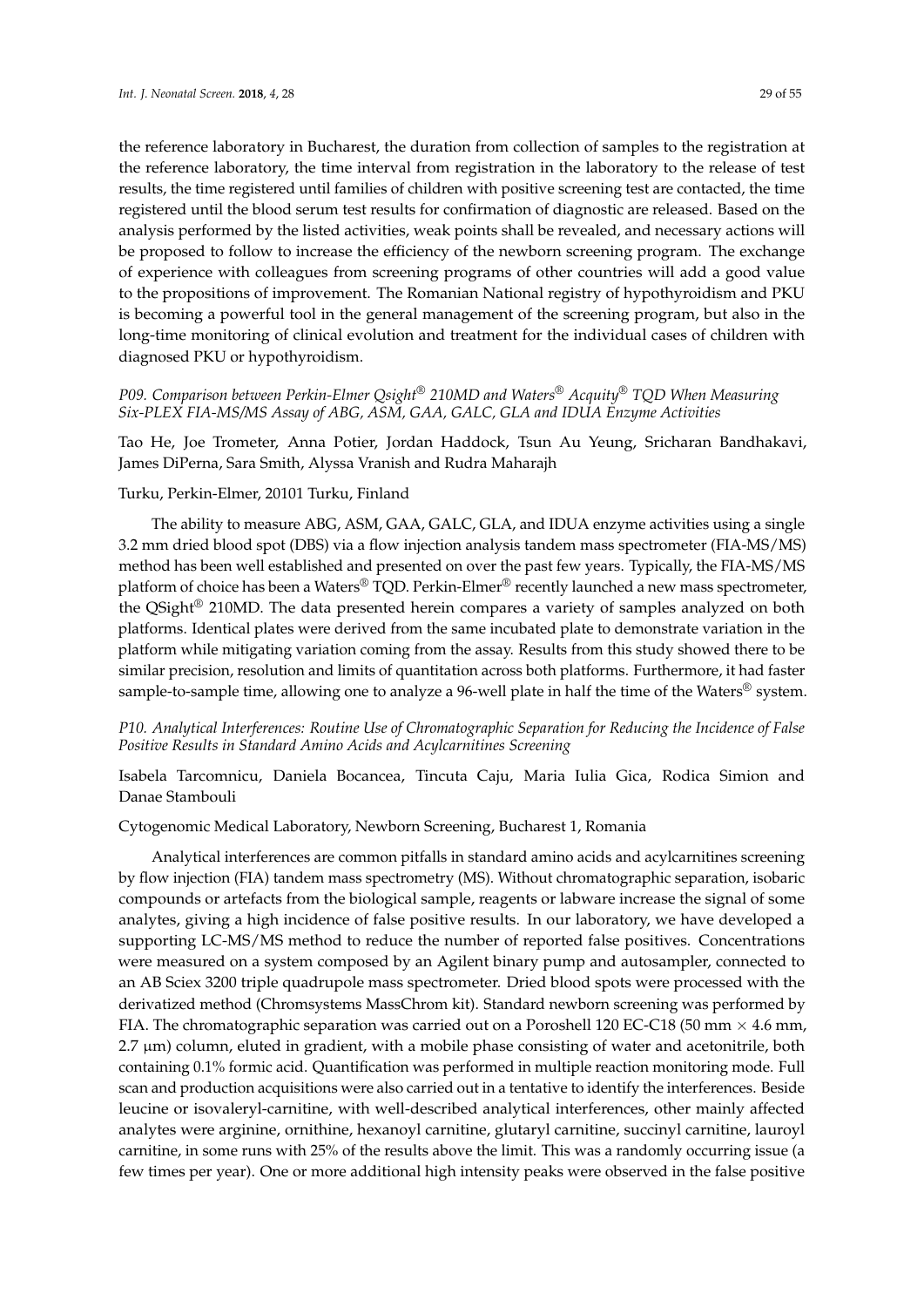the reference laboratory in Bucharest, the duration from collection of samples to the registration at the reference laboratory, the time interval from registration in the laboratory to the release of test results, the time registered until families of children with positive screening test are contacted, the time registered until the blood serum test results for confirmation of diagnostic are released. Based on the analysis performed by the listed activities, weak points shall be revealed, and necessary actions will be proposed to follow to increase the efficiency of the newborn screening program. The exchange of experience with colleagues from screening programs of other countries will add a good value to the propositions of improvement. The Romanian National registry of hypothyroidism and PKU is becoming a powerful tool in the general management of the screening program, but also in the long-time monitoring of clinical evolution and treatment for the individual cases of children with diagnosed PKU or hypothyroidism.

*P09. Comparison between Perkin-Elmer Qsight® 210MD and Waters® Acquity® TQD When Measuring Six-PLEX FIA-MS/MS Assay of ABG, ASM, GAA, GALC, GLA and IDUA Enzyme Activities*

Tao He, Joe Trometer, Anna Potier, Jordan Haddock, Tsun Au Yeung, Sricharan Bandhakavi, James DiPerna, Sara Smith, Alyssa Vranish and Rudra Maharajh

Turku, Perkin-Elmer, 20101 Turku, Finland

The ability to measure ABG, ASM, GAA, GALC, GLA, and IDUA enzyme activities using a single 3.2 mm dried blood spot (DBS) via a flow injection analysis tandem mass spectrometer (FIA-MS/MS) method has been well established and presented on over the past few years. Typically, the FIA-MS/MS platform of choice has been a Waters® TQD. Perkin-Elmer® recently launched a new mass spectrometer, the QSight® 210MD. The data presented herein compares a variety of samples analyzed on both platforms. Identical plates were derived from the same incubated plate to demonstrate variation in the platform while mitigating variation coming from the assay. Results from this study showed there to be similar precision, resolution and limits of quantitation across both platforms. Furthermore, it had faster sample-to-sample time, allowing one to analyze a 96-well plate in half the time of the Waters® system.

*P10. Analytical Interferences: Routine Use of Chromatographic Separation for Reducing the Incidence of False Positive Results in Standard Amino Acids and Acylcarnitines Screening*

Isabela Tarcomnicu, Daniela Bocancea, Tincuta Caju, Maria Iulia Gica, Rodica Simion and Danae Stambouli

Cytogenomic Medical Laboratory, Newborn Screening, Bucharest 1, Romania

Analytical interferences are common pitfalls in standard amino acids and acylcarnitines screening by flow injection (FIA) tandem mass spectrometry (MS). Without chromatographic separation, isobaric compounds or artefacts from the biological sample, reagents or labware increase the signal of some analytes, giving a high incidence of false positive results. In our laboratory, we have developed a supporting LC-MS/MS method to reduce the number of reported false positives. Concentrations were measured on a system composed by an Agilent binary pump and autosampler, connected to an AB Sciex 3200 triple quadrupole mass spectrometer. Dried blood spots were processed with the derivatized method (Chromsystems MassChrom kit). Standard newborn screening was performed by FIA. The chromatographic separation was carried out on a Poroshell 120 EC-C18 (50 mm × 4.6 mm, 2.7 µm) column, eluted in gradient, with a mobile phase consisting of water and acetonitrile, both containing 0.1% formic acid. Quantification was performed in multiple reaction monitoring mode. Full scan and production acquisitions were also carried out in a tentative to identify the interferences. Beside leucine or isovaleryl-carnitine, with well-described analytical interferences, other mainly affected analytes were arginine, ornithine, hexanoyl carnitine, glutaryl carnitine, succinyl carnitine, lauroyl carnitine, in some runs with 25% of the results above the limit. This was a randomly occurring issue (a few times per year). One or more additional high intensity peaks were observed in the false positive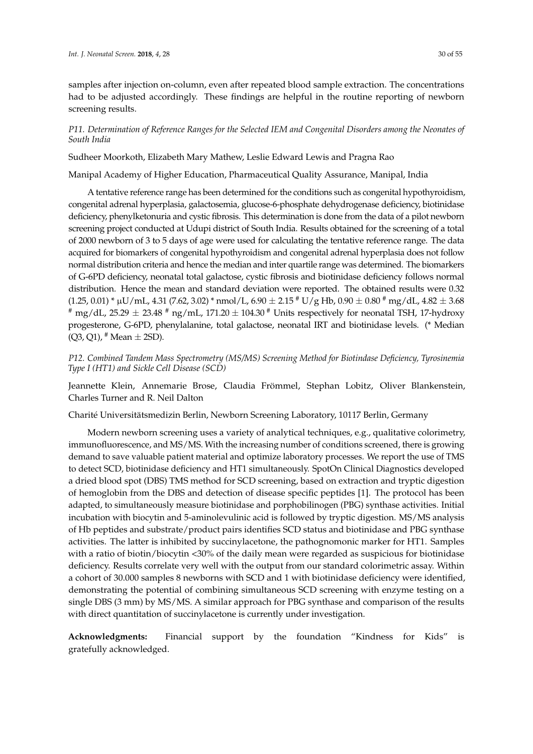samples after injection on-column, even after repeated blood sample extraction. The concentrations had to be adjusted accordingly. These findings are helpful in the routine reporting of newborn screening results.

### *P11. Determination of Reference Ranges for the Selected IEM and Congenital Disorders among the Neonates of South India*

Sudheer Moorkoth, Elizabeth Mary Mathew, Leslie Edward Lewis and Pragna Rao

Manipal Academy of Higher Education, Pharmaceutical Quality Assurance, Manipal, India

A tentative reference range has been determined for the conditions such as congenital hypothyroidism, congenital adrenal hyperplasia, galactosemia, glucose-6-phosphate dehydrogenase deficiency, biotinidase deficiency, phenylketonuria and cystic fibrosis. This determination is done from the data of a pilot newborn screening project conducted at Udupi district of South India. Results obtained for the screening of a total of 2000 newborn of 3 to 5 days of age were used for calculating the tentative reference range. The data acquired for biomarkers of congenital hypothyroidism and congenital adrenal hyperplasia does not follow normal distribution criteria and hence the median and inter quartile range was determined. The biomarkers of G-6PD deficiency, neonatal total galactose, cystic fibrosis and biotinidase deficiency follows normal distribution. Hence the mean and standard deviation were reported. The obtained results were 0.32 (1.25, 0.01) * μU/mL, 4.31 (7.62, 3.02) * nmol/L, 6.90 ± 2.15 # U/g Hb, 0.90 ± 0.80 # mg/dL, 4.82 ± 3.68 # mg/dL, 25.29 ± 23.48 # ng/mL, 171.20 ± 104.30 # Units respectively for neonatal TSH, 17-hydroxy progesterone, G-6PD, phenylalanine, total galactose, neonatal IRT and biotinidase levels. (* Median (Q3, Q1), # Mean ± 2SD).

### *P12. Combined Tandem Mass Spectrometry (MS/MS) Screening Method for Biotindase Deficiency, Tyrosinemia Type I (HT1) and Sickle Cell Disease (SCD)*

Jeannette Klein, Annemarie Brose, Claudia Frömmel, Stephan Lobitz, Oliver Blankenstein, Charles Turner and R. Neil Dalton

Charité Universitätsmedizin Berlin, Newborn Screening Laboratory, 10117 Berlin, Germany

Modern newborn screening uses a variety of analytical techniques, e.g., qualitative colorimetry, immunofluorescence, and MS/MS. With the increasing number of conditions screened, there is growing demand to save valuable patient material and optimize laboratory processes. We report the use of TMS to detect SCD, biotinidase deficiency and HT1 simultaneously. SpotOn Clinical Diagnostics developed a dried blood spot (DBS) TMS method for SCD screening, based on extraction and tryptic digestion of hemoglobin from the DBS and detection of disease specific peptides [1]. The protocol has been adapted, to simultaneously measure biotinidase and porphobilinogen (PBG) synthase activities. Initial incubation with biocytin and 5-aminolevulinic acid is followed by tryptic digestion. MS/MS analysis of Hb peptides and substrate/product pairs identifies SCD status and biotinidase and PBG synthase activities. The latter is inhibited by succinylacetone, the pathognomonic marker for HT1. Samples with a ratio of biotin/biocytin <30% of the daily mean were regarded as suspicious for biotinidase deficiency. Results correlate very well with the output from our standard colorimetric assay. Within a cohort of 30.000 samples 8 newborns with SCD and 1 with biotinidase deficiency were identified, demonstrating the potential of combining simultaneous SCD screening with enzyme testing on a single DBS (3 mm) by MS/MS. A similar approach for PBG synthase and comparison of the results with direct quantitation of succinylacetone is currently under investigation.

**Acknowledgments:** Financial support by the foundation "Kindness for Kids" is gratefully acknowledged.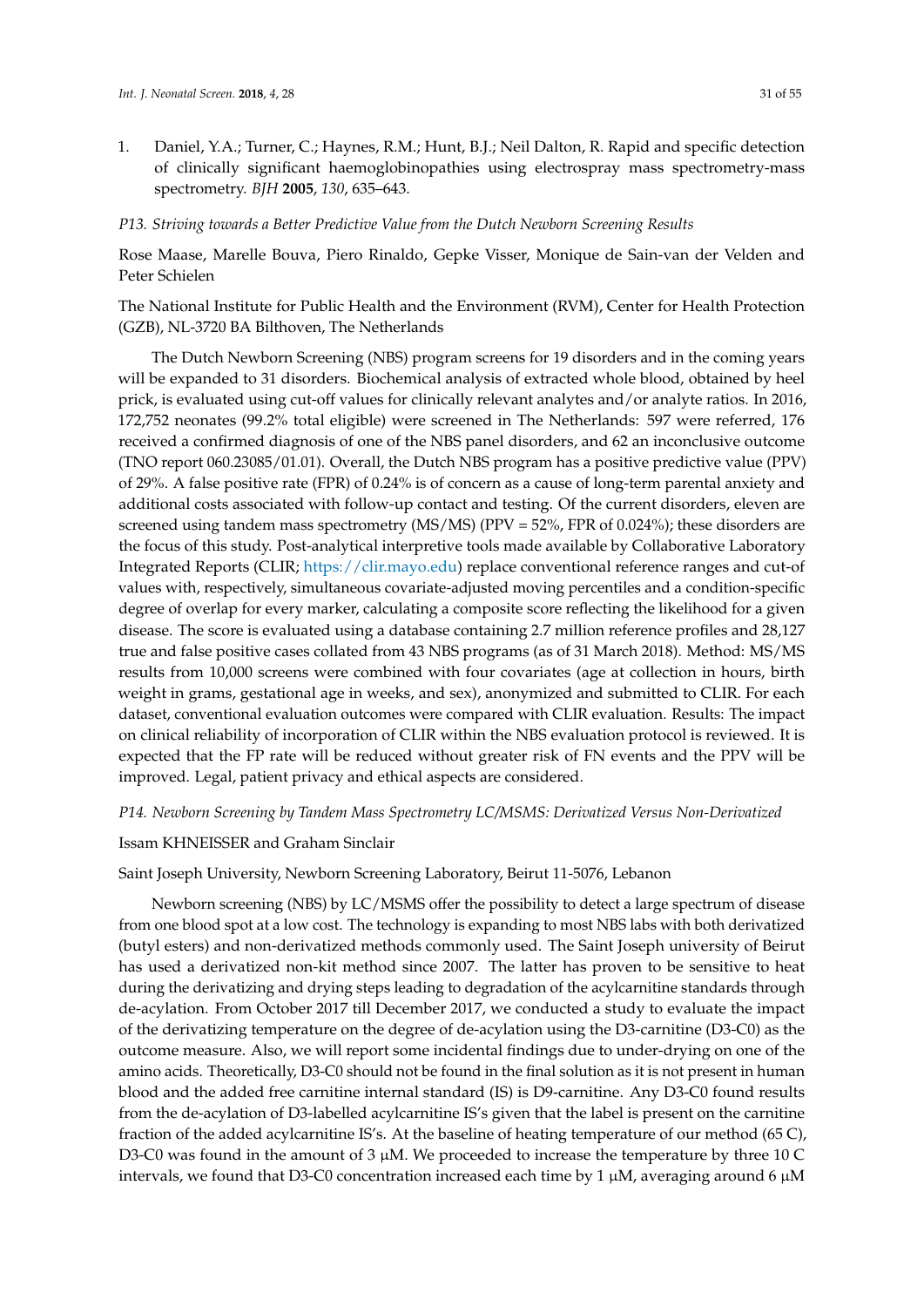1. Daniel, Y.A.; Turner, C.; Haynes, R.M.; Hunt, B.J.; Neil Dalton, R. Rapid and specific detection of clinically significant haemoglobinopathies using electrospray mass spectrometry-mass spectrometry. *BJH* **2005**, *130*, 635–643.

### *P13. Striving towards a Better Predictive Value from the Dutch Newborn Screening Results*

Rose Maase, Marelle Bouva, Piero Rinaldo, Gepke Visser, Monique de Sain-van der Velden and Peter Schielen

The National Institute for Public Health and the Environment (RVM), Center for Health Protection (GZB), NL-3720 BA Bilthoven, The Netherlands

The Dutch Newborn Screening (NBS) program screens for 19 disorders and in the coming years will be expanded to 31 disorders. Biochemical analysis of extracted whole blood, obtained by heel prick, is evaluated using cut-off values for clinically relevant analytes and/or analyte ratios. In 2016, 172,752 neonates (99.2% total eligible) were screened in The Netherlands: 597 were referred, 176 received a confirmed diagnosis of one of the NBS panel disorders, and 62 an inconclusive outcome (TNO report 060.23085/01.01). Overall, the Dutch NBS program has a positive predictive value (PPV) of 29%. A false positive rate (FPR) of 0.24% is of concern as a cause of long-term parental anxiety and additional costs associated with follow-up contact and testing. Of the current disorders, eleven are screened using tandem mass spectrometry (MS/MS) (PPV = 52%, FPR of 0.024%); these disorders are the focus of this study. Post-analytical interpretive tools made available by Collaborative Laboratory Integrated Reports (CLIR; https://clir.mayo.edu) replace conventional reference ranges and cut-of values with, respectively, simultaneous covariate-adjusted moving percentiles and a condition-specific degree of overlap for every marker, calculating a composite score reflecting the likelihood for a given disease. The score is evaluated using a database containing 2.7 million reference profiles and 28,127 true and false positive cases collated from 43 NBS programs (as of 31 March 2018). Method: MS/MS results from 10,000 screens were combined with four covariates (age at collection in hours, birth weight in grams, gestational age in weeks, and sex), anonymized and submitted to CLIR. For each dataset, conventional evaluation outcomes were compared with CLIR evaluation. Results: The impact on clinical reliability of incorporation of CLIR within the NBS evaluation protocol is reviewed. It is expected that the FP rate will be reduced without greater risk of FN events and the PPV will be improved. Legal, patient privacy and ethical aspects are considered.

### *P14. Newborn Screening by Tandem Mass Spectrometry LC/MSMS: Derivatized Versus Non-Derivatized*

Issam KHNEISSER and Graham Sinclair

Saint Joseph University, Newborn Screening Laboratory, Beirut 11-5076, Lebanon

Newborn screening (NBS) by LC/MSMS offer the possibility to detect a large spectrum of disease from one blood spot at a low cost. The technology is expanding to most NBS labs with both derivatized (butyl esters) and non-derivatized methods commonly used. The Saint Joseph university of Beirut has used a derivatized non-kit method since 2007. The latter has proven to be sensitive to heat during the derivatizing and drying steps leading to degradation of the acylcarnitine standards through de-acylation. From October 2017 till December 2017, we conducted a study to evaluate the impact of the derivatizing temperature on the degree of de-acylation using the D3-carnitine (D3-C0) as the outcome measure. Also, we will report some incidental findings due to under-drying on one of the amino acids. Theoretically, D3-C0 should not be found in the final solution as it is not present in human blood and the added free carnitine internal standard (IS) is D9-carnitine. Any D3-C0 found results from the de-acylation of D3-labelled acylcarnitine IS's given that the label is present on the carnitine fraction of the added acylcarnitine IS's. At the baseline of heating temperature of our method (65 C), D3-C0 was found in the amount of 3 μM. We proceeded to increase the temperature by three 10 C intervals, we found that D3-C0 concentration increased each time by 1 μM, averaging around 6 μM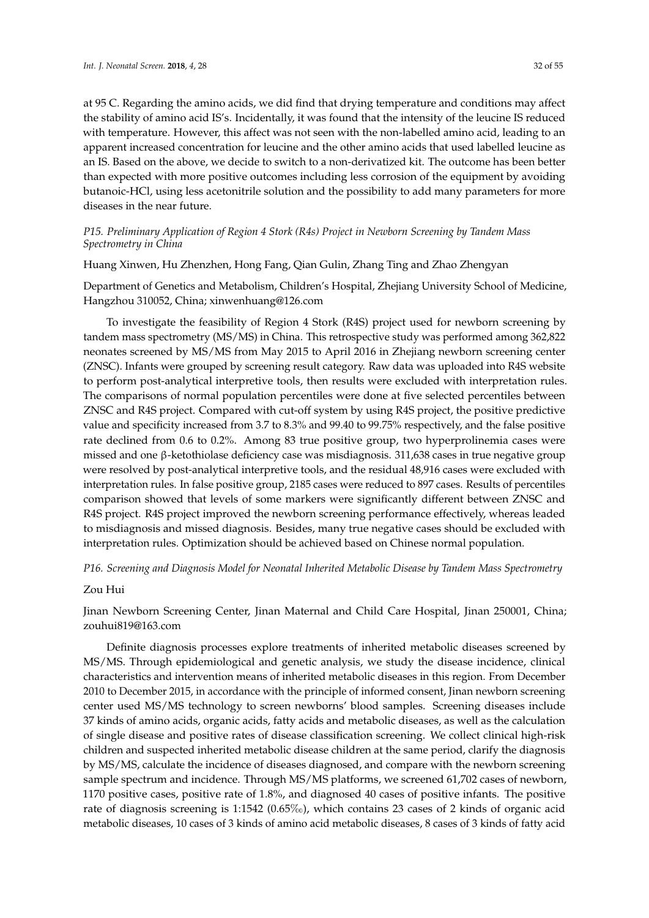at 95 C. Regarding the amino acids, we did find that drying temperature and conditions may affect the stability of amino acid IS's. Incidentally, it was found that the intensity of the leucine IS reduced with temperature. However, this affect was not seen with the non-labelled amino acid, leading to an apparent increased concentration for leucine and the other amino acids that used labelled leucine as an IS. Based on the above, we decide to switch to a non-derivatized kit. The outcome has been better than expected with more positive outcomes including less corrosion of the equipment by avoiding butanoic-HCl, using less acetonitrile solution and the possibility to add many parameters for more diseases in the near future.

*P15. Preliminary Application of Region 4 Stork (R4s) Project in Newborn Screening by Tandem Mass Spectrometry in China*

Huang Xinwen, Hu Zhenzhen, Hong Fang, Qian Gulin, Zhang Ting and Zhao Zhengyan

Department of Genetics and Metabolism, Children's Hospital, Zhejiang University School of Medicine, Hangzhou 310052, China; xinwenhuang@126.com

To investigate the feasibility of Region 4 Stork (R4S) project used for newborn screening by tandem mass spectrometry (MS/MS) in China. This retrospective study was performed among 362,822 neonates screened by MS/MS from May 2015 to April 2016 in Zhejiang newborn screening center (ZNSC). Infants were grouped by screening result category. Raw data was uploaded into R4S website to perform post-analytical interpretive tools, then results were excluded with interpretation rules. The comparisons of normal population percentiles were done at five selected percentiles between ZNSC and R4S project. Compared with cut-off system by using R4S project, the positive predictive value and specificity increased from 3.7 to 8.3% and 99.40 to 99.75% respectively, and the false positive rate declined from 0.6 to 0.2%. Among 83 true positive group, two hyperprolinemia cases were missed and one β-ketothiolase deficiency case was misdiagnosis. 311,638 cases in true negative group were resolved by post-analytical interpretive tools, and the residual 48,916 cases were excluded with interpretation rules. In false positive group, 2185 cases were reduced to 897 cases. Results of percentiles comparison showed that levels of some markers were significantly different between ZNSC and R4S project. R4S project improved the newborn screening performance effectively, whereas leaded to misdiagnosis and missed diagnosis. Besides, many true negative cases should be excluded with interpretation rules. Optimization should be achieved based on Chinese normal population.

*P16. Screening and Diagnosis Model for Neonatal Inherited Metabolic Disease by Tandem Mass Spectrometry*

Zou Hui

Jinan Newborn Screening Center, Jinan Maternal and Child Care Hospital, Jinan 250001, China; zouhui819@163.com

Definite diagnosis processes explore treatments of inherited metabolic diseases screened by MS/MS. Through epidemiological and genetic analysis, we study the disease incidence, clinical characteristics and intervention means of inherited metabolic diseases in this region. From December 2010 to December 2015, in accordance with the principle of informed consent, Jinan newborn screening center used MS/MS technology to screen newborns' blood samples. Screening diseases include 37 kinds of amino acids, organic acids, fatty acids and metabolic diseases, as well as the calculation of single disease and positive rates of disease classification screening. We collect clinical high-risk children and suspected inherited metabolic disease children at the same period, clarify the diagnosis by MS/MS, calculate the incidence of diseases diagnosed, and compare with the newborn screening sample spectrum and incidence. Through MS/MS platforms, we screened 61,702 cases of newborn, 1170 positive cases, positive rate of 1.8%, and diagnosed 40 cases of positive infants. The positive rate of diagnosis screening is 1:1542 (0.65‰), which contains 23 cases of 2 kinds of organic acid metabolic diseases, 10 cases of 3 kinds of amino acid metabolic diseases, 8 cases of 3 kinds of fatty acid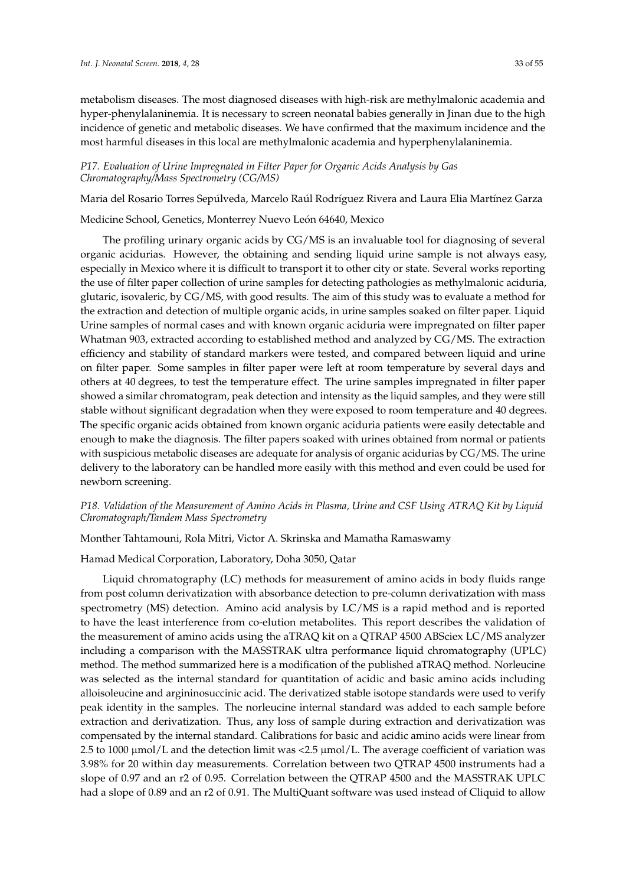metabolism diseases. The most diagnosed diseases with high-risk are methylmalonic academia and hyper-phenylalaninemia. It is necessary to screen neonatal babies generally in Jinan due to the high incidence of genetic and metabolic diseases. We have confirmed that the maximum incidence and the most harmful diseases in this local are methylmalonic academia and hyperphenylalaninemia.

### *P17. Evaluation of Urine Impregnated in Filter Paper for Organic Acids Analysis by Gas Chromatography/Mass Spectrometry (CG/MS)*

Maria del Rosario Torres Sepúlveda, Marcelo Raúl Rodríguez Rivera and Laura Elia Martínez Garza

Medicine School, Genetics, Monterrey Nuevo León 64640, Mexico

The profiling urinary organic acids by CG/MS is an invaluable tool for diagnosing of several organic acidurias. However, the obtaining and sending liquid urine sample is not always easy, especially in Mexico where it is difficult to transport it to other city or state. Several works reporting the use of filter paper collection of urine samples for detecting pathologies as methylmalonic aciduria, glutaric, isovaleric, by CG/MS, with good results. The aim of this study was to evaluate a method for the extraction and detection of multiple organic acids, in urine samples soaked on filter paper. Liquid Urine samples of normal cases and with known organic aciduria were impregnated on filter paper Whatman 903, extracted according to established method and analyzed by CG/MS. The extraction efficiency and stability of standard markers were tested, and compared between liquid and urine on filter paper. Some samples in filter paper were left at room temperature by several days and others at 40 degrees, to test the temperature effect. The urine samples impregnated in filter paper showed a similar chromatogram, peak detection and intensity as the liquid samples, and they were still stable without significant degradation when they were exposed to room temperature and 40 degrees. The specific organic acids obtained from known organic aciduria patients were easily detectable and enough to make the diagnosis. The filter papers soaked with urines obtained from normal or patients with suspicious metabolic diseases are adequate for analysis of organic acidurias by CG/MS. The urine delivery to the laboratory can be handled more easily with this method and even could be used for newborn screening.

### *P18. Validation of the Measurement of Amino Acids in Plasma, Urine and CSF Using ATRAQ Kit by Liquid Chromatograph/Tandem Mass Spectrometry*

Monther Tahtamouni, Rola Mitri, Victor A. Skrinska and Mamatha Ramaswamy

Hamad Medical Corporation, Laboratory, Doha 3050, Qatar

Liquid chromatography (LC) methods for measurement of amino acids in body fluids range from post column derivatization with absorbance detection to pre-column derivatization with mass spectrometry (MS) detection. Amino acid analysis by LC/MS is a rapid method and is reported to have the least interference from co-elution metabolites. This report describes the validation of the measurement of amino acids using the aTRAQ kit on a QTRAP 4500 ABSciex LC/MS analyzer including a comparison with the MASSTRAK ultra performance liquid chromatography (UPLC) method. The method summarized here is a modification of the published aTRAQ method. Norleucine was selected as the internal standard for quantitation of acidic and basic amino acids including alloisoleucine and argininosuccinic acid. The derivatized stable isotope standards were used to verify peak identity in the samples. The norleucine internal standard was added to each sample before extraction and derivatization. Thus, any loss of sample during extraction and derivatization was compensated by the internal standard. Calibrations for basic and acidic amino acids were linear from 2.5 to 1000 μmol/L and the detection limit was <2.5 μmol/L. The average coefficient of variation was 3.98% for 20 within day measurements. Correlation between two QTRAP 4500 instruments had a slope of 0.97 and an r2 of 0.95. Correlation between the QTRAP 4500 and the MASSTRAK UPLC had a slope of 0.89 and an r2 of 0.91. The MultiQuant software was used instead of Cliquid to allow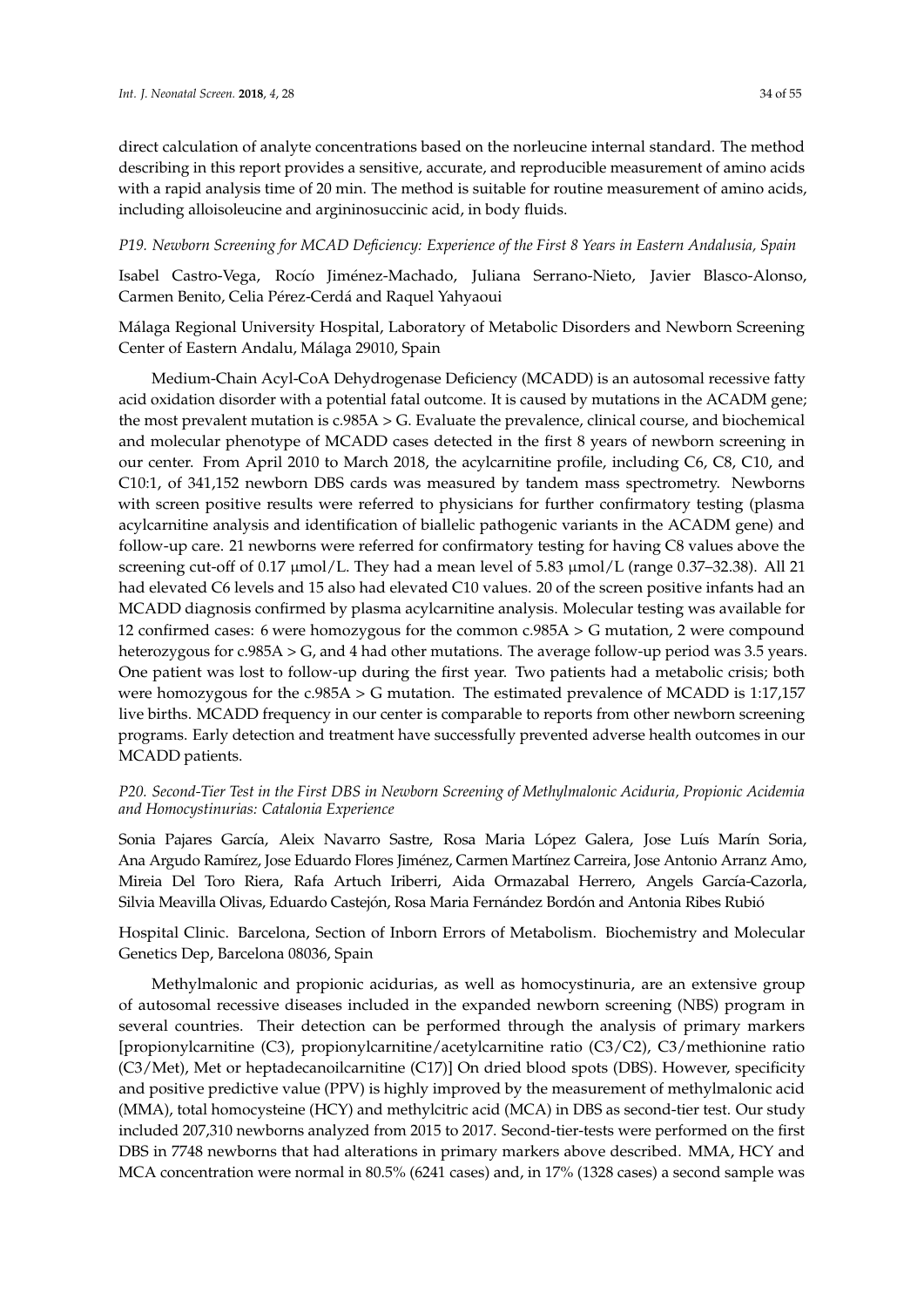direct calculation of analyte concentrations based on the norleucine internal standard. The method describing in this report provides a sensitive, accurate, and reproducible measurement of amino acids with a rapid analysis time of 20 min. The method is suitable for routine measurement of amino acids, including alloisoleucine and argininosuccinic acid, in body fluids.

### *P19. Newborn Screening for MCAD Deficiency: Experience of the First 8 Years in Eastern Andalusia, Spain*

Isabel Castro-Vega, Rocío Jiménez-Machado, Juliana Serrano-Nieto, Javier Blasco-Alonso, Carmen Benito, Celia Pérez-Cerdá and Raquel Yahyaoui

Málaga Regional University Hospital, Laboratory of Metabolic Disorders and Newborn Screening Center of Eastern Andalu, Málaga 29010, Spain

Medium-Chain Acyl-CoA Dehydrogenase Deficiency (MCADD) is an autosomal recessive fatty acid oxidation disorder with a potential fatal outcome. It is caused by mutations in the ACADM gene; the most prevalent mutation is c.985A > G. Evaluate the prevalence, clinical course, and biochemical and molecular phenotype of MCADD cases detected in the first 8 years of newborn screening in our center. From April 2010 to March 2018, the acylcarnitine profile, including C6, C8, C10, and C10:1, of 341,152 newborn DBS cards was measured by tandem mass spectrometry. Newborns with screen positive results were referred to physicians for further confirmatory testing (plasma acylcarnitine analysis and identification of biallelic pathogenic variants in the ACADM gene) and follow-up care. 21 newborns were referred for confirmatory testing for having C8 values above the screening cut-off of 0.17 µmol/L. They had a mean level of 5.83 µmol/L (range 0.37–32.38). All 21 had elevated C6 levels and 15 also had elevated C10 values. 20 of the screen positive infants had an MCADD diagnosis confirmed by plasma acylcarnitine analysis. Molecular testing was available for 12 confirmed cases: 6 were homozygous for the common c.985A > G mutation, 2 were compound heterozygous for c.985A > G, and 4 had other mutations. The average follow-up period was 3.5 years. One patient was lost to follow-up during the first year. Two patients had a metabolic crisis; both were homozygous for the c.985A > G mutation. The estimated prevalence of MCADD is 1:17,157 live births. MCADD frequency in our center is comparable to reports from other newborn screening programs. Early detection and treatment have successfully prevented adverse health outcomes in our MCADD patients.

### *P20. Second-Tier Test in the First DBS in Newborn Screening of Methylmalonic Aciduria, Propionic Acidemia and Homocystinurias: Catalonia Experience*

Sonia Pajares García, Aleix Navarro Sastre, Rosa Maria López Galera, Jose Luís Marín Soria, Ana Argudo Ramírez, Jose Eduardo Flores Jiménez, Carmen Martínez Carreira, Jose Antonio Arranz Amo, Mireia Del Toro Riera, Rafa Artuch Iriberri, Aida Ormazabal Herrero, Angels García-Cazorla, Silvia Meavilla Olivas, Eduardo Castejón, Rosa Maria Fernández Bordón and Antonia Ribes Rubió

Hospital Clinic. Barcelona, Section of Inborn Errors of Metabolism. Biochemistry and Molecular Genetics Dep, Barcelona 08036, Spain

Methylmalonic and propionic acidurias, as well as homocystinuria, are an extensive group of autosomal recessive diseases included in the expanded newborn screening (NBS) program in several countries. Their detection can be performed through the analysis of primary markers [propionylcarnitine (C3), propionylcarnitine/acetylcarnitine ratio (C3/C2), C3/methionine ratio (C3/Met), Met or heptadecanoilcarnitine (C17)] On dried blood spots (DBS). However, specificity and positive predictive value (PPV) is highly improved by the measurement of methylmalonic acid (MMA), total homocysteine (HCY) and methylcitric acid (MCA) in DBS as second-tier test. Our study included 207,310 newborns analyzed from 2015 to 2017. Second-tier-tests were performed on the first DBS in 7748 newborns that had alterations in primary markers above described. MMA, HCY and MCA concentration were normal in 80.5% (6241 cases) and, in 17% (1328 cases) a second sample was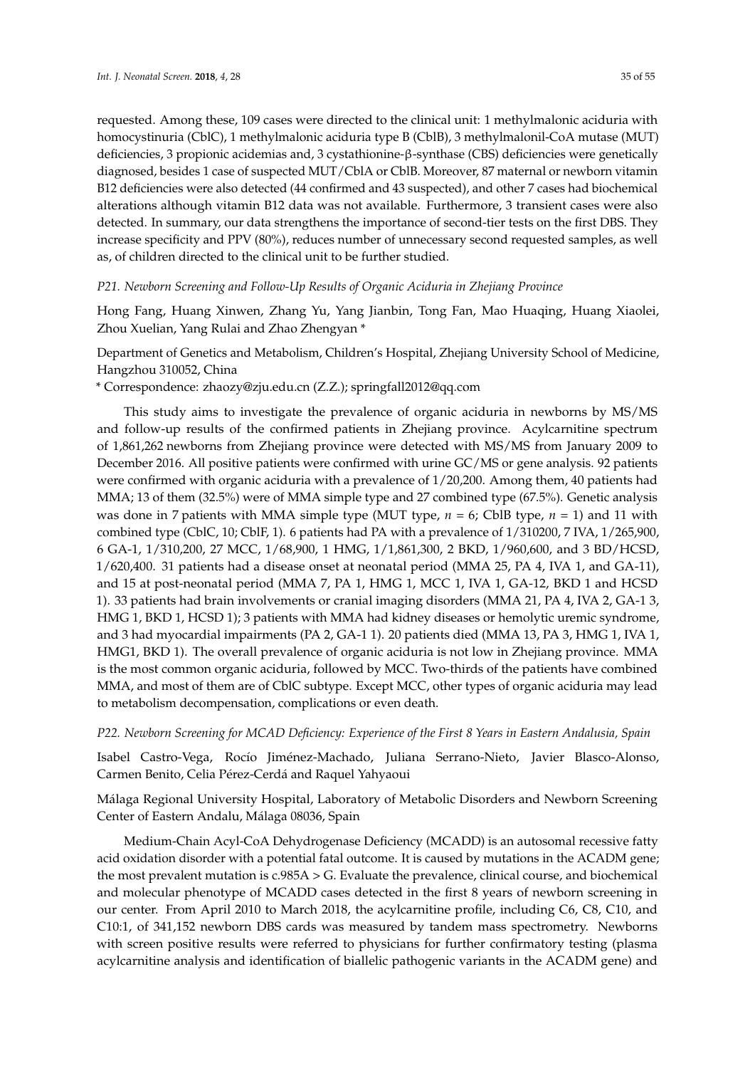requested. Among these, 109 cases were directed to the clinical unit: 1 methylmalonic aciduria with homocystinuria (CblC), 1 methylmalonic aciduria type B (CblB), 3 methylmalonil-CoA mutase (MUT) deficiencies, 3 propionic acidemias and, 3 cystathionine-β-synthase (CBS) deficiencies were genetically diagnosed, besides 1 case of suspected MUT/CblA or CblB. Moreover, 87 maternal or newborn vitamin B12 deficiencies were also detected (44 confirmed and 43 suspected), and other 7 cases had biochemical alterations although vitamin B12 data was not available. Furthermore, 3 transient cases were also detected. In summary, our data strengthens the importance of second-tier tests on the first DBS. They increase specificity and PPV (80%), reduces number of unnecessary second requested samples, as well as, of children directed to the clinical unit to be further studied.

*P21. Newborn Screening and Follow-Up Results of Organic Aciduria in Zhejiang Province*

Hong Fang, Huang Xinwen, Zhang Yu, Yang Jianbin, Tong Fan, Mao Huaqing, Huang Xiaolei, Zhou Xuelian, Yang Rulai and Zhao Zhengyan *

Department of Genetics and Metabolism, Children's Hospital, Zhejiang University School of Medicine, Hangzhou 310052, China

\* Correspondence: zhaozy@zju.edu.cn (Z.Z.); springfall2012@qq.com

This study aims to investigate the prevalence of organic aciduria in newborns by MS/MS and follow-up results of the confirmed patients in Zhejiang province. Acylcarnitine spectrum of 1,861,262 newborns from Zhejiang province were detected with MS/MS from January 2009 to December 2016. All positive patients were confirmed with urine GC/MS or gene analysis. 92 patients were confirmed with organic aciduria with a prevalence of 1/20,200. Among them, 40 patients had MMA; 13 of them (32.5%) were of MMA simple type and 27 combined type (67.5%). Genetic analysis was done in 7 patients with MMA simple type (MUT type, $n$ = 6; CblB type, $n$ = 1) and 11 with combined type (CblC, 10; CblF, 1). 6 patients had PA with a prevalence of 1/310200, 7 IVA, 1/265,900, 6 GA-1, 1/310,200, 27 MCC, 1/68,900, 1 HMG, 1/1,861,300, 2 BKD, 1/960,600, and 3 BD/HCSD, 1/620,400. 31 patients had a disease onset at neonatal period (MMA 25, PA 4, IVA 1, and GA-11), and 15 at post-neonatal period (MMA 7, PA 1, HMG 1, MCC 1, IVA 1, GA-12, BKD 1 and HCSD 1). 33 patients had brain involvements or cranial imaging disorders (MMA 21, PA 4, IVA 2, GA-1 3, HMG 1, BKD 1, HCSD 1); 3 patients with MMA had kidney diseases or hemolytic uremic syndrome, and 3 had myocardial impairments (PA 2, GA-1 1). 20 patients died (MMA 13, PA 3, HMG 1, IVA 1, HMG1, BKD 1). The overall prevalence of organic aciduria is not low in Zhejiang province. MMA is the most common organic aciduria, followed by MCC. Two-thirds of the patients have combined MMA, and most of them are of CblC subtype. Except MCC, other types of organic aciduria may lead to metabolism decompensation, complications or even death.

*P22. Newborn Screening for MCAD Deficiency: Experience of the First 8 Years in Eastern Andalusia, Spain*

Isabel Castro-Vega, Rocío Jiménez-Machado, Juliana Serrano-Nieto, Javier Blasco-Alonso, Carmen Benito, Celia Pérez-Cerdá and Raquel Yahyaoui

Málaga Regional University Hospital, Laboratory of Metabolic Disorders and Newborn Screening Center of Eastern Andalu, Málaga 08036, Spain

Medium-Chain Acyl-CoA Dehydrogenase Deficiency (MCADD) is an autosomal recessive fatty acid oxidation disorder with a potential fatal outcome. It is caused by mutations in the ACADM gene; the most prevalent mutation is c.985A > G. Evaluate the prevalence, clinical course, and biochemical and molecular phenotype of MCADD cases detected in the first 8 years of newborn screening in our center. From April 2010 to March 2018, the acylcarnitine profile, including C6, C8, C10, and C10:1, of 341,152 newborn DBS cards was measured by tandem mass spectrometry. Newborns with screen positive results were referred to physicians for further confirmatory testing (plasma acylcarnitine analysis and identification of biallelic pathogenic variants in the ACADM gene) and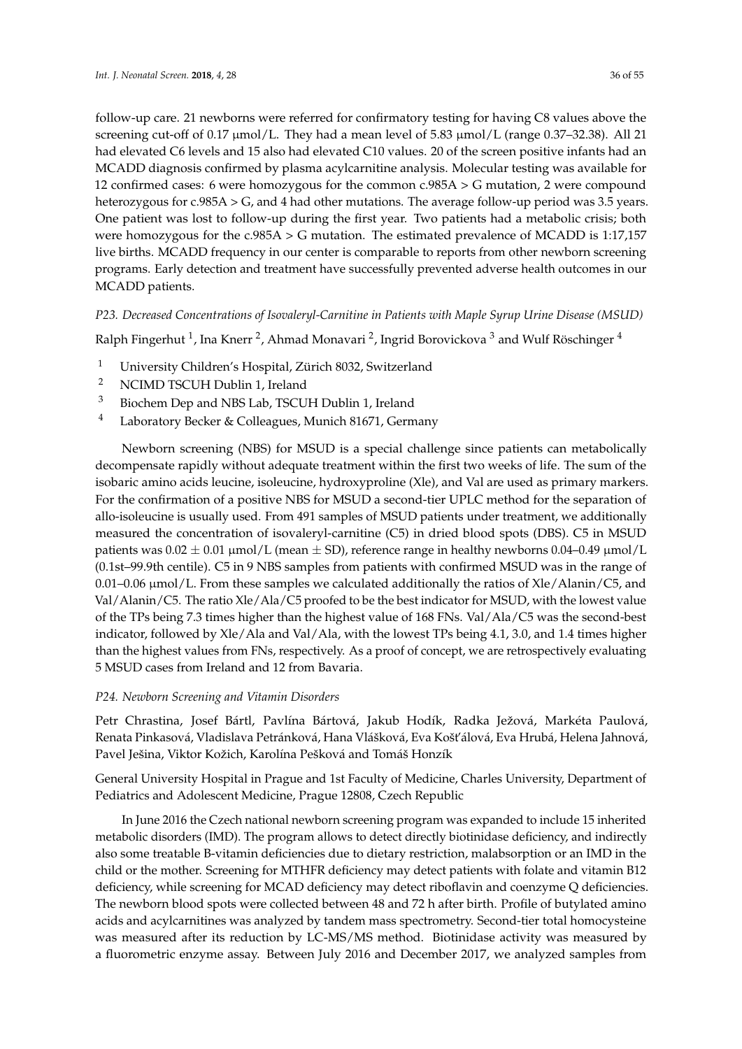follow-up care. 21 newborns were referred for confirmatory testing for having C8 values above the screening cut-off of 0.17 μmol/L. They had a mean level of 5.83 μmol/L (range 0.37–32.38). All 21 had elevated C6 levels and 15 also had elevated C10 values. 20 of the screen positive infants had an MCADD diagnosis confirmed by plasma acylcarnitine analysis. Molecular testing was available for 12 confirmed cases: 6 were homozygous for the common c.985A > G mutation, 2 were compound heterozygous for c.985A > G, and 4 had other mutations. The average follow-up period was 3.5 years. One patient was lost to follow-up during the first year. Two patients had a metabolic crisis; both were homozygous for the c.985A > G mutation. The estimated prevalence of MCADD is 1:17,157 live births. MCADD frequency in our center is comparable to reports from other newborn screening programs. Early detection and treatment have successfully prevented adverse health outcomes in our MCADD patients.

### *P23. Decreased Concentrations of Isovaleryl-Carnitine in Patients with Maple Syrup Urine Disease (MSUD)*

Ralph Fingerhut [1], Ina Knerr [2], Ahmad Monavari [2], Ingrid Borovickova [3] and Wulf Röschinger [4]

1. University Children's Hospital, Zürich 8032, Switzerland
2. NCIMD TSCUH Dublin 1, Ireland
3. Biochem Dep and NBS Lab, TSCUH Dublin 1, Ireland
4. Laboratory Becker & Colleagues, Munich 81671, Germany

Newborn screening (NBS) for MSUD is a special challenge since patients can metabolically decompensate rapidly without adequate treatment within the first two weeks of life. The sum of the isobaric amino acids leucine, isoleucine, hydroxyproline (Xle), and Val are used as primary markers. For the confirmation of a positive NBS for MSUD a second-tier UPLC method for the separation of allo-isoleucine is usually used. From 491 samples of MSUD patients under treatment, we additionally measured the concentration of isovaleryl-carnitine (C5) in dried blood spots (DBS). C5 in MSUD patients was 0.02 ± 0.01 μmol/L (mean ± SD), reference range in healthy newborns 0.04–0.49 μmol/L (0.1st–99.9th centile). C5 in 9 NBS samples from patients with confirmed MSUD was in the range of 0.01–0.06 μmol/L. From these samples we calculated additionally the ratios of Xle/Alanin/C5, and Val/Alanin/C5. The ratio Xle/Ala/C5 proofed to be the best indicator for MSUD, with the lowest value of the TPs being 7.3 times higher than the highest value of 168 FNs. Val/Ala/C5 was the second-best indicator, followed by Xle/Ala and Val/Ala, with the lowest TPs being 4.1, 3.0, and 1.4 times higher than the highest values from FNs, respectively. As a proof of concept, we are retrospectively evaluating 5 MSUD cases from Ireland and 12 from Bavaria.

### *P24. Newborn Screening and Vitamin Disorders*

Petr Chrastina, Josef Bártl, Pavlína Bártová, Jakub Hodík, Radka Ježová, Markéta Paulová, Renata Pinkasová, Vladislava Petránková, Hana Vlášková, Eva Košťálová, Eva Hrubá, Helena Jahnová, Pavel Ješina, Viktor Kožich, Karolína Pešková and Tomáš Honzík

General University Hospital in Prague and 1st Faculty of Medicine, Charles University, Department of Pediatrics and Adolescent Medicine, Prague 12808, Czech Republic

In June 2016 the Czech national newborn screening program was expanded to include 15 inherited metabolic disorders (IMD). The program allows to detect directly biotinidase deficiency, and indirectly also some treatable B-vitamin deficiencies due to dietary restriction, malabsorption or an IMD in the child or the mother. Screening for MTHFR deficiency may detect patients with folate and vitamin B12 deficiency, while screening for MCAD deficiency may detect riboflavin and coenzyme Q deficiencies. The newborn blood spots were collected between 48 and 72 h after birth. Profile of butylated amino acids and acylcarnitines was analyzed by tandem mass spectrometry. Second-tier total homocysteine was measured after its reduction by LC-MS/MS method. Biotinidase activity was measured by a fluorometric enzyme assay. Between July 2016 and December 2017, we analyzed samples from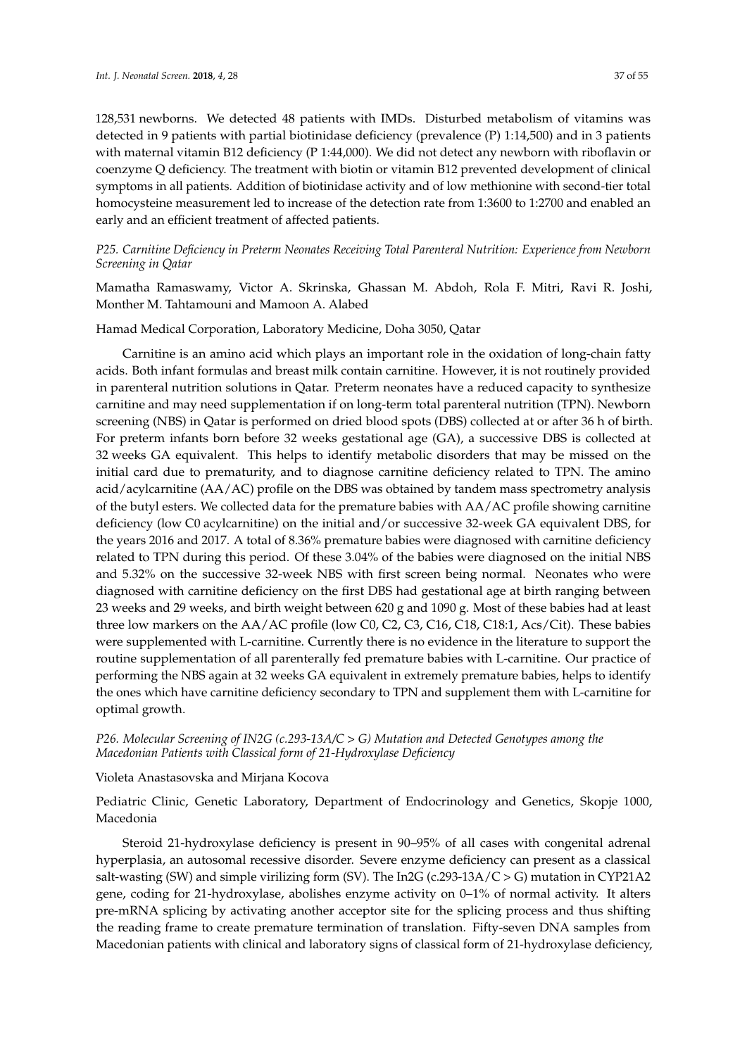128,531 newborns. We detected 48 patients with IMDs. Disturbed metabolism of vitamins was detected in 9 patients with partial biotinidase deficiency (prevalence (P) 1:14,500) and in 3 patients with maternal vitamin B12 deficiency (P 1:44,000). We did not detect any newborn with riboflavin or coenzyme Q deficiency. The treatment with biotin or vitamin B12 prevented development of clinical symptoms in all patients. Addition of biotinidase activity and of low methionine with second-tier total homocysteine measurement led to increase of the detection rate from 1:3600 to 1:2700 and enabled an early and an efficient treatment of affected patients.

*P25. Carnitine Deficiency in Preterm Neonates Receiving Total Parenteral Nutrition: Experience from Newborn Screening in Qatar*

Mamatha Ramaswamy, Victor A. Skrinska, Ghassan M. Abdoh, Rola F. Mitri, Ravi R. Joshi, Monther M. Tahtamouni and Mamoon A. Alabed

Hamad Medical Corporation, Laboratory Medicine, Doha 3050, Qatar

Carnitine is an amino acid which plays an important role in the oxidation of long-chain fatty acids. Both infant formulas and breast milk contain carnitine. However, it is not routinely provided in parenteral nutrition solutions in Qatar. Preterm neonates have a reduced capacity to synthesize carnitine and may need supplementation if on long-term total parenteral nutrition (TPN). Newborn screening (NBS) in Qatar is performed on dried blood spots (DBS) collected at or after 36 h of birth. For preterm infants born before 32 weeks gestational age (GA), a successive DBS is collected at 32 weeks GA equivalent. This helps to identify metabolic disorders that may be missed on the initial card due to prematurity, and to diagnose carnitine deficiency related to TPN. The amino acid/acylcarnitine (AA/AC) profile on the DBS was obtained by tandem mass spectrometry analysis of the butyl esters. We collected data for the premature babies with AA/AC profile showing carnitine deficiency (low C0 acylcarnitine) on the initial and/or successive 32-week GA equivalent DBS, for the years 2016 and 2017. A total of 8.36% premature babies were diagnosed with carnitine deficiency related to TPN during this period. Of these 3.04% of the babies were diagnosed on the initial NBS and 5.32% on the successive 32-week NBS with first screen being normal. Neonates who were diagnosed with carnitine deficiency on the first DBS had gestational age at birth ranging between 23 weeks and 29 weeks, and birth weight between 620 g and 1090 g. Most of these babies had at least three low markers on the AA/AC profile (low C0, C2, C3, C16, C18, C18:1, Acs/Cit). These babies were supplemented with L-carnitine. Currently there is no evidence in the literature to support the routine supplementation of all parenterally fed premature babies with L-carnitine. Our practice of performing the NBS again at 32 weeks GA equivalent in extremely premature babies, helps to identify the ones which have carnitine deficiency secondary to TPN and supplement them with L-carnitine for optimal growth.

*P26. Molecular Screening of IN2G (c.293-13A/C > G) Mutation and Detected Genotypes among the Macedonian Patients with Classical form of 21-Hydroxylase Deficiency*

Violeta Anastasovska and Mirjana Kocova

Pediatric Clinic, Genetic Laboratory, Department of Endocrinology and Genetics, Skopje 1000, Macedonia

Steroid 21-hydroxylase deficiency is present in 90–95% of all cases with congenital adrenal hyperplasia, an autosomal recessive disorder. Severe enzyme deficiency can present as a classical salt-wasting (SW) and simple virilizing form (SV). The In2G (c.293-13A/C > G) mutation in CYP21A2 gene, coding for 21-hydroxylase, abolishes enzyme activity on 0–1% of normal activity. It alters pre-mRNA splicing by activating another acceptor site for the splicing process and thus shifting the reading frame to create premature termination of translation. Fifty-seven DNA samples from Macedonian patients with clinical and laboratory signs of classical form of 21-hydroxylase deficiency,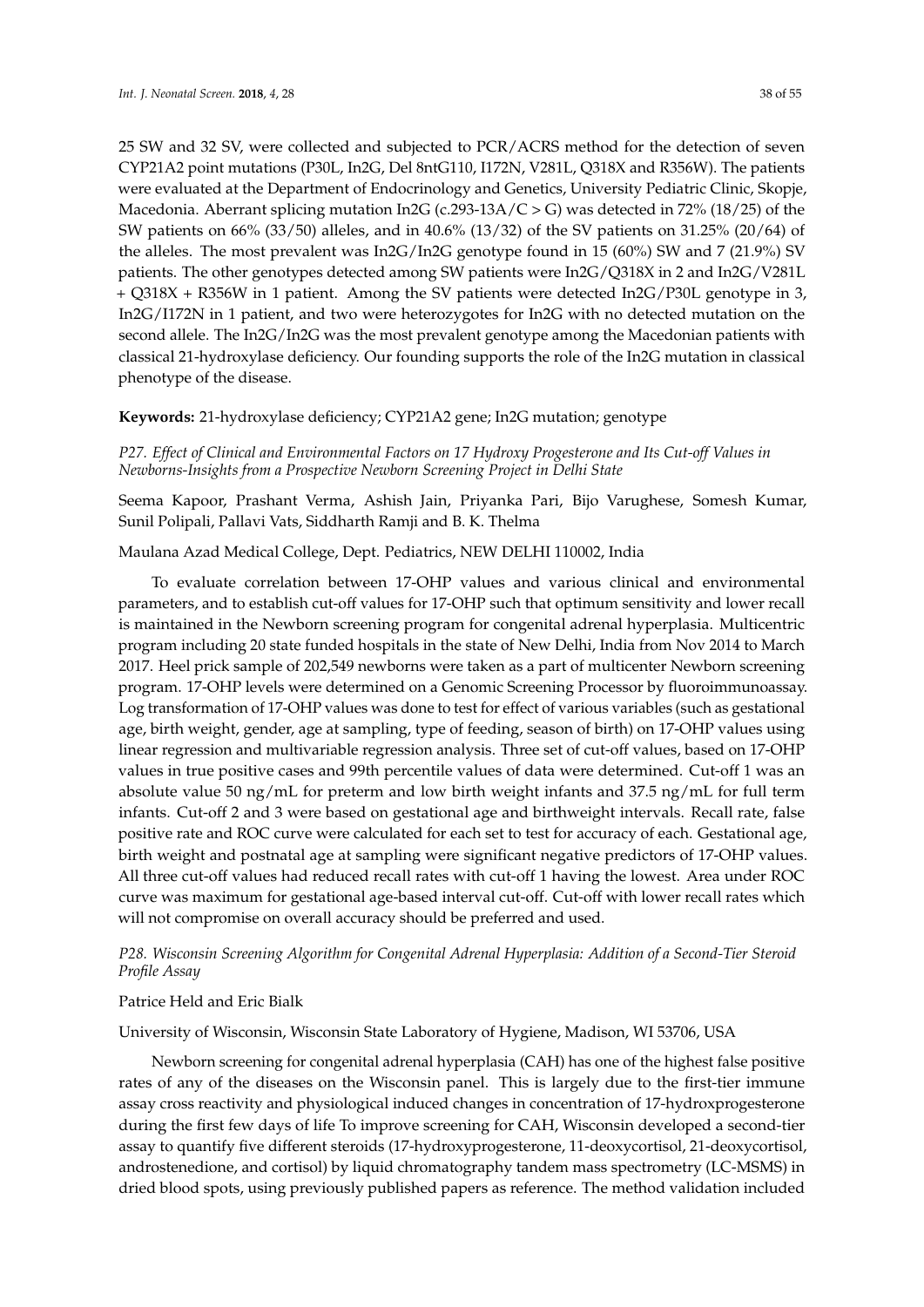25 SW and 32 SV, were collected and subjected to PCR/ACRS method for the detection of seven CYP21A2 point mutations (P30L, In2G, Del 8ntG110, I172N, V281L, Q318X and R356W). The patients were evaluated at the Department of Endocrinology and Genetics, University Pediatric Clinic, Skopje, Macedonia. Aberrant splicing mutation In2G (c.293-13A/C > G) was detected in 72% (18/25) of the SW patients on 66% (33/50) alleles, and in 40.6% (13/32) of the SV patients on 31.25% (20/64) of the alleles. The most prevalent was In2G/In2G genotype found in 15 (60%) SW and 7 (21.9%) SV patients. The other genotypes detected among SW patients were In2G/Q318X in 2 and In2G/V281L + Q318X + R356W in 1 patient. Among the SV patients were detected In2G/P30L genotype in 3, In2G/I172N in 1 patient, and two were heterozygotes for In2G with no detected mutation on the second allele. The In2G/In2G was the most prevalent genotype among the Macedonian patients with classical 21-hydroxylase deficiency. Our founding supports the role of the In2G mutation in classical phenotype of the disease.

**Keywords:** 21-hydroxylase deficiency; CYP21A2 gene; In2G mutation; genotype

*P27. Effect of Clinical and Environmental Factors on 17 Hydroxy Progesterone and Its Cut-off Values in Newborns-Insights from a Prospective Newborn Screening Project in Delhi State*

Seema Kapoor, Prashant Verma, Ashish Jain, Priyanka Pari, Bijo Varughese, Somesh Kumar, Sunil Polipali, Pallavi Vats, Siddharth Ramji and B. K. Thelma

Maulana Azad Medical College, Dept. Pediatrics, NEW DELHI 110002, India

To evaluate correlation between 17-OHP values and various clinical and environmental parameters, and to establish cut-off values for 17-OHP such that optimum sensitivity and lower recall is maintained in the Newborn screening program for congenital adrenal hyperplasia. Multicentric program including 20 state funded hospitals in the state of New Delhi, India from Nov 2014 to March 2017. Heel prick sample of 202,549 newborns were taken as a part of multicenter Newborn screening program. 17-OHP levels were determined on a Genomic Screening Processor by fluoroimmunoassay. Log transformation of 17-OHP values was done to test for effect of various variables (such as gestational age, birth weight, gender, age at sampling, type of feeding, season of birth) on 17-OHP values using linear regression and multivariable regression analysis. Three set of cut-off values, based on 17-OHP values in true positive cases and 99th percentile values of data were determined. Cut-off 1 was an absolute value 50 ng/mL for preterm and low birth weight infants and 37.5 ng/mL for full term infants. Cut-off 2 and 3 were based on gestational age and birthweight intervals. Recall rate, false positive rate and ROC curve were calculated for each set to test for accuracy of each. Gestational age, birth weight and postnatal age at sampling were significant negative predictors of 17-OHP values. All three cut-off values had reduced recall rates with cut-off 1 having the lowest. Area under ROC curve was maximum for gestational age-based interval cut-off. Cut-off with lower recall rates which will not compromise on overall accuracy should be preferred and used.

*P28. Wisconsin Screening Algorithm for Congenital Adrenal Hyperplasia: Addition of a Second-Tier Steroid Profile Assay*

Patrice Held and Eric Bialk

University of Wisconsin, Wisconsin State Laboratory of Hygiene, Madison, WI 53706, USA

Newborn screening for congenital adrenal hyperplasia (CAH) has one of the highest false positive rates of any of the diseases on the Wisconsin panel. This is largely due to the first-tier immune assay cross reactivity and physiological induced changes in concentration of 17-hydroxprogesterone during the first few days of life To improve screening for CAH, Wisconsin developed a second-tier assay to quantify five different steroids (17-hydroxyprogesterone, 11-deoxycortisol, 21-deoxycortisol, androstenedione, and cortisol) by liquid chromatography tandem mass spectrometry (LC-MSMS) in dried blood spots, using previously published papers as reference. The method validation included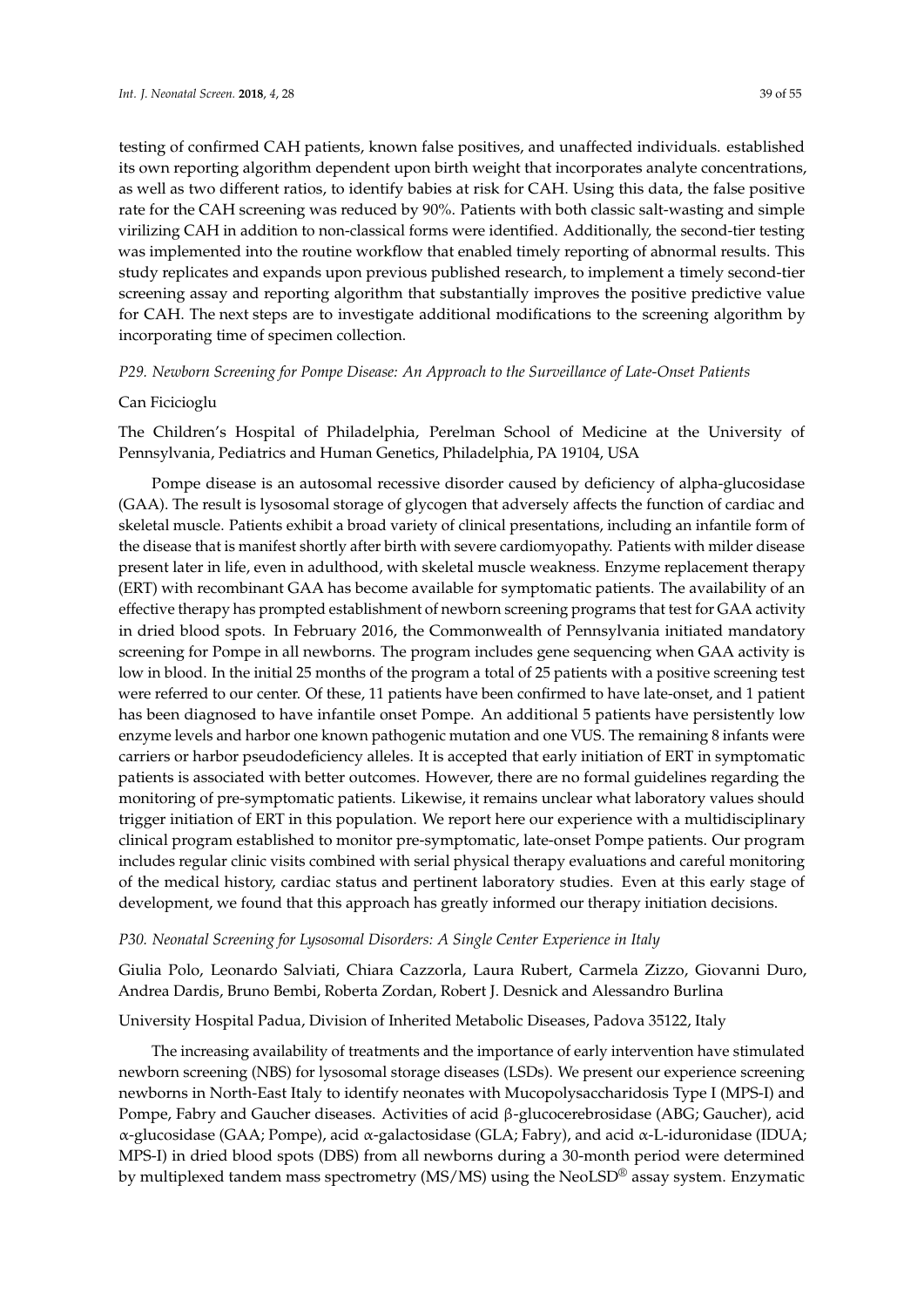testing of confirmed CAH patients, known false positives, and unaffected individuals. established its own reporting algorithm dependent upon birth weight that incorporates analyte concentrations, as well as two different ratios, to identify babies at risk for CAH. Using this data, the false positive rate for the CAH screening was reduced by 90%. Patients with both classic salt-wasting and simple virilizing CAH in addition to non-classical forms were identified. Additionally, the second-tier testing was implemented into the routine workflow that enabled timely reporting of abnormal results. This study replicates and expands upon previous published research, to implement a timely second-tier screening assay and reporting algorithm that substantially improves the positive predictive value for CAH. The next steps are to investigate additional modifications to the screening algorithm by incorporating time of specimen collection.

*P29. Newborn Screening for Pompe Disease: An Approach to the Surveillance of Late-Onset Patients*

Can Ficicioglu

The Children's Hospital of Philadelphia, Perelman School of Medicine at the University of Pennsylvania, Pediatrics and Human Genetics, Philadelphia, PA 19104, USA

Pompe disease is an autosomal recessive disorder caused by deficiency of alpha-glucosidase (GAA). The result is lysosomal storage of glycogen that adversely affects the function of cardiac and skeletal muscle. Patients exhibit a broad variety of clinical presentations, including an infantile form of the disease that is manifest shortly after birth with severe cardiomyopathy. Patients with milder disease present later in life, even in adulthood, with skeletal muscle weakness. Enzyme replacement therapy (ERT) with recombinant GAA has become available for symptomatic patients. The availability of an effective therapy has prompted establishment of newborn screening programs that test for GAA activity in dried blood spots. In February 2016, the Commonwealth of Pennsylvania initiated mandatory screening for Pompe in all newborns. The program includes gene sequencing when GAA activity is low in blood. In the initial 25 months of the program a total of 25 patients with a positive screening test were referred to our center. Of these, 11 patients have been confirmed to have late-onset, and 1 patient has been diagnosed to have infantile onset Pompe. An additional 5 patients have persistently low enzyme levels and harbor one known pathogenic mutation and one VUS. The remaining 8 infants were carriers or harbor pseudodeficiency alleles. It is accepted that early initiation of ERT in symptomatic patients is associated with better outcomes. However, there are no formal guidelines regarding the monitoring of pre-symptomatic patients. Likewise, it remains unclear what laboratory values should trigger initiation of ERT in this population. We report here our experience with a multidisciplinary clinical program established to monitor pre-symptomatic, late-onset Pompe patients. Our program includes regular clinic visits combined with serial physical therapy evaluations and careful monitoring of the medical history, cardiac status and pertinent laboratory studies. Even at this early stage of development, we found that this approach has greatly informed our therapy initiation decisions.

*P30. Neonatal Screening for Lysosomal Disorders: A Single Center Experience in Italy*

Giulia Polo, Leonardo Salviati, Chiara Cazzorla, Laura Rubert, Carmela Zizzo, Giovanni Duro, Andrea Dardis, Bruno Bembi, Roberta Zordan, Robert J. Desnick and Alessandro Burlina

University Hospital Padua, Division of Inherited Metabolic Diseases, Padova 35122, Italy

The increasing availability of treatments and the importance of early intervention have stimulated newborn screening (NBS) for lysosomal storage diseases (LSDs). We present our experience screening newborns in North-East Italy to identify neonates with Mucopolysaccharidosis Type I (MPS-I) and Pompe, Fabry and Gaucher diseases. Activities of acid β-glucocerebrosidase (ABG; Gaucher), acid α-glucosidase (GAA; Pompe), acid α-galactosidase (GLA; Fabry), and acid α-L-iduronidase (IDUA; MPS-I) in dried blood spots (DBS) from all newborns during a 30-month period were determined by multiplexed tandem mass spectrometry (MS/MS) using the NeoLSD® assay system. Enzymatic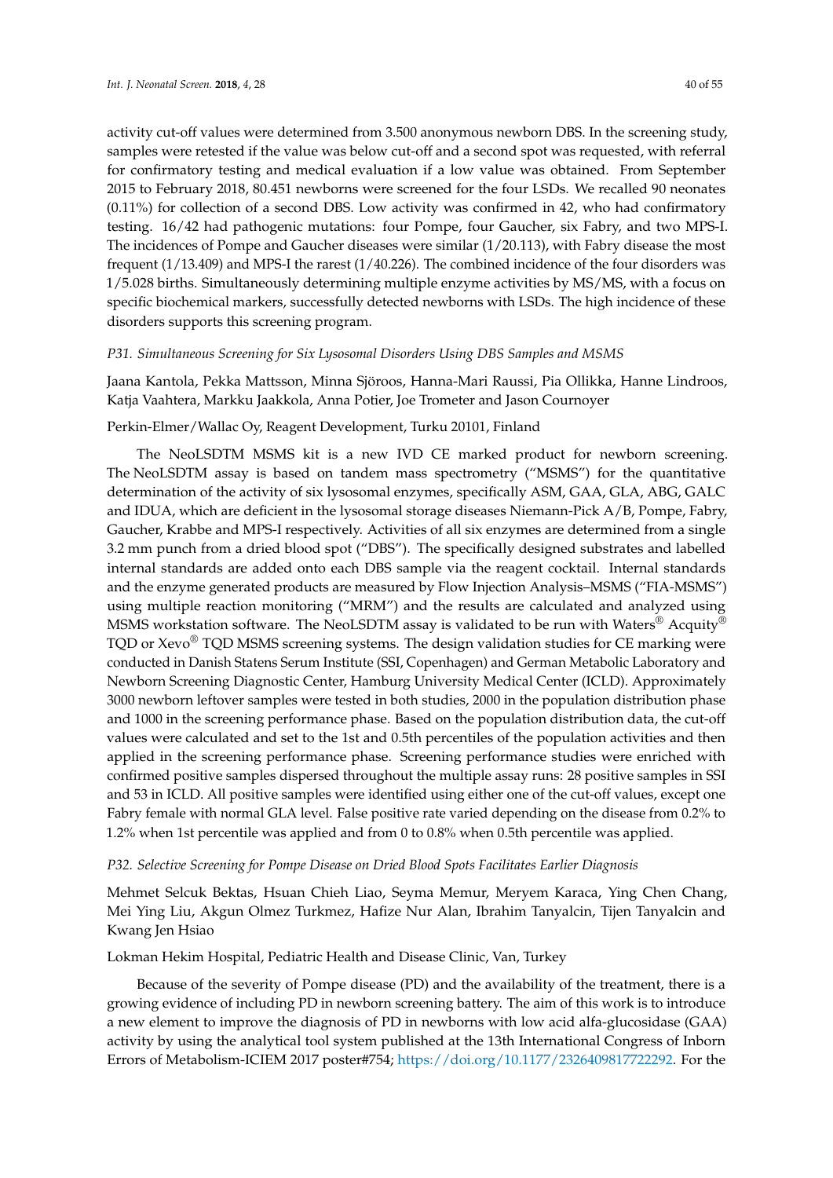activity cut-off values were determined from 3.500 anonymous newborn DBS. In the screening study, samples were retested if the value was below cut-off and a second spot was requested, with referral for confirmatory testing and medical evaluation if a low value was obtained. From September 2015 to February 2018, 80.451 newborns were screened for the four LSDs. We recalled 90 neonates (0.11%) for collection of a second DBS. Low activity was confirmed in 42, who had confirmatory testing. 16/42 had pathogenic mutations: four Pompe, four Gaucher, six Fabry, and two MPS-I. The incidences of Pompe and Gaucher diseases were similar (1/20.113), with Fabry disease the most frequent (1/13.409) and MPS-I the rarest (1/40.226). The combined incidence of the four disorders was 1/5.028 births. Simultaneously determining multiple enzyme activities by MS/MS, with a focus on specific biochemical markers, successfully detected newborns with LSDs. The high incidence of these disorders supports this screening program.

### *P31. Simultaneous Screening for Six Lysosomal Disorders Using DBS Samples and MSMS*

Jaana Kantola, Pekka Mattsson, Minna Sjöroos, Hanna-Mari Raussi, Pia Ollikka, Hanne Lindroos, Katja Vaahtera, Markku Jaakkola, Anna Potier, Joe Trometer and Jason Cournoyer

Perkin-Elmer/Wallac Oy, Reagent Development, Turku 20101, Finland

The NeoLSDTM MSMS kit is a new IVD CE marked product for newborn screening. The NeoLSDTM assay is based on tandem mass spectrometry ("MSMS") for the quantitative determination of the activity of six lysosomal enzymes, specifically ASM, GAA, GLA, ABG, GALC and IDUA, which are deficient in the lysosomal storage diseases Niemann-Pick A/B, Pompe, Fabry, Gaucher, Krabbe and MPS-I respectively. Activities of all six enzymes are determined from a single 3.2 mm punch from a dried blood spot ("DBS"). The specifically designed substrates and labelled internal standards are added onto each DBS sample via the reagent cocktail. Internal standards and the enzyme generated products are measured by Flow Injection Analysis–MSMS ("FIA-MSMS") using multiple reaction monitoring ("MRM") and the results are calculated and analyzed using MSMS workstation software. The NeoLSDTM assay is validated to be run with Waters® Acquity® TQD or Xevo® TQD MSMS screening systems. The design validation studies for CE marking were conducted in Danish Statens Serum Institute (SSI, Copenhagen) and German Metabolic Laboratory and Newborn Screening Diagnostic Center, Hamburg University Medical Center (ICLD). Approximately 3000 newborn leftover samples were tested in both studies, 2000 in the population distribution phase and 1000 in the screening performance phase. Based on the population distribution data, the cut-off values were calculated and set to the 1st and 0.5th percentiles of the population activities and then applied in the screening performance phase. Screening performance studies were enriched with confirmed positive samples dispersed throughout the multiple assay runs: 28 positive samples in SSI and 53 in ICLD. All positive samples were identified using either one of the cut-off values, except one Fabry female with normal GLA level. False positive rate varied depending on the disease from 0.2% to 1.2% when 1st percentile was applied and from 0 to 0.8% when 0.5th percentile was applied.

### *P32. Selective Screening for Pompe Disease on Dried Blood Spots Facilitates Earlier Diagnosis*

Mehmet Selcuk Bektas, Hsuan Chieh Liao, Seyma Memur, Meryem Karaca, Ying Chen Chang, Mei Ying Liu, Akgun Olmez Turkmez, Hafize Nur Alan, Ibrahim Tanyalcin, Tijen Tanyalcin and Kwang Jen Hsiao

Lokman Hekim Hospital, Pediatric Health and Disease Clinic, Van, Turkey

Because of the severity of Pompe disease (PD) and the availability of the treatment, there is a growing evidence of including PD in newborn screening battery. The aim of this work is to introduce a new element to improve the diagnosis of PD in newborns with low acid alfa-glucosidase (GAA) activity by using the analytical tool system published at the 13th International Congress of Inborn Errors of Metabolism-ICIEM 2017 poster#754; https://doi.org/10.1177/2326409817722292. For the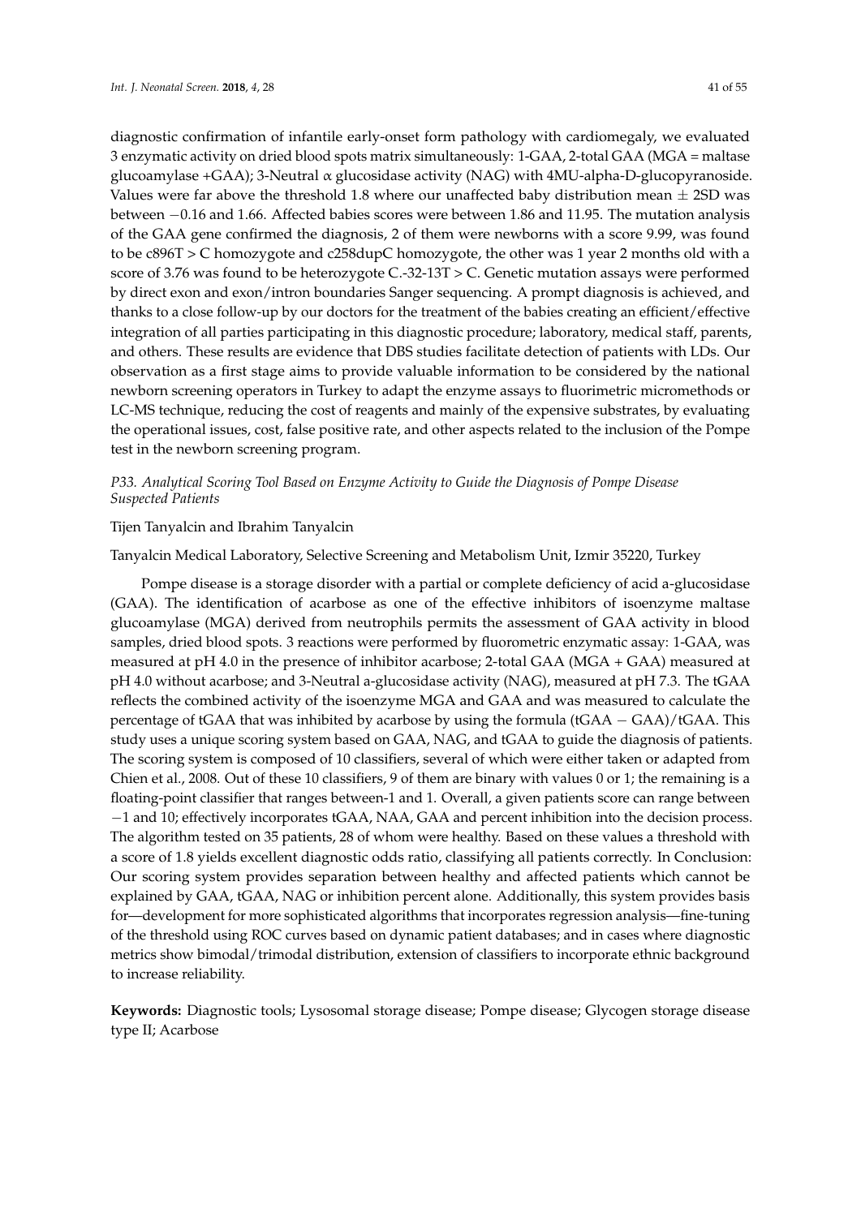diagnostic confirmation of infantile early-onset form pathology with cardiomegaly, we evaluated 3 enzymatic activity on dried blood spots matrix simultaneously: 1-GAA, 2-total GAA (MGA = maltase glucoamylase +GAA); 3-Neutral $\alpha$ glucosidase activity (NAG) with 4MU-alpha-D-glucopyranoside. Values were far above the threshold 1.8 where our unaffected baby distribution mean $\pm$ 2SD was between $-0.16$ and 1.66. Affected babies scores were between 1.86 and 11.95. The mutation analysis of the GAA gene confirmed the diagnosis, 2 of them were newborns with a score 9.99, was found to be c896T > C homozygote and c258dupC homozygote, the other was 1 year 2 months old with a score of 3.76 was found to be heterozygote C.-32-13T > C. Genetic mutation assays were performed by direct exon and exon/intron boundaries Sanger sequencing. A prompt diagnosis is achieved, and thanks to a close follow-up by our doctors for the treatment of the babies creating an efficient/effective integration of all parties participating in this diagnostic procedure; laboratory, medical staff, parents, and others. These results are evidence that DBS studies facilitate detection of patients with LDs. Our observation as a first stage aims to provide valuable information to be considered by the national newborn screening operators in Turkey to adapt the enzyme assays to fluorimetric micromethods or LC-MS technique, reducing the cost of reagents and mainly of the expensive substrates, by evaluating the operational issues, cost, false positive rate, and other aspects related to the inclusion of the Pompe test in the newborn screening program.

### *P33. Analytical Scoring Tool Based on Enzyme Activity to Guide the Diagnosis of Pompe Disease Suspected Patients*

Tijen Tanyalcin and Ibrahim Tanyalcin

Tanyalcin Medical Laboratory, Selective Screening and Metabolism Unit, Izmir 35220, Turkey

Pompe disease is a storage disorder with a partial or complete deficiency of acid a-glucosidase (GAA). The identification of acarbose as one of the effective inhibitors of isoenzyme maltase glucoamylase (MGA) derived from neutrophils permits the assessment of GAA activity in blood samples, dried blood spots. 3 reactions were performed by fluorometric enzymatic assay: 1-GAA, was measured at pH 4.0 in the presence of inhibitor acarbose; 2-total GAA (MGA + GAA) measured at pH 4.0 without acarbose; and 3-Neutral a-glucosidase activity (NAG), measured at pH 7.3. The tGAA reflects the combined activity of the isoenzyme MGA and GAA and was measured to calculate the percentage of tGAA that was inhibited by acarbose by using the formula (tGAA $-$ GAA)/tGAA. This study uses a unique scoring system based on GAA, NAG, and tGAA to guide the diagnosis of patients. The scoring system is composed of 10 classifiers, several of which were either taken or adapted from Chien et al., 2008. Out of these 10 classifiers, 9 of them are binary with values 0 or 1; the remaining is a floating-point classifier that ranges between-1 and 1. Overall, a given patients score can range between $-1$ and 10; effectively incorporates tGAA, NAA, GAA and percent inhibition into the decision process. The algorithm tested on 35 patients, 28 of whom were healthy. Based on these values a threshold with a score of 1.8 yields excellent diagnostic odds ratio, classifying all patients correctly. In Conclusion: Our scoring system provides separation between healthy and affected patients which cannot be explained by GAA, tGAA, NAG or inhibition percent alone. Additionally, this system provides basis for—development for more sophisticated algorithms that incorporates regression analysis—fine-tuning of the threshold using ROC curves based on dynamic patient databases; and in cases where diagnostic metrics show bimodal/trimodal distribution, extension of classifiers to incorporate ethnic background to increase reliability.

**Keywords:** Diagnostic tools; Lysosomal storage disease; Pompe disease; Glycogen storage disease type II; Acarbose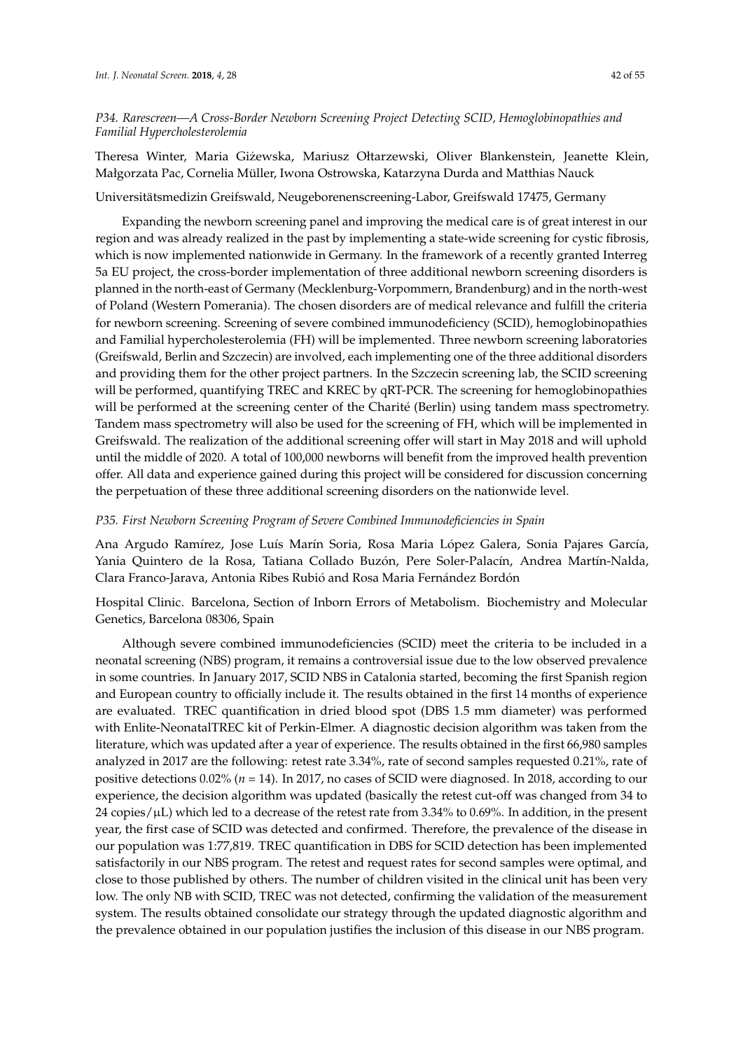### *P34. Rarescreen—A Cross-Border Newborn Screening Project Detecting SCID, Hemoglobinopathies and Familial Hypercholesterolemia*

Theresa Winter, Maria Giżewska, Mariusz Ołtarzewski, Oliver Blankenstein, Jeanette Klein, Małgorzata Pac, Cornelia Müller, Iwona Ostrowska, Katarzyna Durda and Matthias Nauck

Universitätsmedizin Greifswald, Neugeborenenscreening-Labor, Greifswald 17475, Germany

Expanding the newborn screening panel and improving the medical care is of great interest in our region and was already realized in the past by implementing a state-wide screening for cystic fibrosis, which is now implemented nationwide in Germany. In the framework of a recently granted Interreg 5a EU project, the cross-border implementation of three additional newborn screening disorders is planned in the north-east of Germany (Mecklenburg-Vorpommern, Brandenburg) and in the north-west of Poland (Western Pomerania). The chosen disorders are of medical relevance and fulfill the criteria for newborn screening. Screening of severe combined immunodeficiency (SCID), hemoglobinopathies and Familial hypercholesterolemia (FH) will be implemented. Three newborn screening laboratories (Greifswald, Berlin and Szczecin) are involved, each implementing one of the three additional disorders and providing them for the other project partners. In the Szczecin screening lab, the SCID screening will be performed, quantifying TREC and KREC by qRT-PCR. The screening for hemoglobinopathies will be performed at the screening center of the Charité (Berlin) using tandem mass spectrometry. Tandem mass spectrometry will also be used for the screening of FH, which will be implemented in Greifswald. The realization of the additional screening offer will start in May 2018 and will uphold until the middle of 2020. A total of 100,000 newborns will benefit from the improved health prevention offer. All data and experience gained during this project will be considered for discussion concerning the perpetuation of these three additional screening disorders on the nationwide level.

### *P35. First Newborn Screening Program of Severe Combined Immunodeficiencies in Spain*

Ana Argudo Ramírez, Jose Luís Marín Soria, Rosa Maria López Galera, Sonia Pajares García, Yania Quintero de la Rosa, Tatiana Collado Buzón, Pere Soler-Palacín, Andrea Martín-Nalda, Clara Franco-Jarava, Antonia Ribes Rubió and Rosa Maria Fernández Bordón

Hospital Clinic. Barcelona, Section of Inborn Errors of Metabolism. Biochemistry and Molecular Genetics, Barcelona 08306, Spain

Although severe combined immunodeficiencies (SCID) meet the criteria to be included in a neonatal screening (NBS) program, it remains a controversial issue due to the low observed prevalence in some countries. In January 2017, SCID NBS in Catalonia started, becoming the first Spanish region and European country to officially include it. The results obtained in the first 14 months of experience are evaluated. TREC quantification in dried blood spot (DBS 1.5 mm diameter) was performed with Enlite-NeonatalTREC kit of Perkin-Elmer. A diagnostic decision algorithm was taken from the literature, which was updated after a year of experience. The results obtained in the first 66,980 samples analyzed in 2017 are the following: retest rate 3.34%, rate of second samples requested 0.21%, rate of positive detections 0.02% (*n* = 14). In 2017, no cases of SCID were diagnosed. In 2018, according to our experience, the decision algorithm was updated (basically the retest cut-off was changed from 34 to 24 copies/μL) which led to a decrease of the retest rate from 3.34% to 0.69%. In addition, in the present year, the first case of SCID was detected and confirmed. Therefore, the prevalence of the disease in our population was 1:77,819. TREC quantification in DBS for SCID detection has been implemented satisfactorily in our NBS program. The retest and request rates for second samples were optimal, and close to those published by others. The number of children visited in the clinical unit has been very low. The only NB with SCID, TREC was not detected, confirming the validation of the measurement system. The results obtained consolidate our strategy through the updated diagnostic algorithm and the prevalence obtained in our population justifies the inclusion of this disease in our NBS program.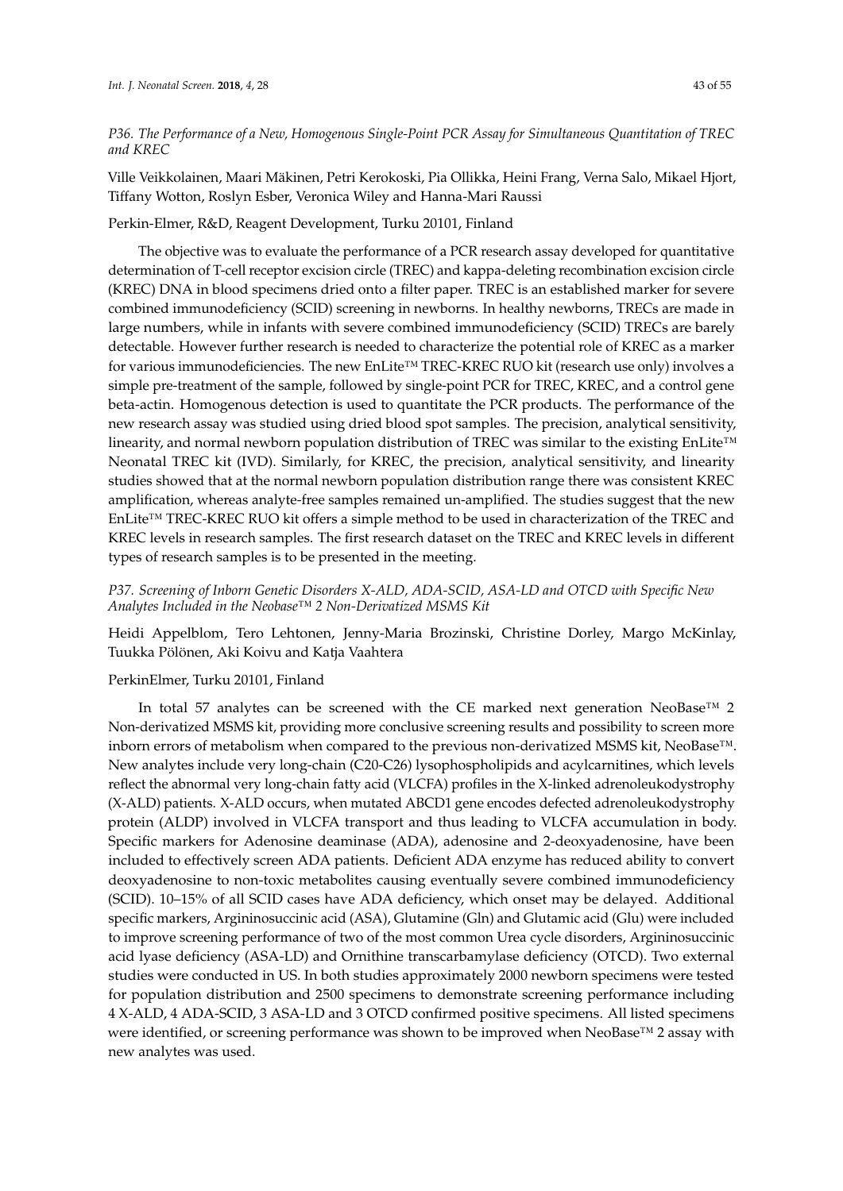### *P36. The Performance of a New, Homogenous Single-Point PCR Assay for Simultaneous Quantitation of TREC and KREC*

Ville Veikkolainen, Maari Mäkinen, Petri Kerokoski, Pia Ollikka, Heini Frang, Verna Salo, Mikael Hjort, Tiffany Wotton, Roslyn Esber, Veronica Wiley and Hanna-Mari Raussi

Perkin-Elmer, R&D, Reagent Development, Turku 20101, Finland

The objective was to evaluate the performance of a PCR research assay developed for quantitative determination of T-cell receptor excision circle (TREC) and kappa-deleting recombination excision circle (KREC) DNA in blood specimens dried onto a filter paper. TREC is an established marker for severe combined immunodeficiency (SCID) screening in newborns. In healthy newborns, TRECs are made in large numbers, while in infants with severe combined immunodeficiency (SCID) TRECs are barely detectable. However further research is needed to characterize the potential role of KREC as a marker for various immunodeficiencies. The new EnLite™ TREC-KREC RUO kit (research use only) involves a simple pre-treatment of the sample, followed by single-point PCR for TREC, KREC, and a control gene beta-actin. Homogenous detection is used to quantitate the PCR products. The performance of the new research assay was studied using dried blood spot samples. The precision, analytical sensitivity, linearity, and normal newborn population distribution of TREC was similar to the existing EnLite™ Neonatal TREC kit (IVD). Similarly, for KREC, the precision, analytical sensitivity, and linearity studies showed that at the normal newborn population distribution range there was consistent KREC amplification, whereas analyte-free samples remained un-amplified. The studies suggest that the new EnLite™ TREC-KREC RUO kit offers a simple method to be used in characterization of the TREC and KREC levels in research samples. The first research dataset on the TREC and KREC levels in different types of research samples is to be presented in the meeting.

### *P37. Screening of Inborn Genetic Disorders X-ALD, ADA-SCID, ASA-LD and OTCD with Specific New Analytes Included in the Neobase™ 2 Non-Derivatized MSMS Kit*

Heidi Appelblom, Tero Lehtonen, Jenny-Maria Brozinski, Christine Dorley, Margo McKinlay, Tuukka Pölönen, Aki Koivu and Katja Vaahtera

PerkinElmer, Turku 20101, Finland

In total 57 analytes can be screened with the CE marked next generation NeoBase™ 2 Non-derivatized MSMS kit, providing more conclusive screening results and possibility to screen more inborn errors of metabolism when compared to the previous non-derivatized MSMS kit, NeoBase™. New analytes include very long-chain (C20-C26) lysophospholipids and acylcarnitines, which levels reflect the abnormal very long-chain fatty acid (VLCFA) profiles in the X-linked adrenoleukodystrophy (X-ALD) patients. X-ALD occurs, when mutated ABCD1 gene encodes defected adrenoleukodystrophy protein (ALDP) involved in VLCFA transport and thus leading to VLCFA accumulation in body. Specific markers for Adenosine deaminase (ADA), adenosine and 2-deoxyadenosine, have been included to effectively screen ADA patients. Deficient ADA enzyme has reduced ability to convert deoxyadenosine to non-toxic metabolites causing eventually severe combined immunodeficiency (SCID). 10–15% of all SCID cases have ADA deficiency, which onset may be delayed. Additional specific markers, Argininosuccinic acid (ASA), Glutamine (Gln) and Glutamic acid (Glu) were included to improve screening performance of two of the most common Urea cycle disorders, Argininosuccinic acid lyase deficiency (ASA-LD) and Ornithine transcarbamylase deficiency (OTCD). Two external studies were conducted in US. In both studies approximately 2000 newborn specimens were tested for population distribution and 2500 specimens to demonstrate screening performance including 4 X-ALD, 4 ADA-SCID, 3 ASA-LD and 3 OTCD confirmed positive specimens. All listed specimens were identified, or screening performance was shown to be improved when NeoBase™ 2 assay with new analytes was used.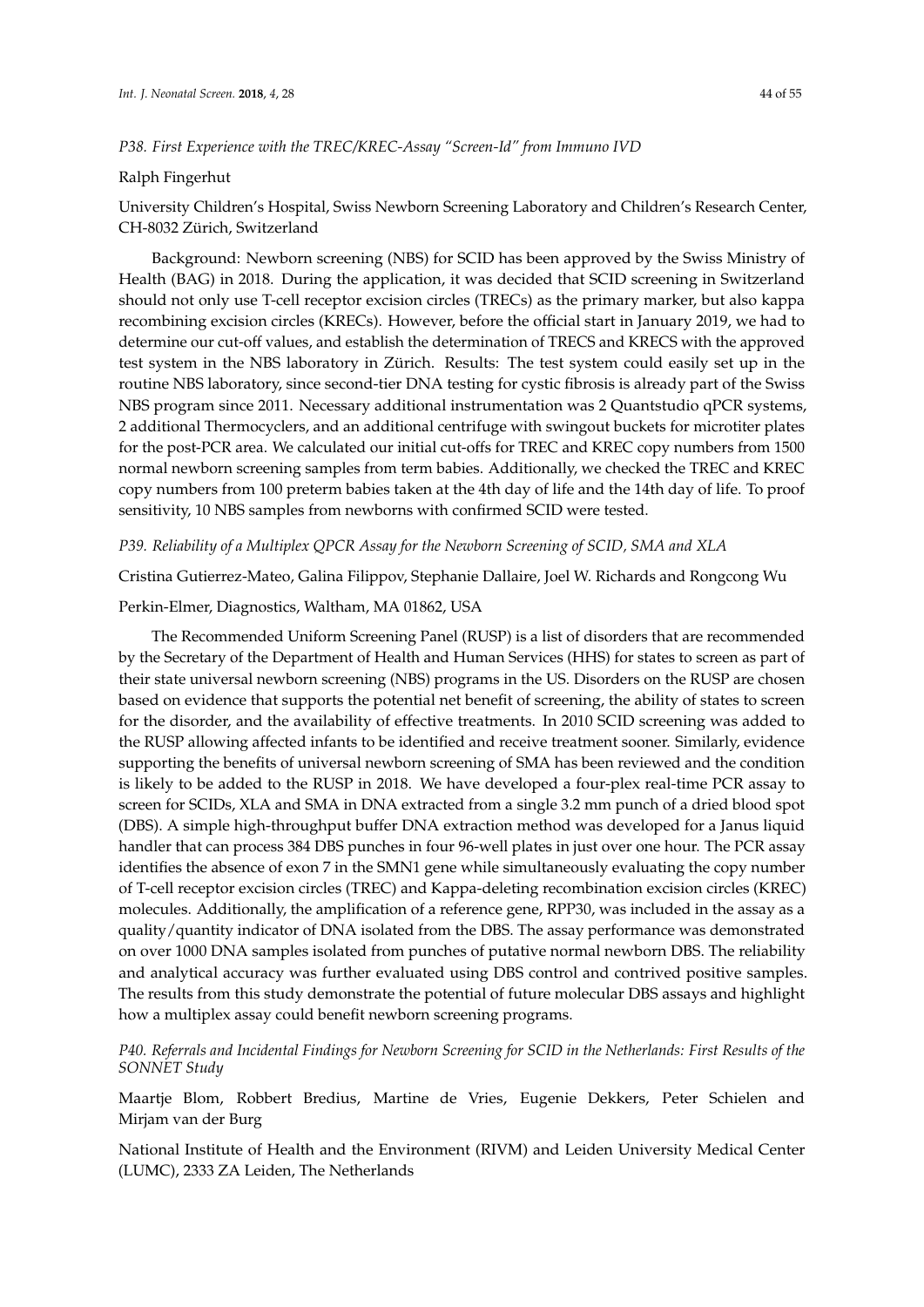### *P38. First Experience with the TREC/KREC-Assay "Screen-Id" from Immuno IVD*

Ralph Fingerhut

University Children's Hospital, Swiss Newborn Screening Laboratory and Children's Research Center, CH-8032 Zürich, Switzerland

Background: Newborn screening (NBS) for SCID has been approved by the Swiss Ministry of Health (BAG) in 2018. During the application, it was decided that SCID screening in Switzerland should not only use T-cell receptor excision circles (TRECs) as the primary marker, but also kappa recombining excision circles (KRECs). However, before the official start in January 2019, we had to determine our cut-off values, and establish the determination of TRECS and KRECS with the approved test system in the NBS laboratory in Zürich. Results: The test system could easily set up in the routine NBS laboratory, since second-tier DNA testing for cystic fibrosis is already part of the Swiss NBS program since 2011. Necessary additional instrumentation was 2 Quantstudio qPCR systems, 2 additional Thermocyclers, and an additional centrifuge with swingout buckets for microtiter plates for the post-PCR area. We calculated our initial cut-offs for TREC and KREC copy numbers from 1500 normal newborn screening samples from term babies. Additionally, we checked the TREC and KREC copy numbers from 100 preterm babies taken at the 4th day of life and the 14th day of life. To proof sensitivity, 10 NBS samples from newborns with confirmed SCID were tested.

### *P39. Reliability of a Multiplex QPCR Assay for the Newborn Screening of SCID, SMA and XLA*

Cristina Gutierrez-Mateo, Galina Filippov, Stephanie Dallaire, Joel W. Richards and Rongcong Wu

Perkin-Elmer, Diagnostics, Waltham, MA 01862, USA

The Recommended Uniform Screening Panel (RUSP) is a list of disorders that are recommended by the Secretary of the Department of Health and Human Services (HHS) for states to screen as part of their state universal newborn screening (NBS) programs in the US. Disorders on the RUSP are chosen based on evidence that supports the potential net benefit of screening, the ability of states to screen for the disorder, and the availability of effective treatments. In 2010 SCID screening was added to the RUSP allowing affected infants to be identified and receive treatment sooner. Similarly, evidence supporting the benefits of universal newborn screening of SMA has been reviewed and the condition is likely to be added to the RUSP in 2018. We have developed a four-plex real-time PCR assay to screen for SCIDs, XLA and SMA in DNA extracted from a single 3.2 mm punch of a dried blood spot (DBS). A simple high-throughput buffer DNA extraction method was developed for a Janus liquid handler that can process 384 DBS punches in four 96-well plates in just over one hour. The PCR assay identifies the absence of exon 7 in the SMN1 gene while simultaneously evaluating the copy number of T-cell receptor excision circles (TREC) and Kappa-deleting recombination excision circles (KREC) molecules. Additionally, the amplification of a reference gene, RPP30, was included in the assay as a quality/quantity indicator of DNA isolated from the DBS. The assay performance was demonstrated on over 1000 DNA samples isolated from punches of putative normal newborn DBS. The reliability and analytical accuracy was further evaluated using DBS control and contrived positive samples. The results from this study demonstrate the potential of future molecular DBS assays and highlight how a multiplex assay could benefit newborn screening programs.

### *P40. Referrals and Incidental Findings for Newborn Screening for SCID in the Netherlands: First Results of the SONNET Study*

Maartje Blom, Robbert Bredius, Martine de Vries, Eugenie Dekkers, Peter Schielen and Mirjam van der Burg

National Institute of Health and the Environment (RIVM) and Leiden University Medical Center (LUMC), 2333 ZA Leiden, The Netherlands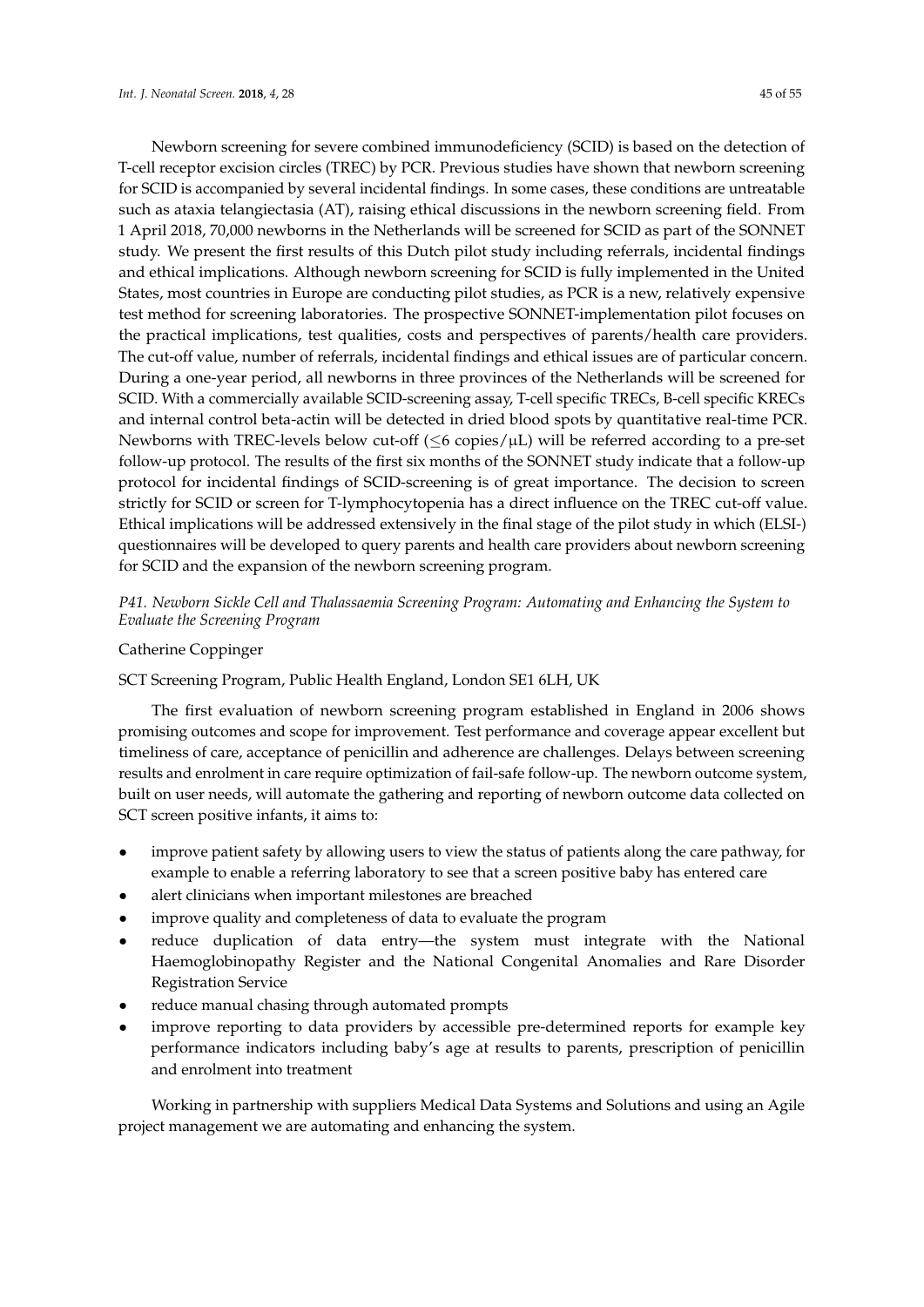Newborn screening for severe combined immunodeficiency (SCID) is based on the detection of T-cell receptor excision circles (TREC) by PCR. Previous studies have shown that newborn screening for SCID is accompanied by several incidental findings. In some cases, these conditions are untreatable such as ataxia telangiectasia (AT), raising ethical discussions in the newborn screening field. From 1 April 2018, 70,000 newborns in the Netherlands will be screened for SCID as part of the SONNET study. We present the first results of this Dutch pilot study including referrals, incidental findings and ethical implications. Although newborn screening for SCID is fully implemented in the United States, most countries in Europe are conducting pilot studies, as PCR is a new, relatively expensive test method for screening laboratories. The prospective SONNET-implementation pilot focuses on the practical implications, test qualities, costs and perspectives of parents/health care providers. The cut-off value, number of referrals, incidental findings and ethical issues are of particular concern. During a one-year period, all newborns in three provinces of the Netherlands will be screened for SCID. With a commercially available SCID-screening assay, T-cell specific TRECs, B-cell specific KRECs and internal control beta-actin will be detected in dried blood spots by quantitative real-time PCR. Newborns with TREC-levels below cut-off ($\leq$6 copies/μL) will be referred according to a pre-set follow-up protocol. The results of the first six months of the SONNET study indicate that a follow-up protocol for incidental findings of SCID-screening is of great importance. The decision to screen strictly for SCID or screen for T-lymphocytopenia has a direct influence on the TREC cut-off value. Ethical implications will be addressed extensively in the final stage of the pilot study in which (ELSI-) questionnaires will be developed to query parents and health care providers about newborn screening for SCID and the expansion of the newborn screening program.

### *P41. Newborn Sickle Cell and Thalassaemia Screening Program: Automating and Enhancing the System to Evaluate the Screening Program*

Catherine Coppinger

SCT Screening Program, Public Health England, London SE1 6LH, UK

The first evaluation of newborn screening program established in England in 2006 shows promising outcomes and scope for improvement. Test performance and coverage appear excellent but timeliness of care, acceptance of penicillin and adherence are challenges. Delays between screening results and enrolment in care require optimization of fail-safe follow-up. The newborn outcome system, built on user needs, will automate the gathering and reporting of newborn outcome data collected on SCT screen positive infants, it aims to:

- improve patient safety by allowing users to view the status of patients along the care pathway, for example to enable a referring laboratory to see that a screen positive baby has entered care
- alert clinicians when important milestones are breached
- improve quality and completeness of data to evaluate the program
- reduce duplication of data entry—the system must integrate with the National Haemoglobinopathy Register and the National Congenital Anomalies and Rare Disorder Registration Service
- reduce manual chasing through automated prompts
- improve reporting to data providers by accessible pre-determined reports for example key performance indicators including baby's age at results to parents, prescription of penicillin and enrolment into treatment

Working in partnership with suppliers Medical Data Systems and Solutions and using an Agile project management we are automating and enhancing the system.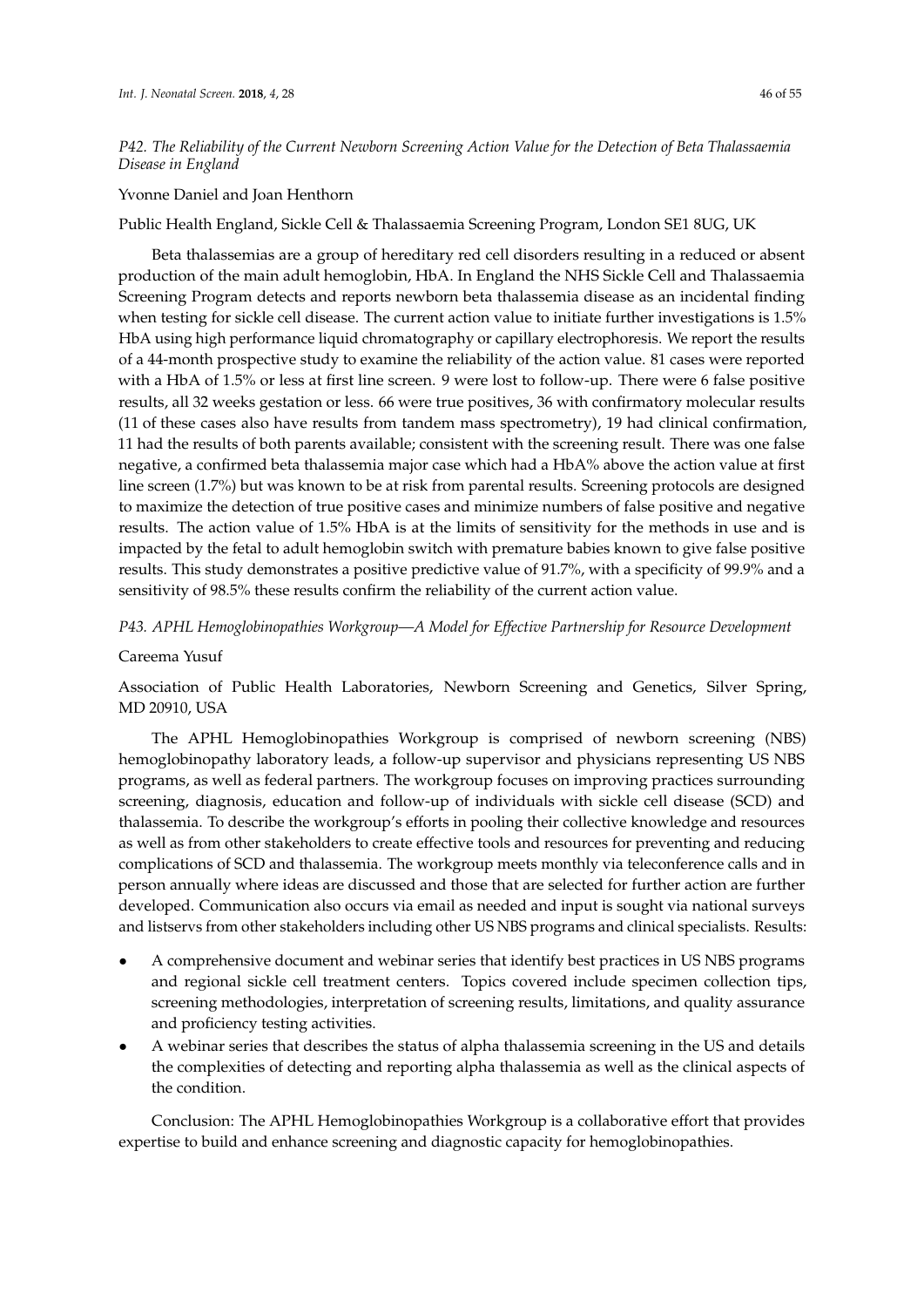*P42. The Reliability of the Current Newborn Screening Action Value for the Detection of Beta Thalassaemia Disease in England*

Yvonne Daniel and Joan Henthorn

Public Health England, Sickle Cell & Thalassaemia Screening Program, London SE1 8UG, UK

Beta thalassemias are a group of hereditary red cell disorders resulting in a reduced or absent production of the main adult hemoglobin, HbA. In England the NHS Sickle Cell and Thalassaemia Screening Program detects and reports newborn beta thalassemia disease as an incidental finding when testing for sickle cell disease. The current action value to initiate further investigations is 1.5% HbA using high performance liquid chromatography or capillary electrophoresis. We report the results of a 44-month prospective study to examine the reliability of the action value. 81 cases were reported with a HbA of 1.5% or less at first line screen. 9 were lost to follow-up. There were 6 false positive results, all 32 weeks gestation or less. 66 were true positives, 36 with confirmatory molecular results (11 of these cases also have results from tandem mass spectrometry), 19 had clinical confirmation, 11 had the results of both parents available; consistent with the screening result. There was one false negative, a confirmed beta thalassemia major case which had a HbA% above the action value at first line screen (1.7%) but was known to be at risk from parental results. Screening protocols are designed to maximize the detection of true positive cases and minimize numbers of false positive and negative results. The action value of 1.5% HbA is at the limits of sensitivity for the methods in use and is impacted by the fetal to adult hemoglobin switch with premature babies known to give false positive results. This study demonstrates a positive predictive value of 91.7%, with a specificity of 99.9% and a sensitivity of 98.5% these results confirm the reliability of the current action value.

*P43. APHL Hemoglobinopathies Workgroup—A Model for Effective Partnership for Resource Development*

Careema Yusuf

Association of Public Health Laboratories, Newborn Screening and Genetics, Silver Spring, MD 20910, USA

The APHL Hemoglobinopathies Workgroup is comprised of newborn screening (NBS) hemoglobinopathy laboratory leads, a follow-up supervisor and physicians representing US NBS programs, as well as federal partners. The workgroup focuses on improving practices surrounding screening, diagnosis, education and follow-up of individuals with sickle cell disease (SCD) and thalassemia. To describe the workgroup's efforts in pooling their collective knowledge and resources as well as from other stakeholders to create effective tools and resources for preventing and reducing complications of SCD and thalassemia. The workgroup meets monthly via teleconference calls and in person annually where ideas are discussed and those that are selected for further action are further developed. Communication also occurs via email as needed and input is sought via national surveys and listservs from other stakeholders including other US NBS programs and clinical specialists. Results:

- A comprehensive document and webinar series that identify best practices in US NBS programs and regional sickle cell treatment centers. Topics covered include specimen collection tips, screening methodologies, interpretation of screening results, limitations, and quality assurance and proficiency testing activities.
- A webinar series that describes the status of alpha thalassemia screening in the US and details the complexities of detecting and reporting alpha thalassemia as well as the clinical aspects of the condition.

Conclusion: The APHL Hemoglobinopathies Workgroup is a collaborative effort that provides expertise to build and enhance screening and diagnostic capacity for hemoglobinopathies.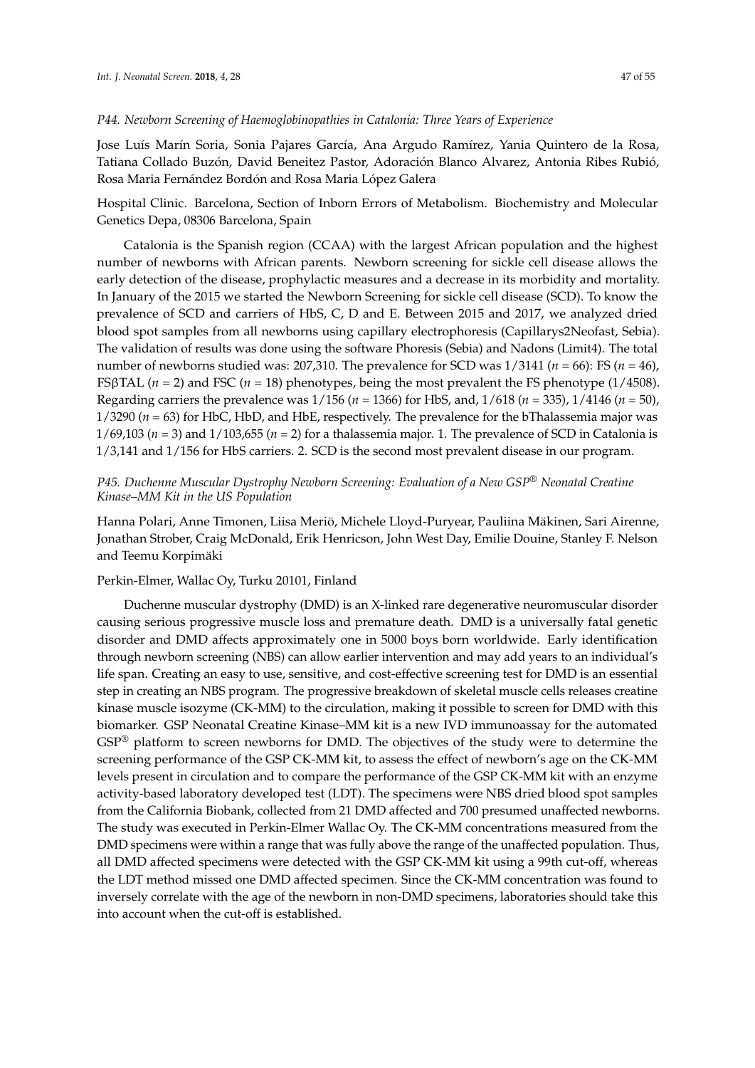### *P44. Newborn Screening of Haemoglobinopathies in Catalonia: Three Years of Experience*

Jose Luís Marín Soria, Sonia Pajares García, Ana Argudo Ramírez, Yania Quintero de la Rosa, Tatiana Collado Buzón, David Beneitez Pastor, Adoración Blanco Alvarez, Antonia Ribes Rubió, Rosa Maria Fernández Bordón and Rosa Maria López Galera

Hospital Clinic. Barcelona, Section of Inborn Errors of Metabolism. Biochemistry and Molecular Genetics Depa, 08306 Barcelona, Spain

Catalonia is the Spanish region (CCAA) with the largest African population and the highest number of newborns with African parents. Newborn screening for sickle cell disease allows the early detection of the disease, prophylactic measures and a decrease in its morbidity and mortality. In January of the 2015 we started the Newborn Screening for sickle cell disease (SCD). To know the prevalence of SCD and carriers of HbS, C, D and E. Between 2015 and 2017, we analyzed dried blood spot samples from all newborns using capillary electrophoresis (Capillarys2Neofast, Sebia). The validation of results was done using the software Phoresis (Sebia) and Nadons (Limit4). The total number of newborns studied was: 207,310. The prevalence for SCD was 1/3141 ($n$ = 66): FS ($n$ = 46), FSβTAL ($n$ = 2) and FSC ($n$ = 18) phenotypes, being the most prevalent the FS phenotype (1/4508). Regarding carriers the prevalence was 1/156 ($n$ = 1366) for HbS, and, 1/618 ($n$ = 335), 1/4146 ($n$ = 50), 1/3290 ($n$ = 63) for HbC, HbD, and HbE, respectively. The prevalence for the bThalassemia major was 1/69,103 ($n$ = 3) and 1/103,655 ($n$ = 2) for a thalassemia major. 1. The prevalence of SCD in Catalonia is 1/3,141 and 1/156 for HbS carriers. 2. SCD is the second most prevalent disease in our program.

### *P45. Duchenne Muscular Dystrophy Newborn Screening: Evaluation of a New GSP® Neonatal Creatine Kinase–MM Kit in the US Population*

Hanna Polari, Anne Timonen, Liisa Meriö, Michele Lloyd-Puryear, Pauliina Mäkinen, Sari Airenne, Jonathan Strober, Craig McDonald, Erik Henricson, John West Day, Emilie Douine, Stanley F. Nelson and Teemu Korpimäki

Perkin-Elmer, Wallac Oy, Turku 20101, Finland

Duchenne muscular dystrophy (DMD) is an X-linked rare degenerative neuromuscular disorder causing serious progressive muscle loss and premature death. DMD is a universally fatal genetic disorder and DMD affects approximately one in 5000 boys born worldwide. Early identification through newborn screening (NBS) can allow earlier intervention and may add years to an individual's life span. Creating an easy to use, sensitive, and cost-effective screening test for DMD is an essential step in creating an NBS program. The progressive breakdown of skeletal muscle cells releases creatine kinase muscle isozyme (CK-MM) to the circulation, making it possible to screen for DMD with this biomarker. GSP Neonatal Creatine Kinase–MM kit is a new IVD immunoassay for the automated GSP® platform to screen newborns for DMD. The objectives of the study were to determine the screening performance of the GSP CK-MM kit, to assess the effect of newborn's age on the CK-MM levels present in circulation and to compare the performance of the GSP CK-MM kit with an enzyme activity-based laboratory developed test (LDT). The specimens were NBS dried blood spot samples from the California Biobank, collected from 21 DMD affected and 700 presumed unaffected newborns. The study was executed in Perkin-Elmer Wallac Oy. The CK-MM concentrations measured from the DMD specimens were within a range that was fully above the range of the unaffected population. Thus, all DMD affected specimens were detected with the GSP CK-MM kit using a 99th cut-off, whereas the LDT method missed one DMD affected specimen. Since the CK-MM concentration was found to inversely correlate with the age of the newborn in non-DMD specimens, laboratories should take this into account when the cut-off is established.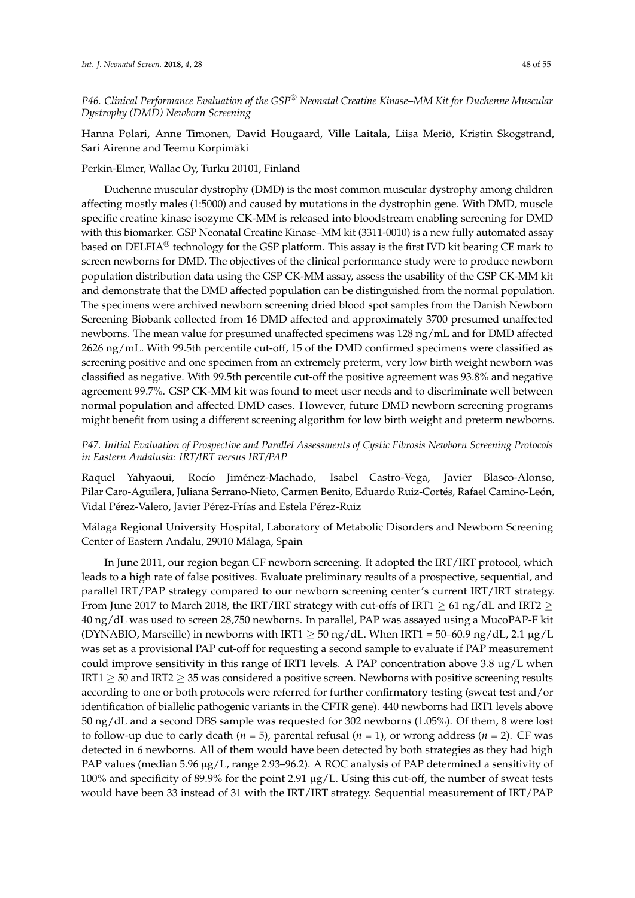### *P46. Clinical Performance Evaluation of the GSP® Neonatal Creatine Kinase–MM Kit for Duchenne Muscular Dystrophy (DMD) Newborn Screening*

Hanna Polari, Anne Timonen, David Hougaard, Ville Laitala, Liisa Meriö, Kristin Skogstrand, Sari Airenne and Teemu Korpimäki

Perkin-Elmer, Wallac Oy, Turku 20101, Finland

Duchenne muscular dystrophy (DMD) is the most common muscular dystrophy among children affecting mostly males (1:5000) and caused by mutations in the dystrophin gene. With DMD, muscle specific creatine kinase isozyme CK-MM is released into bloodstream enabling screening for DMD with this biomarker. GSP Neonatal Creatine Kinase–MM kit (3311-0010) is a new fully automated assay based on DELFIA® technology for the GSP platform. This assay is the first IVD kit bearing CE mark to screen newborns for DMD. The objectives of the clinical performance study were to produce newborn population distribution data using the GSP CK-MM assay, assess the usability of the GSP CK-MM kit and demonstrate that the DMD affected population can be distinguished from the normal population. The specimens were archived newborn screening dried blood spot samples from the Danish Newborn Screening Biobank collected from 16 DMD affected and approximately 3700 presumed unaffected newborns. The mean value for presumed unaffected specimens was 128 ng/mL and for DMD affected 2626 ng/mL. With 99.5th percentile cut-off, 15 of the DMD confirmed specimens were classified as screening positive and one specimen from an extremely preterm, very low birth weight newborn was classified as negative. With 99.5th percentile cut-off the positive agreement was 93.8% and negative agreement 99.7%. GSP CK-MM kit was found to meet user needs and to discriminate well between normal population and affected DMD cases. However, future DMD newborn screening programs might benefit from using a different screening algorithm for low birth weight and preterm newborns.

### *P47. Initial Evaluation of Prospective and Parallel Assessments of Cystic Fibrosis Newborn Screening Protocols in Eastern Andalusia: IRT/IRT versus IRT/PAP*

Raquel Yahyaoui, Rocío Jiménez-Machado, Isabel Castro-Vega, Javier Blasco-Alonso, Pilar Caro-Aguilera, Juliana Serrano-Nieto, Carmen Benito, Eduardo Ruiz-Cortés, Rafael Camino-León, Vidal Pérez-Valero, Javier Pérez-Frías and Estela Pérez-Ruiz

Málaga Regional University Hospital, Laboratory of Metabolic Disorders and Newborn Screening Center of Eastern Andalu, 29010 Málaga, Spain

In June 2011, our region began CF newborn screening. It adopted the IRT/IRT protocol, which leads to a high rate of false positives. Evaluate preliminary results of a prospective, sequential, and parallel IRT/PAP strategy compared to our newborn screening center's current IRT/IRT strategy. From June 2017 to March 2018, the IRT/IRT strategy with cut-offs of IRT1 $\geq$ 61 ng/dL and IRT2 $\geq$ 40 ng/dL was used to screen 28,750 newborns. In parallel, PAP was assayed using a MucoPAP-F kit (DYNABIO, Marseille) in newborns with IRT1 $\geq$ 50 ng/dL. When IRT1 = 50–60.9 ng/dL, 2.1 μg/L was set as a provisional PAP cut-off for requesting a second sample to evaluate if PAP measurement could improve sensitivity in this range of IRT1 levels. A PAP concentration above 3.8 μg/L when IRT1 $\geq$ 50 and IRT2 $\geq$ 35 was considered a positive screen. Newborns with positive screening results according to one or both protocols were referred for further confirmatory testing (sweat test and/or identification of biallelic pathogenic variants in the CFTR gene). 440 newborns had IRT1 levels above 50 ng/dL and a second DBS sample was requested for 302 newborns (1.05%). Of them, 8 were lost to follow-up due to early death (*n* = 5), parental refusal (*n* = 1), or wrong address (*n* = 2). CF was detected in 6 newborns. All of them would have been detected by both strategies as they had high PAP values (median 5.96 μg/L, range 2.93–96.2). A ROC analysis of PAP determined a sensitivity of 100% and specificity of 89.9% for the point 2.91 μg/L. Using this cut-off, the number of sweat tests would have been 33 instead of 31 with the IRT/IRT strategy. Sequential measurement of IRT/PAP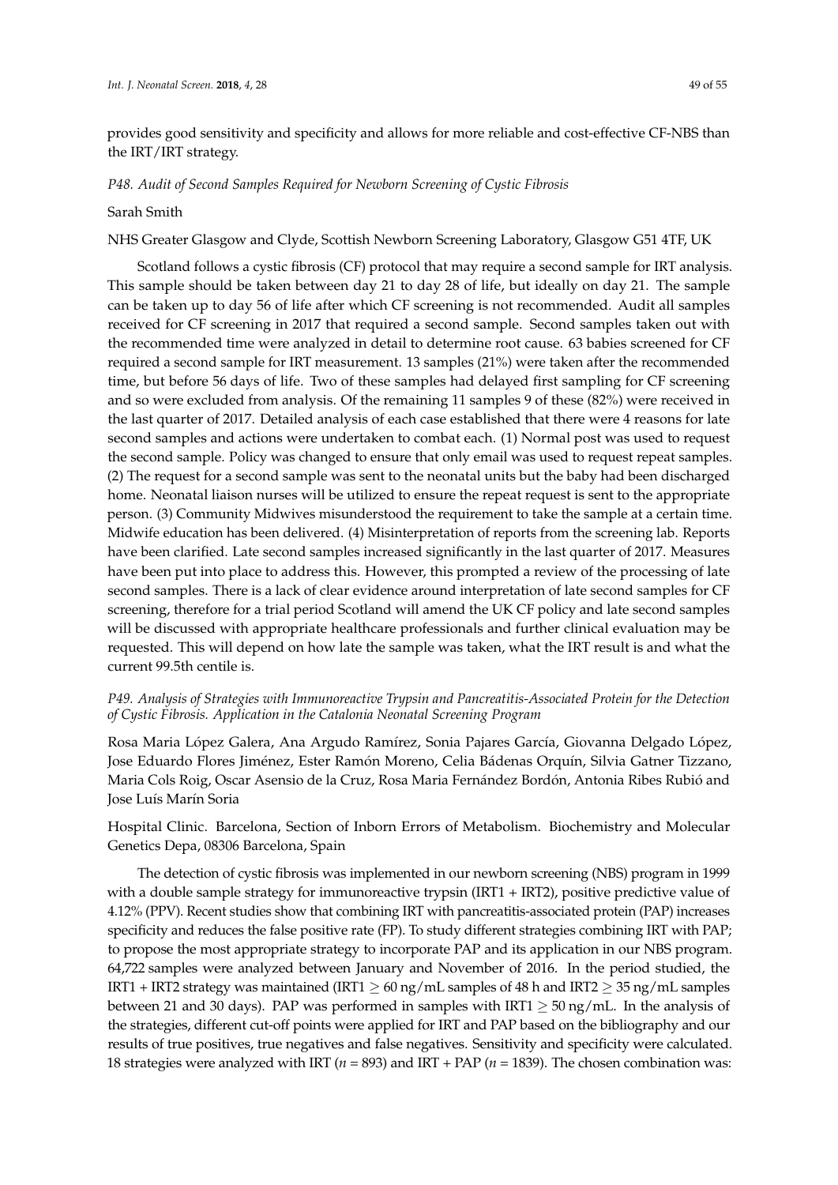provides good sensitivity and specificity and allows for more reliable and cost-effective CF-NBS than the IRT/IRT strategy.

*P48. Audit of Second Samples Required for Newborn Screening of Cystic Fibrosis*

Sarah Smith

NHS Greater Glasgow and Clyde, Scottish Newborn Screening Laboratory, Glasgow G51 4TF, UK

Scotland follows a cystic fibrosis (CF) protocol that may require a second sample for IRT analysis. This sample should be taken between day 21 to day 28 of life, but ideally on day 21. The sample can be taken up to day 56 of life after which CF screening is not recommended. Audit all samples received for CF screening in 2017 that required a second sample. Second samples taken out with the recommended time were analyzed in detail to determine root cause. 63 babies screened for CF required a second sample for IRT measurement. 13 samples (21%) were taken after the recommended time, but before 56 days of life. Two of these samples had delayed first sampling for CF screening and so were excluded from analysis. Of the remaining 11 samples 9 of these (82%) were received in the last quarter of 2017. Detailed analysis of each case established that there were 4 reasons for late second samples and actions were undertaken to combat each. (1) Normal post was used to request the second sample. Policy was changed to ensure that only email was used to request repeat samples. (2) The request for a second sample was sent to the neonatal units but the baby had been discharged home. Neonatal liaison nurses will be utilized to ensure the repeat request is sent to the appropriate person. (3) Community Midwives misunderstood the requirement to take the sample at a certain time. Midwife education has been delivered. (4) Misinterpretation of reports from the screening lab. Reports have been clarified. Late second samples increased significantly in the last quarter of 2017. Measures have been put into place to address this. However, this prompted a review of the processing of late second samples. There is a lack of clear evidence around interpretation of late second samples for CF screening, therefore for a trial period Scotland will amend the UK CF policy and late second samples will be discussed with appropriate healthcare professionals and further clinical evaluation may be requested. This will depend on how late the sample was taken, what the IRT result is and what the current 99.5th centile is.

*P49. Analysis of Strategies with Immunoreactive Trypsin and Pancreatitis-Associated Protein for the Detection of Cystic Fibrosis. Application in the Catalonia Neonatal Screening Program*

Rosa Maria López Galera, Ana Argudo Ramírez, Sonia Pajares García, Giovanna Delgado López, Jose Eduardo Flores Jiménez, Ester Ramón Moreno, Celia Bádenas Orquín, Silvia Gatner Tizzano, Maria Cols Roig, Oscar Asensio de la Cruz, Rosa Maria Fernández Bordón, Antonia Ribes Rubió and Jose Luís Marín Soria

Hospital Clinic. Barcelona, Section of Inborn Errors of Metabolism. Biochemistry and Molecular Genetics Depa, 08306 Barcelona, Spain

The detection of cystic fibrosis was implemented in our newborn screening (NBS) program in 1999 with a double sample strategy for immunoreactive trypsin (IRT1 + IRT2), positive predictive value of 4.12% (PPV). Recent studies show that combining IRT with pancreatitis-associated protein (PAP) increases specificity and reduces the false positive rate (FP). To study different strategies combining IRT with PAP; to propose the most appropriate strategy to incorporate PAP and its application in our NBS program. 64,722 samples were analyzed between January and November of 2016. In the period studied, the IRT1 + IRT2 strategy was maintained (IRT1 $\geq$ 60 ng/mL samples of 48 h and IRT2 $\geq$ 35 ng/mL samples between 21 and 30 days). PAP was performed in samples with IRT1 $\geq$ 50 ng/mL. In the analysis of the strategies, different cut-off points were applied for IRT and PAP based on the bibliography and our results of true positives, true negatives and false negatives. Sensitivity and specificity were calculated. 18 strategies were analyzed with IRT ($n$ = 893) and IRT + PAP ($n$ = 1839). The chosen combination was: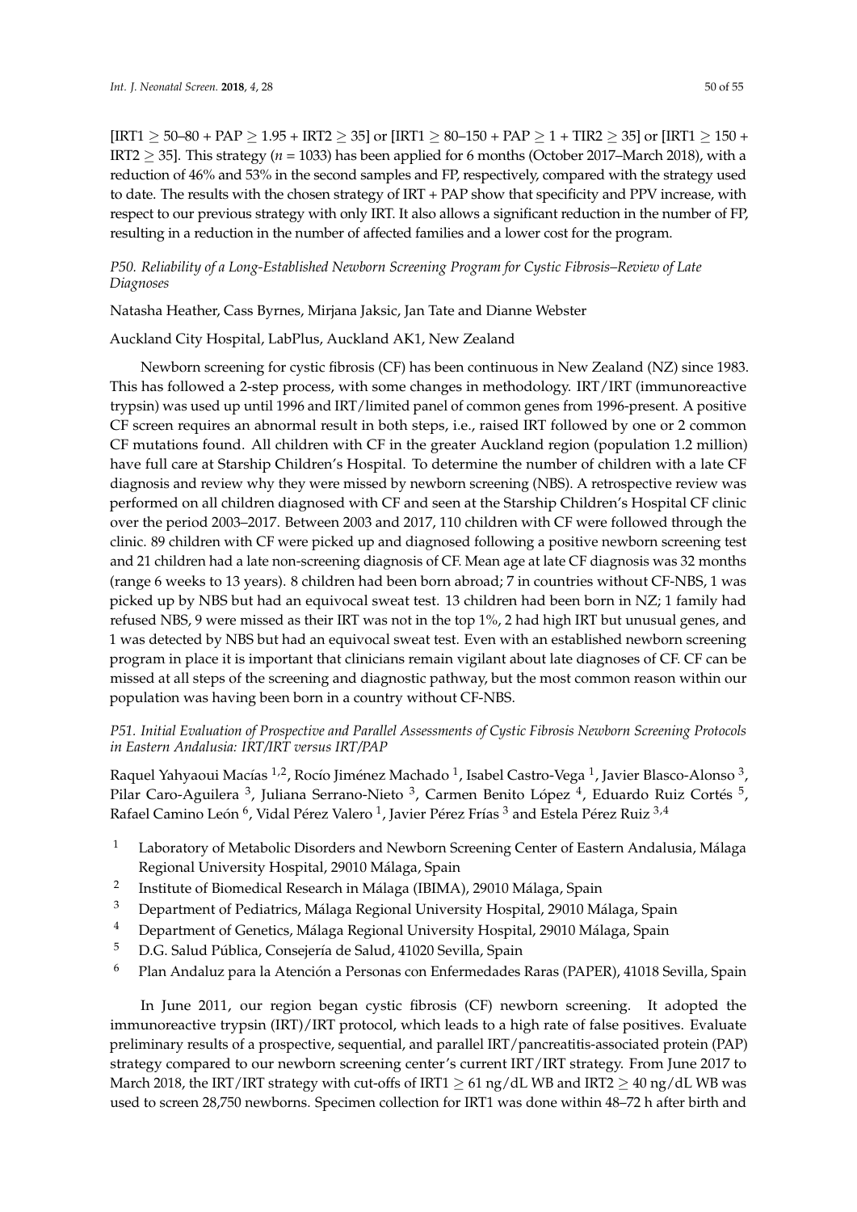[IRT1 $\geq$ 50–80 + PAP $\geq$ 1.95 + IRT2 $\geq$ 35] or [IRT1 $\geq$ 80–150 + PAP $\geq$ 1 + TIR2 $\geq$ 35] or [IRT1 $\geq$ 150 + IRT2 $\geq$ 35]. This strategy ($n$ = 1033) has been applied for 6 months (October 2017–March 2018), with a reduction of 46% and 53% in the second samples and FP, respectively, compared with the strategy used to date. The results with the chosen strategy of IRT + PAP show that specificity and PPV increase, with respect to our previous strategy with only IRT. It also allows a significant reduction in the number of FP, resulting in a reduction in the number of affected families and a lower cost for the program.

### *P50. Reliability of a Long-Established Newborn Screening Program for Cystic Fibrosis–Review of Late Diagnoses*

Natasha Heather, Cass Byrnes, Mirjana Jaksic, Jan Tate and Dianne Webster

Auckland City Hospital, LabPlus, Auckland AK1, New Zealand

Newborn screening for cystic fibrosis (CF) has been continuous in New Zealand (NZ) since 1983. This has followed a 2-step process, with some changes in methodology. IRT/IRT (immunoreactive trypsin) was used up until 1996 and IRT/limited panel of common genes from 1996-present. A positive CF screen requires an abnormal result in both steps, i.e., raised IRT followed by one or 2 common CF mutations found. All children with CF in the greater Auckland region (population 1.2 million) have full care at Starship Children's Hospital. To determine the number of children with a late CF diagnosis and review why they were missed by newborn screening (NBS). A retrospective review was performed on all children diagnosed with CF and seen at the Starship Children's Hospital CF clinic over the period 2003–2017. Between 2003 and 2017, 110 children with CF were followed through the clinic. 89 children with CF were picked up and diagnosed following a positive newborn screening test and 21 children had a late non-screening diagnosis of CF. Mean age at late CF diagnosis was 32 months (range 6 weeks to 13 years). 8 children had been born abroad; 7 in countries without CF-NBS, 1 was picked up by NBS but had an equivocal sweat test. 13 children had been born in NZ; 1 family had refused NBS, 9 were missed as their IRT was not in the top 1%, 2 had high IRT but unusual genes, and 1 was detected by NBS but had an equivocal sweat test. Even with an established newborn screening program in place it is important that clinicians remain vigilant about late diagnoses of CF. CF can be missed at all steps of the screening and diagnostic pathway, but the most common reason within our population was having been born in a country without CF-NBS.

### *P51. Initial Evaluation of Prospective and Parallel Assessments of Cystic Fibrosis Newborn Screening Protocols in Eastern Andalusia: IRT/IRT versus IRT/PAP*

Raquel Yahyaoui Macías [1,2], Rocío Jiménez Machado [1], Isabel Castro-Vega [1], Javier Blasco-Alonso [3], Pilar Caro-Aguilera [3], Juliana Serrano-Nieto [3], Carmen Benito López [4], Eduardo Ruiz Cortés [5], Rafael Camino León [6], Vidal Pérez Valero [1], Javier Pérez Frías [3] and Estela Pérez Ruiz [3,4]

1. Laboratory of Metabolic Disorders and Newborn Screening Center of Eastern Andalusia, Málaga Regional University Hospital, 29010 Málaga, Spain
2. Institute of Biomedical Research in Málaga (IBIMA), 29010 Málaga, Spain
3. Department of Pediatrics, Málaga Regional University Hospital, 29010 Málaga, Spain
4. Department of Genetics, Málaga Regional University Hospital, 29010 Málaga, Spain
5. D.G. Salud Pública, Consejería de Salud, 41020 Sevilla, Spain
6. Plan Andaluz para la Atención a Personas con Enfermedades Raras (PAPER), 41018 Sevilla, Spain

In June 2011, our region began cystic fibrosis (CF) newborn screening. It adopted the immunoreactive trypsin (IRT)/IRT protocol, which leads to a high rate of false positives. Evaluate preliminary results of a prospective, sequential, and parallel IRT/pancreatitis-associated protein (PAP) strategy compared to our newborn screening center's current IRT/IRT strategy. From June 2017 to March 2018, the IRT/IRT strategy with cut-offs of IRT1 $\geq$ 61 ng/dL WB and IRT2 $\geq$ 40 ng/dL WB was used to screen 28,750 newborns. Specimen collection for IRT1 was done within 48–72 h after birth and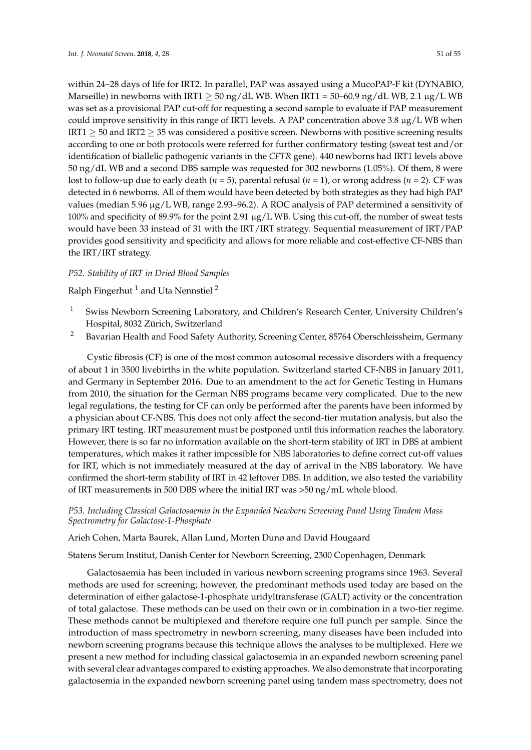within 24–28 days of life for IRT2. In parallel, PAP was assayed using a MucoPAP-F kit (DYNABIO, Marseille) in newborns with IRT1 $\geq$ 50 ng/dL WB. When IRT1 = 50–60.9 ng/dL WB, 2.1 µg/L WB was set as a provisional PAP cut-off for requesting a second sample to evaluate if PAP measurement could improve sensitivity in this range of IRT1 levels. A PAP concentration above 3.8 µg/L WB when IRT1 $\geq$ 50 and IRT2 $\geq$ 35 was considered a positive screen. Newborns with positive screening results according to one or both protocols were referred for further confirmatory testing (sweat test and/or identification of biallelic pathogenic variants in the *CFTR* gene). 440 newborns had IRT1 levels above 50 ng/dL WB and a second DBS sample was requested for 302 newborns (1.05%). Of them, 8 were lost to follow-up due to early death ($n$ = 5), parental refusal ($n$ = 1), or wrong address ($n$ = 2). CF was detected in 6 newborns. All of them would have been detected by both strategies as they had high PAP values (median 5.96 µg/L WB, range 2.93–96.2). A ROC analysis of PAP determined a sensitivity of 100% and specificity of 89.9% for the point 2.91 µg/L WB. Using this cut-off, the number of sweat tests would have been 33 instead of 31 with the IRT/IRT strategy. Sequential measurement of IRT/PAP provides good sensitivity and specificity and allows for more reliable and cost-effective CF-NBS than the IRT/IRT strategy.

*P52. Stability of IRT in Dried Blood Samples*

Ralph Fingerhut [1] and Uta Nennstiel [2]

[1] Swiss Newborn Screening Laboratory, and Children's Research Center, University Children's Hospital, 8032 Zürich, Switzerland

[2] Bavarian Health and Food Safety Authority, Screening Center, 85764 Oberschleissheim, Germany

Cystic fibrosis (CF) is one of the most common autosomal recessive disorders with a frequency of about 1 in 3500 livebirths in the white population. Switzerland started CF-NBS in January 2011, and Germany in September 2016. Due to an amendment to the act for Genetic Testing in Humans from 2010, the situation for the German NBS programs became very complicated. Due to the new legal regulations, the testing for CF can only be performed after the parents have been informed by a physician about CF-NBS. This does not only affect the second-tier mutation analysis, but also the primary IRT testing. IRT measurement must be postponed until this information reaches the laboratory. However, there is so far no information available on the short-term stability of IRT in DBS at ambient temperatures, which makes it rather impossible for NBS laboratories to define correct cut-off values for IRT, which is not immediately measured at the day of arrival in the NBS laboratory. We have confirmed the short-term stability of IRT in 42 leftover DBS. In addition, we also tested the variability of IRT measurements in 500 DBS where the initial IRT was >50 ng/mL whole blood.

*P53. Including Classical Galactosaemia in the Expanded Newborn Screening Panel Using Tandem Mass Spectrometry for Galactose-1-Phosphate*

Arieh Cohen, Marta Baurek, Allan Lund, Morten Dunø and David Hougaard

Statens Serum Institut, Danish Center for Newborn Screening, 2300 Copenhagen, Denmark

Galactosaemia has been included in various newborn screening programs since 1963. Several methods are used for screening; however, the predominant methods used today are based on the determination of either galactose-1-phosphate uridyltransferase (GALT) activity or the concentration of total galactose. These methods can be used on their own or in combination in a two-tier regime. These methods cannot be multiplexed and therefore require one full punch per sample. Since the introduction of mass spectrometry in newborn screening, many diseases have been included into newborn screening programs because this technique allows the analyses to be multiplexed. Here we present a new method for including classical galactosemia in an expanded newborn screening panel with several clear advantages compared to existing approaches. We also demonstrate that incorporating galactosemia in the expanded newborn screening panel using tandem mass spectrometry, does not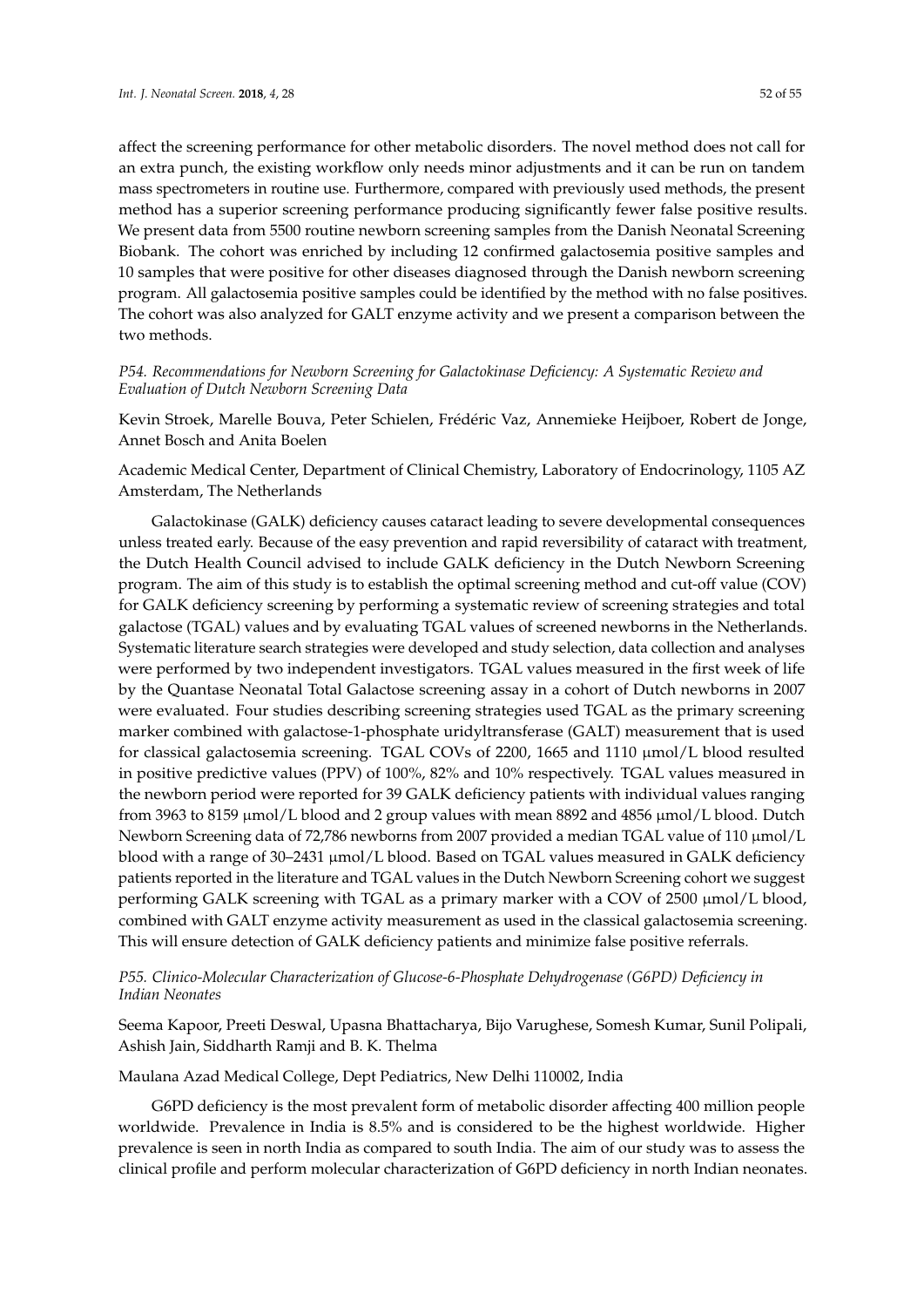affect the screening performance for other metabolic disorders. The novel method does not call for an extra punch, the existing workflow only needs minor adjustments and it can be run on tandem mass spectrometers in routine use. Furthermore, compared with previously used methods, the present method has a superior screening performance producing significantly fewer false positive results. We present data from 5500 routine newborn screening samples from the Danish Neonatal Screening Biobank. The cohort was enriched by including 12 confirmed galactosemia positive samples and 10 samples that were positive for other diseases diagnosed through the Danish newborn screening program. All galactosemia positive samples could be identified by the method with no false positives. The cohort was also analyzed for GALT enzyme activity and we present a comparison between the two methods.

*P54. Recommendations for Newborn Screening for Galactokinase Deficiency: A Systematic Review and Evaluation of Dutch Newborn Screening Data*

Kevin Stroek, Marelle Bouva, Peter Schielen, Frédéric Vaz, Annemieke Heijboer, Robert de Jonge, Annet Bosch and Anita Boelen

Academic Medical Center, Department of Clinical Chemistry, Laboratory of Endocrinology, 1105 AZ Amsterdam, The Netherlands

Galactokinase (GALK) deficiency causes cataract leading to severe developmental consequences unless treated early. Because of the easy prevention and rapid reversibility of cataract with treatment, the Dutch Health Council advised to include GALK deficiency in the Dutch Newborn Screening program. The aim of this study is to establish the optimal screening method and cut-off value (COV) for GALK deficiency screening by performing a systematic review of screening strategies and total galactose (TGAL) values and by evaluating TGAL values of screened newborns in the Netherlands. Systematic literature search strategies were developed and study selection, data collection and analyses were performed by two independent investigators. TGAL values measured in the first week of life by the Quantase Neonatal Total Galactose screening assay in a cohort of Dutch newborns in 2007 were evaluated. Four studies describing screening strategies used TGAL as the primary screening marker combined with galactose-1-phosphate uridyltransferase (GALT) measurement that is used for classical galactosemia screening. TGAL COVs of 2200, 1665 and 1110 μmol/L blood resulted in positive predictive values (PPV) of 100%, 82% and 10% respectively. TGAL values measured in the newborn period were reported for 39 GALK deficiency patients with individual values ranging from 3963 to 8159 μmol/L blood and 2 group values with mean 8892 and 4856 μmol/L blood. Dutch Newborn Screening data of 72,786 newborns from 2007 provided a median TGAL value of 110 μmol/L blood with a range of 30–2431 μmol/L blood. Based on TGAL values measured in GALK deficiency patients reported in the literature and TGAL values in the Dutch Newborn Screening cohort we suggest performing GALK screening with TGAL as a primary marker with a COV of 2500 μmol/L blood, combined with GALT enzyme activity measurement as used in the classical galactosemia screening. This will ensure detection of GALK deficiency patients and minimize false positive referrals.

*P55. Clinico-Molecular Characterization of Glucose-6-Phosphate Dehydrogenase (G6PD) Deficiency in Indian Neonates*

Seema Kapoor, Preeti Deswal, Upasna Bhattacharya, Bijo Varughese, Somesh Kumar, Sunil Polipali, Ashish Jain, Siddharth Ramji and B. K. Thelma

Maulana Azad Medical College, Dept Pediatrics, New Delhi 110002, India

G6PD deficiency is the most prevalent form of metabolic disorder affecting 400 million people worldwide. Prevalence in India is 8.5% and is considered to be the highest worldwide. Higher prevalence is seen in north India as compared to south India. The aim of our study was to assess the clinical profile and perform molecular characterization of G6PD deficiency in north Indian neonates.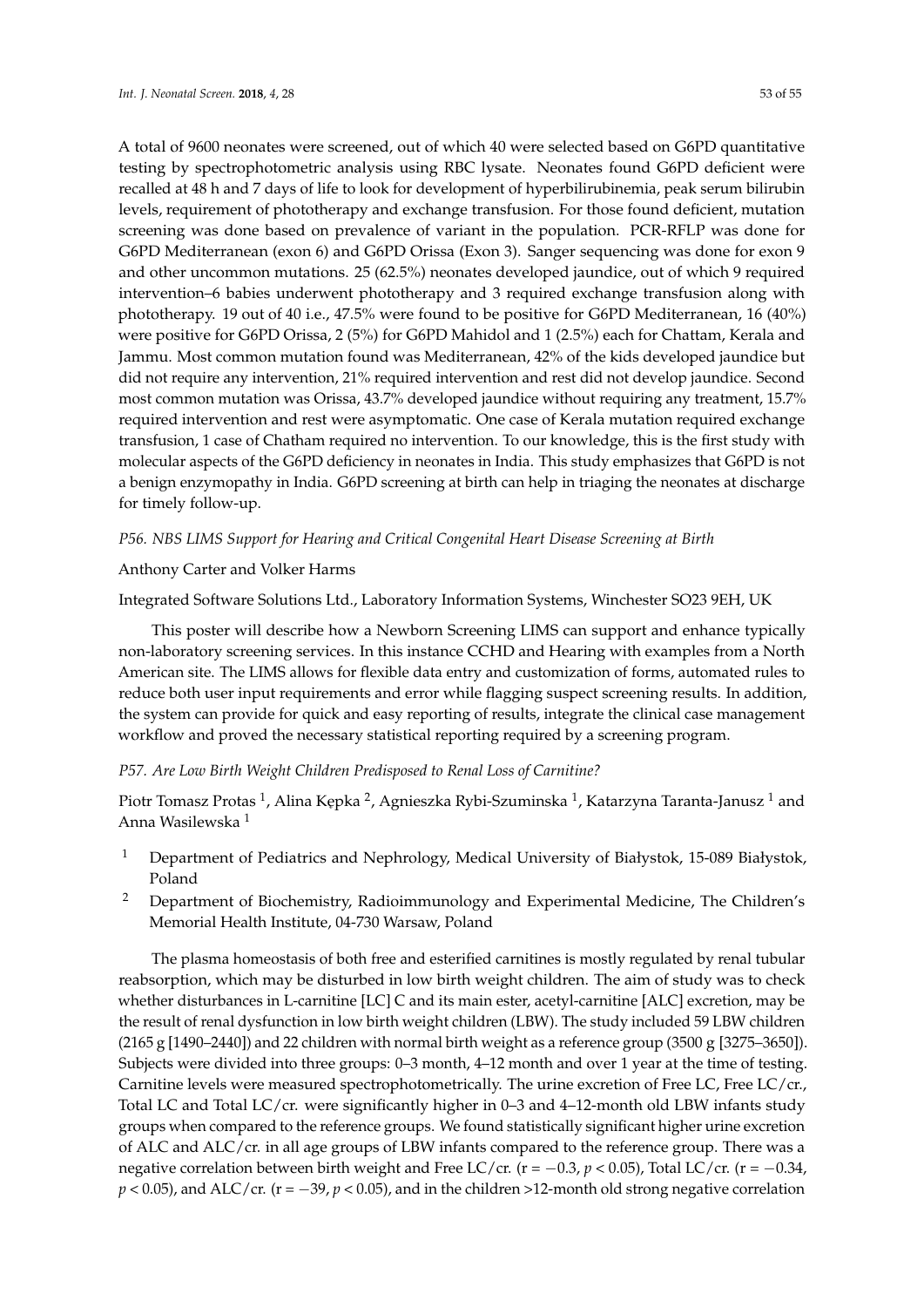A total of 9600 neonates were screened, out of which 40 were selected based on G6PD quantitative testing by spectrophotometric analysis using RBC lysate. Neonates found G6PD deficient were recalled at 48 h and 7 days of life to look for development of hyperbilirubinemia, peak serum bilirubin levels, requirement of phototherapy and exchange transfusion. For those found deficient, mutation screening was done based on prevalence of variant in the population. PCR-RFLP was done for G6PD Mediterranean (exon 6) and G6PD Orissa (Exon 3). Sanger sequencing was done for exon 9 and other uncommon mutations. 25 (62.5%) neonates developed jaundice, out of which 9 required intervention–6 babies underwent phototherapy and 3 required exchange transfusion along with phototherapy. 19 out of 40 i.e., 47.5% were found to be positive for G6PD Mediterranean, 16 (40%) were positive for G6PD Orissa, 2 (5%) for G6PD Mahidol and 1 (2.5%) each for Chattam, Kerala and Jammu. Most common mutation found was Mediterranean, 42% of the kids developed jaundice but did not require any intervention, 21% required intervention and rest did not develop jaundice. Second most common mutation was Orissa, 43.7% developed jaundice without requiring any treatment, 15.7% required intervention and rest were asymptomatic. One case of Kerala mutation required exchange transfusion, 1 case of Chatham required no intervention. To our knowledge, this is the first study with molecular aspects of the G6PD deficiency in neonates in India. This study emphasizes that G6PD is not a benign enzymopathy in India. G6PD screening at birth can help in triaging the neonates at discharge for timely follow-up.

*P56. NBS LIMS Support for Hearing and Critical Congenital Heart Disease Screening at Birth*

Anthony Carter and Volker Harms

Integrated Software Solutions Ltd., Laboratory Information Systems, Winchester SO23 9EH, UK

This poster will describe how a Newborn Screening LIMS can support and enhance typically non-laboratory screening services. In this instance CCHD and Hearing with examples from a North American site. The LIMS allows for flexible data entry and customization of forms, automated rules to reduce both user input requirements and error while flagging suspect screening results. In addition, the system can provide for quick and easy reporting of results, integrate the clinical case management workflow and proved the necessary statistical reporting required by a screening program.

*P57. Are Low Birth Weight Children Predisposed to Renal Loss of Carnitine?*

Piotr Tomasz Protas [1], Alina Kępka [2], Agnieszka Rybi-Szuminska [1], Katarzyna Taranta-Janusz [1] and Anna Wasilewska [1]

[1] Department of Pediatrics and Nephrology, Medical University of Białystok, 15-089 Białystok, Poland

[2] Department of Biochemistry, Radioimmunology and Experimental Medicine, The Children's Memorial Health Institute, 04-730 Warsaw, Poland

The plasma homeostasis of both free and esterified carnitines is mostly regulated by renal tubular reabsorption, which may be disturbed in low birth weight children. The aim of study was to check whether disturbances in L-carnitine [LC] C and its main ester, acetyl-carnitine [ALC] excretion, may be the result of renal dysfunction in low birth weight children (LBW). The study included 59 LBW children (2165 g [1490–2440]) and 22 children with normal birth weight as a reference group (3500 g [3275–3650]). Subjects were divided into three groups: 0–3 month, 4–12 month and over 1 year at the time of testing. Carnitine levels were measured spectrophotometrically. The urine excretion of Free LC, Free LC/cr., Total LC and Total LC/cr. were significantly higher in 0–3 and 4–12-month old LBW infants study groups when compared to the reference groups. We found statistically significant higher urine excretion of ALC and ALC/cr. in all age groups of LBW infants compared to the reference group. There was a negative correlation between birth weight and Free LC/cr. ($r = -0.3$, $p < 0.05$), Total LC/cr. ($r = -0.34$, $p < 0.05$), and ALC/cr. ($r = -39$, $p < 0.05$), and in the children >12-month old strong negative correlation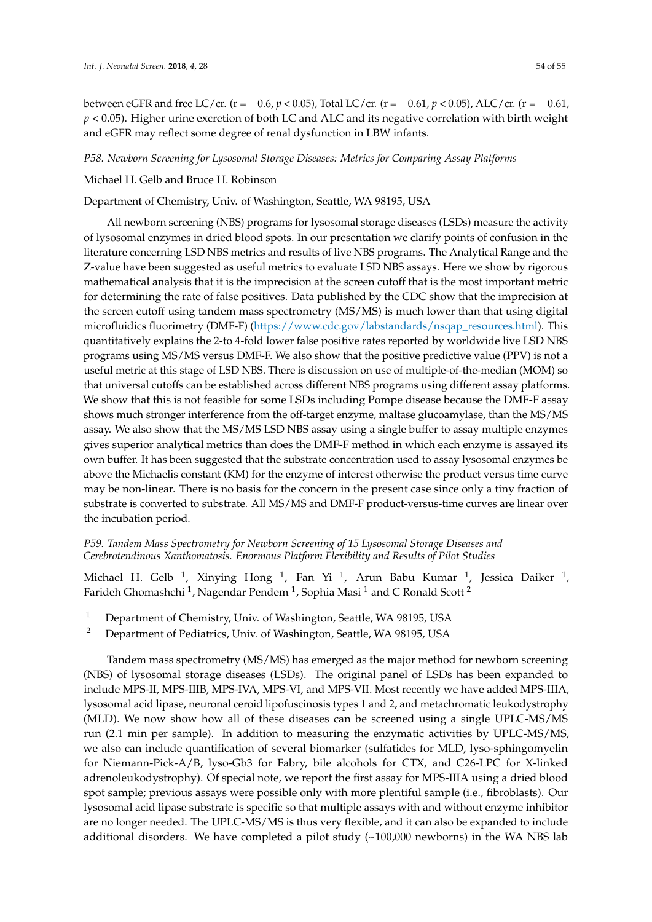between eGFR and free LC/cr. ($r = -0.6$, $p < 0.05$), Total LC/cr. ($r = -0.61$, $p < 0.05$), ALC/cr. ($r = -0.61$, $p < 0.05$). Higher urine excretion of both LC and ALC and its negative correlation with birth weight and eGFR may reflect some degree of renal dysfunction in LBW infants.

*P58. Newborn Screening for Lysosomal Storage Diseases: Metrics for Comparing Assay Platforms*

Michael H. Gelb and Bruce H. Robinson

Department of Chemistry, Univ. of Washington, Seattle, WA 98195, USA

All newborn screening (NBS) programs for lysosomal storage diseases (LSDs) measure the activity of lysosomal enzymes in dried blood spots. In our presentation we clarify points of confusion in the literature concerning LSD NBS metrics and results of live NBS programs. The Analytical Range and the Z-value have been suggested as useful metrics to evaluate LSD NBS assays. Here we show by rigorous mathematical analysis that it is the imprecision at the screen cutoff that is the most important metric for determining the rate of false positives. Data published by the CDC show that the imprecision at the screen cutoff using tandem mass spectrometry (MS/MS) is much lower than that using digital microfluidics fluorimetry (DMF-F) (https://www.cdc.gov/labstandards/nsqap_resources.html). This quantitatively explains the 2-to 4-fold lower false positive rates reported by worldwide live LSD NBS programs using MS/MS versus DMF-F. We also show that the positive predictive value (PPV) is not a useful metric at this stage of LSD NBS. There is discussion on use of multiple-of-the-median (MOM) so that universal cutoffs can be established across different NBS programs using different assay platforms. We show that this is not feasible for some LSDs including Pompe disease because the DMF-F assay shows much stronger interference from the off-target enzyme, maltase glucoamylase, than the MS/MS assay. We also show that the MS/MS LSD NBS assay using a single buffer to assay multiple enzymes gives superior analytical metrics than does the DMF-F method in which each enzyme is assayed its own buffer. It has been suggested that the substrate concentration used to assay lysosomal enzymes be above the Michaelis constant (KM) for the enzyme of interest otherwise the product versus time curve may be non-linear. There is no basis for the concern in the present case since only a tiny fraction of substrate is converted to substrate. All MS/MS and DMF-F product-versus-time curves are linear over the incubation period.

*P59. Tandem Mass Spectrometry for Newborn Screening of 15 Lysosomal Storage Diseases and Cerebrotendinous Xanthomatosis. Enormous Platform Flexibility and Results of Pilot Studies*

Michael H. Gelb [1], Xinying Hong [1], Fan Yi [1], Arun Babu Kumar [1], Jessica Daiker [1], Farideh Ghomashchi [1], Nagendar Pendem [1], Sophia Masi [1] and C Ronald Scott [2]

[1] Department of Chemistry, Univ. of Washington, Seattle, WA 98195, USA
[2] Department of Pediatrics, Univ. of Washington, Seattle, WA 98195, USA

Tandem mass spectrometry (MS/MS) has emerged as the major method for newborn screening (NBS) of lysosomal storage diseases (LSDs). The original panel of LSDs has been expanded to include MPS-II, MPS-IIIB, MPS-IVA, MPS-VI, and MPS-VII. Most recently we have added MPS-IIIA, lysosomal acid lipase, neuronal ceroid lipofuscinosis types 1 and 2, and metachromatic leukodystrophy (MLD). We now show how all of these diseases can be screened using a single UPLC-MS/MS run (2.1 min per sample). In addition to measuring the enzymatic activities by UPLC-MS/MS, we also can include quantification of several biomarker (sulfatides for MLD, lyso-sphingomyelin for Niemann-Pick-A/B, lyso-Gb3 for Fabry, bile alcohols for CTX, and C26-LPC for X-linked adrenoleukodystrophy). Of special note, we report the first assay for MPS-IIIA using a dried blood spot sample; previous assays were possible only with more plentiful sample (i.e., fibroblasts). Our lysosomal acid lipase substrate is specific so that multiple assays with and without enzyme inhibitor are no longer needed. The UPLC-MS/MS is thus very flexible, and it can also be expanded to include additional disorders. We have completed a pilot study (~100,000 newborns) in the WA NBS lab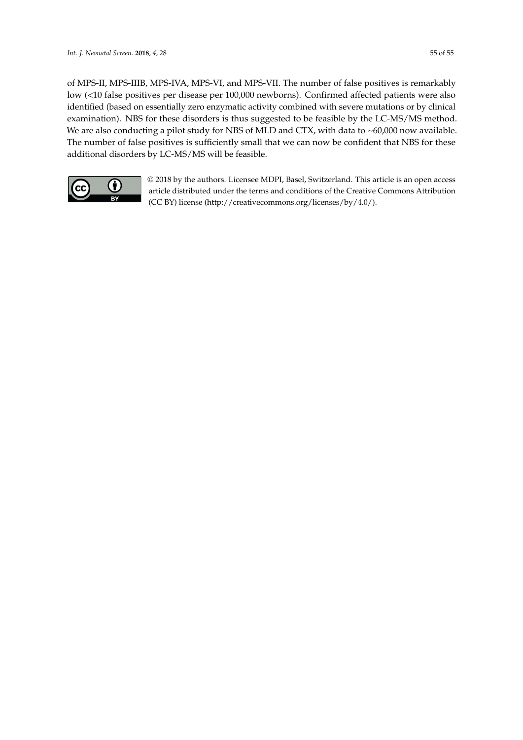of MPS-II, MPS-IIIB, MPS-IVA, MPS-VI, and MPS-VII. The number of false positives is remarkably low (<10 false positives per disease per 100,000 newborns). Confirmed affected patients were also identified (based on essentially zero enzymatic activity combined with severe mutations or by clinical examination). NBS for these disorders is thus suggested to be feasible by the LC-MS/MS method. We are also conducting a pilot study for NBS of MLD and CTX, with data to ~60,000 now available. The number of false positives is sufficiently small that we can now be confident that NBS for these additional disorders by LC-MS/MS will be feasible.

© 2018 by the authors. Licensee MDPI, Basel, Switzerland. This article is an open access article distributed under the terms and conditions of the Creative Commons Attribution (CC BY) license (http://creativecommons.org/licenses/by/4.0/).